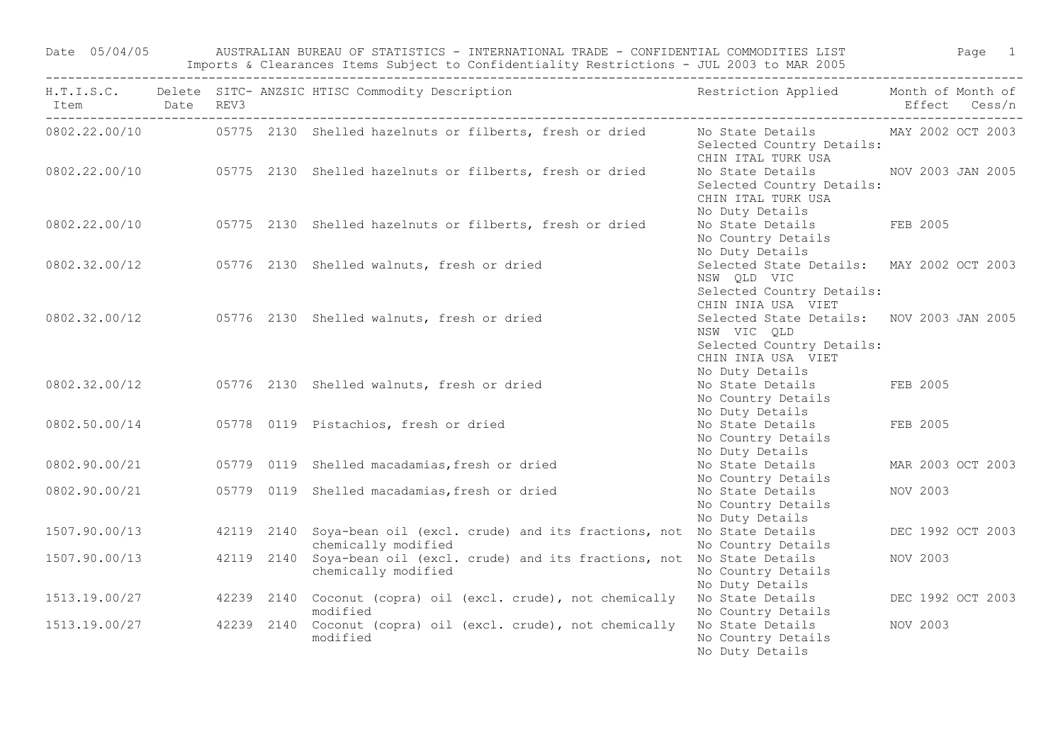Date 05/04/05 AUSTRALIAN BUREAU OF STATISTICS - INTERNATIONAL TRADE - CONFIDENTIAL COMMODITIES LIST

Imports & Clearances Items Subject to Confidentiality Restrictions - JUL 2003 to MAR 2005

| H.T.I.S.C. Item | Delete Date | SITC- REV3 | ANZSIC | HTISC Commodity Description | Restriction Applied | Month of Effect | Month of Cess/n |
|---|---|---|---|---|---|---|---|
| 0802.22.00/10 | | 05775 | 2130 | Shelled hazelnuts or filberts, fresh or dried | No State Details<br>Selected Country Details:<br>CHIN ITAL TURK USA | MAY 2002 | OCT 2003 |
| 0802.22.00/10 | | 05775 | 2130 | Shelled hazelnuts or filberts, fresh or dried | No State Details<br>Selected Country Details:<br>CHIN ITAL TURK USA<br>No Duty Details | NOV 2003 | JAN 2005 |
| 0802.22.00/10 | | 05775 | 2130 | Shelled hazelnuts or filberts, fresh or dried | No State Details<br>No Country Details<br>No Duty Details | FEB 2005 | |
| 0802.32.00/12 | | 05776 | 2130 | Shelled walnuts, fresh or dried | Selected State Details:<br>NSW QLD VIC<br>Selected Country Details:<br>CHIN INIA USA VIET | MAY 2002 | OCT 2003 |
| 0802.32.00/12 | | 05776 | 2130 | Shelled walnuts, fresh or dried | Selected State Details:<br>NSW VIC QLD<br>Selected Country Details:<br>CHIN INIA USA VIET<br>No Duty Details | NOV 2003 | JAN 2005 |
| 0802.32.00/12 | | 05776 | 2130 | Shelled walnuts, fresh or dried | No State Details<br>No Country Details<br>No Duty Details | FEB 2005 | |
| 0802.50.00/14 | | 05778 | 0119 | Pistachios, fresh or dried | No State Details<br>No Country Details<br>No Duty Details | FEB 2005 | |
| 0802.90.00/21 | | 05779 | 0119 | Shelled macadamias,fresh or dried | No State Details<br>No Country Details | MAR 2003 | OCT 2003 |
| 0802.90.00/21 | | 05779 | 0119 | Shelled macadamias,fresh or dried | No State Details<br>No Country Details<br>No Duty Details | NOV 2003 | |
| 1507.90.00/13 | | 42119 | 2140 | Soya-bean oil (excl. crude) and its fractions, not chemically modified | No State Details<br>No Country Details | DEC 1992 | OCT 2003 |
| 1507.90.00/13 | | 42119 | 2140 | Soya-bean oil (excl. crude) and its fractions, not chemically modified | No State Details<br>No Country Details<br>No Duty Details | NOV 2003 | |
| 1513.19.00/27 | | 42239 | 2140 | Coconut (copra) oil (excl. crude), not chemically modified | No State Details<br>No Country Details | DEC 1992 | OCT 2003 |
| 1513.19.00/27 | | 42239 | 2140 | Coconut (copra) oil (excl. crude), not chemically modified | No State Details<br>No Country Details<br>No Duty Details | NOV 2003 | |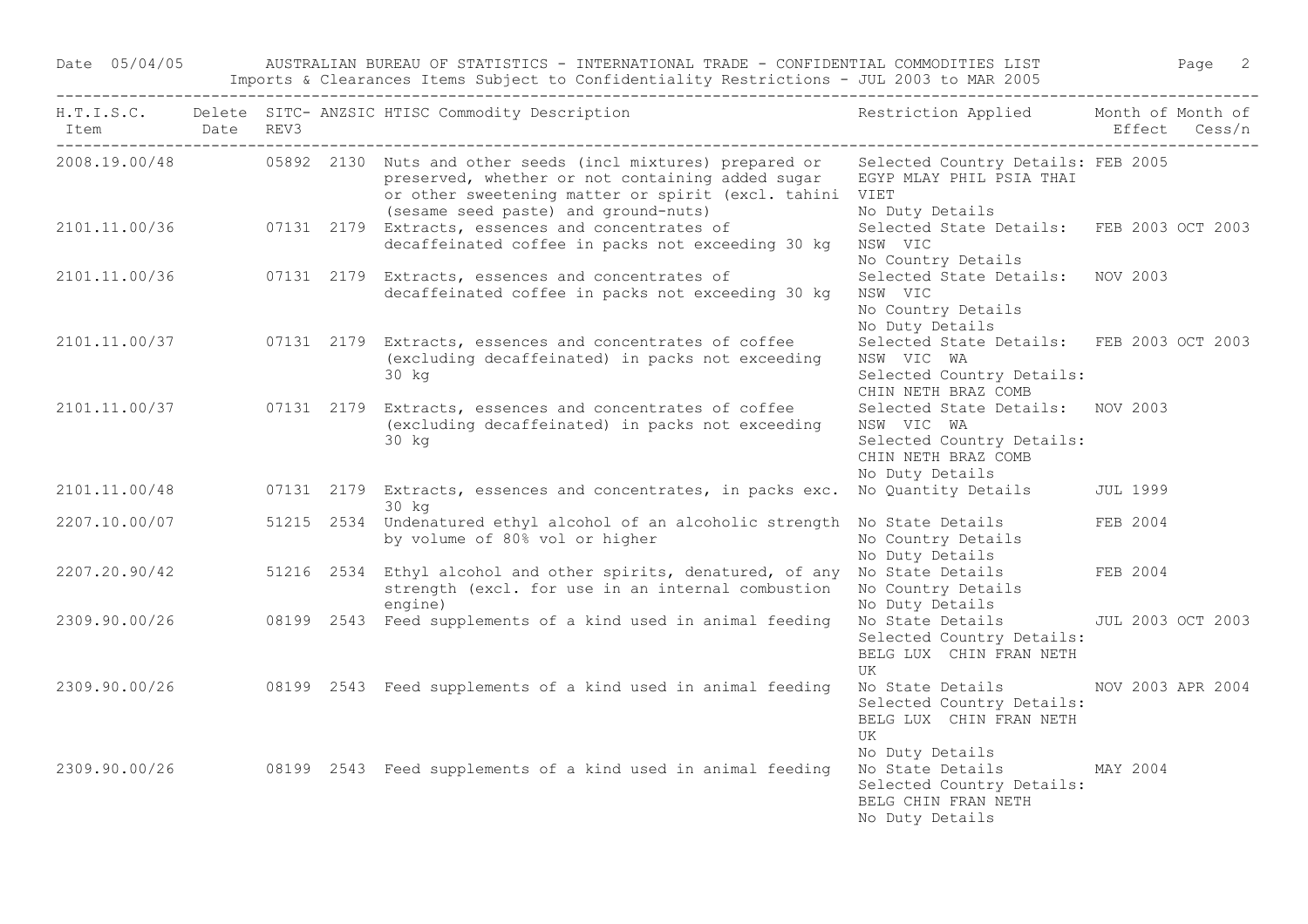| H.T.I.S.C. Item | Delete Date | SITC-REV3 | ANZSIC | HTISC Commodity Description | Restriction Applied | Month of Effect | Month of Cess/n |
|---|---|---|---|---|---|---|---|
| 2008.19.00/48 | | 05892 | 2130 | Nuts and other seeds (incl mixtures) prepared or preserved, whether or not containing added sugar or other sweetening matter or spirit (excl. tahini (sesame seed paste) and ground-nuts) | Selected Country Details: EGYP MLAY PHIL PSIA THAI VIET No Duty Details | FEB 2005 | |
| 2101.11.00/36 | | 07131 | 2179 | Extracts, essences and concentrates of decaffeinated coffee in packs not exceeding 30 kg | Selected State Details: NSW VIC No Country Details | FEB 2003 | OCT 2003 |
| 2101.11.00/36 | | 07131 | 2179 | Extracts, essences and concentrates of decaffeinated coffee in packs not exceeding 30 kg | Selected State Details: NSW VIC No Country Details No Duty Details | NOV 2003 | |
| 2101.11.00/37 | | 07131 | 2179 | Extracts, essences and concentrates of coffee (excluding decaffeinated) in packs not exceeding 30 kg | Selected State Details: NSW VIC WA Selected Country Details: CHIN NETH BRAZ COMB | FEB 2003 | OCT 2003 |
| 2101.11.00/37 | | 07131 | 2179 | Extracts, essences and concentrates of coffee (excluding decaffeinated) in packs not exceeding 30 kg | Selected State Details: NSW VIC WA Selected Country Details: CHIN NETH BRAZ COMB No Duty Details | NOV 2003 | |
| 2101.11.00/48 | | 07131 | 2179 | Extracts, essences and concentrates, in packs exc. 30 kg | No Quantity Details | JUL 1999 | |
| 2207.10.00/07 | | 51215 | 2534 | Undenatured ethyl alcohol of an alcoholic strength by volume of 80% vol or higher | No State Details No Country Details No Duty Details | FEB 2004 | |
| 2207.20.90/42 | | 51216 | 2534 | Ethyl alcohol and other spirits, denatured, of any strength (excl. for use in an internal combustion engine) | No State Details No Country Details No Duty Details | FEB 2004 | |
| 2309.90.00/26 | | 08199 | 2543 | Feed supplements of a kind used in animal feeding | No State Details Selected Country Details: BELG LUX CHIN FRAN NETH UK | JUL 2003 | OCT 2003 |
| 2309.90.00/26 | | 08199 | 2543 | Feed supplements of a kind used in animal feeding | No State Details Selected Country Details: BELG LUX CHIN FRAN NETH UK No Duty Details | NOV 2003 | APR 2004 |
| 2309.90.00/26 | | 08199 | 2543 | Feed supplements of a kind used in animal feeding | No State Details Selected Country Details: BELG CHIN FRAN NETH No Duty Details | MAY 2004 | |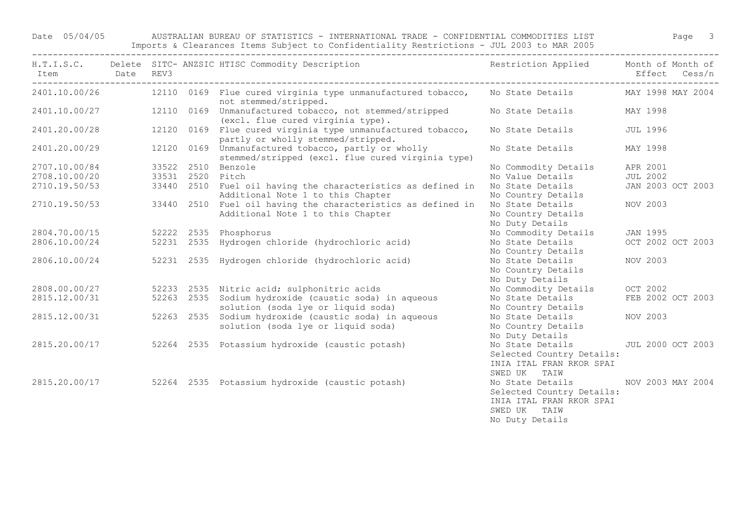Date 05/04/05 AUSTRALIAN BUREAU OF STATISTICS - INTERNATIONAL TRADE - CONFIDENTIAL COMMODITIES LIST

Imports & Clearances Items Subject to Confidentiality Restrictions - JUL 2003 to MAR 2005

| H.T.I.S.C. Item | Delete Date | SITC-REV3 | ANZSIC | HTISC Commodity Description | Restriction Applied | Month of Effect | Month of Cess/n |
|---|---|---|---|---|---|---|---|
| 2401.10.00/26 | | 12110 | 0169 | Flue cured virginia type unmanufactured tobacco, not stemmed/stripped. | No State Details | MAY 1998 | MAY 2004 |
| 2401.10.00/27 | | 12110 | 0169 | Unmanufactured tobacco, not stemmed/stripped (excl. flue cured virginia type). | No State Details | MAY 1998 | |
| 2401.20.00/28 | | 12120 | 0169 | Flue cured virginia type unmanufactured tobacco, partly or wholly stemmed/stripped. | No State Details | JUL 1996 | |
| 2401.20.00/29 | | 12120 | 0169 | Unmanufactured tobacco, partly or wholly stemmed/stripped (excl. flue cured virginia type) | No State Details | MAY 1998 | |
| 2707.10.00/84 | | 33522 | 2510 | Benzole | No Commodity Details | APR 2001 | |
| 2708.10.00/20 | | 33531 | 2520 | Pitch | No Value Details | JUL 2002 | |
| 2710.19.50/53 | | 33440 | 2510 | Fuel oil having the characteristics as defined in Additional Note 1 to this Chapter | No State Details<br>No Country Details | JAN 2003 | OCT 2003 |
| 2710.19.50/53 | | 33440 | 2510 | Fuel oil having the characteristics as defined in Additional Note 1 to this Chapter | No State Details<br>No Country Details<br>No Duty Details | NOV 2003 | |
| 2804.70.00/15 | | 52222 | 2535 | Phosphorus | No Commodity Details | JAN 1995 | |
| 2806.10.00/24 | | 52231 | 2535 | Hydrogen chloride (hydrochloric acid) | No State Details<br>No Country Details | OCT 2002 | OCT 2003 |
| 2806.10.00/24 | | 52231 | 2535 | Hydrogen chloride (hydrochloric acid) | No State Details<br>No Country Details<br>No Duty Details | NOV 2003 | |
| 2808.00.00/27 | | 52233 | 2535 | Nitric acid; sulphonitric acids | No Commodity Details | OCT 2002 | |
| 2815.12.00/31 | | 52263 | 2535 | Sodium hydroxide (caustic soda) in aqueous solution (soda lye or liquid soda) | No State Details<br>No Country Details | FEB 2002 | OCT 2003 |
| 2815.12.00/31 | | 52263 | 2535 | Sodium hydroxide (caustic soda) in aqueous solution (soda lye or liquid soda) | No State Details<br>No Country Details<br>No Duty Details | NOV 2003 | |
| 2815.20.00/17 | | 52264 | 2535 | Potassium hydroxide (caustic potash) | No State Details<br>Selected Country Details:<br>INIA ITAL FRAN RKOR SPAI<br>SWED UK TAIW | JUL 2000 | OCT 2003 |
| 2815.20.00/17 | | 52264 | 2535 | Potassium hydroxide (caustic potash) | No State Details<br>Selected Country Details:<br>INIA ITAL FRAN RKOR SPAI<br>SWED UK TAIW<br>No Duty Details | NOV 2003 | MAY 2004 |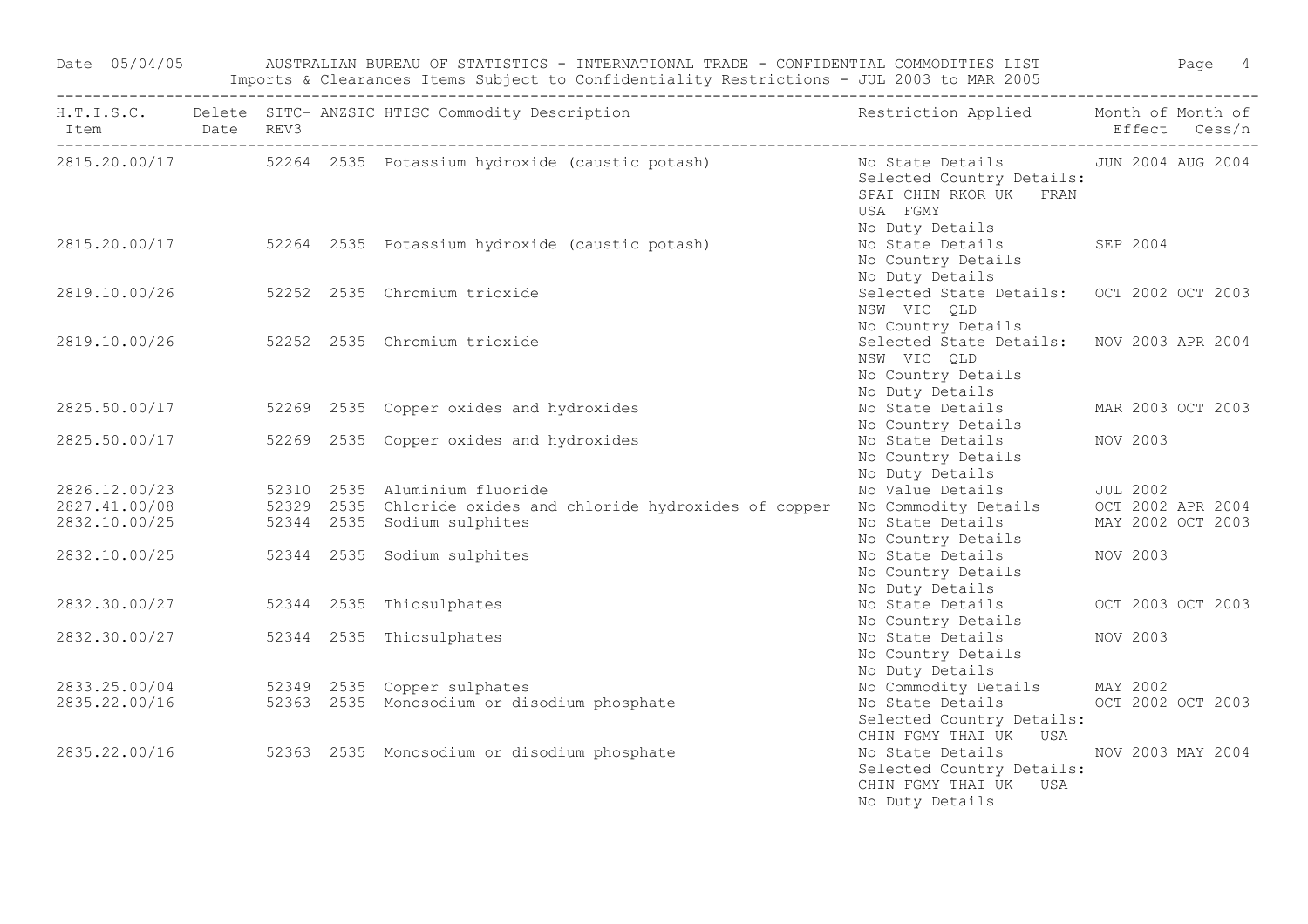Date 05/04/05 AUSTRALIAN BUREAU OF STATISTICS - INTERNATIONAL TRADE - CONFIDENTIAL COMMODITIES LIST

Imports & Clearances Items Subject to Confidentiality Restrictions - JUL 2003 to MAR 2005

| H.T.I.S.C. Item | Delete Date | SITC-REV3 | ANZSIC | HTISC Commodity Description | Restriction Applied | Month of Effect | Month of Cess/n |
|---|---|---|---|---|---|---|---|
| 2815.20.00/17 | | 52264 | 2535 | Potassium hydroxide (caustic potash) | No State Details<br>Selected Country Details:<br>SPAI CHIN RKOR UK FRAN<br>USA FGMY<br>No Duty Details | JUN 2004 | AUG 2004 |
| 2815.20.00/17 | | 52264 | 2535 | Potassium hydroxide (caustic potash) | No State Details<br>No Country Details<br>No Duty Details | SEP 2004 | |
| 2819.10.00/26 | | 52252 | 2535 | Chromium trioxide | Selected State Details:<br>NSW VIC QLD<br>No Country Details | OCT 2002 | OCT 2003 |
| 2819.10.00/26 | | 52252 | 2535 | Chromium trioxide | Selected State Details:<br>NSW VIC QLD<br>No Country Details<br>No Duty Details | NOV 2003 | APR 2004 |
| 2825.50.00/17 | | 52269 | 2535 | Copper oxides and hydroxides | No State Details<br>No Country Details | MAR 2003 | OCT 2003 |
| 2825.50.00/17 | | 52269 | 2535 | Copper oxides and hydroxides | No State Details<br>No Country Details<br>No Duty Details | NOV 2003 | |
| 2826.12.00/23 | | 52310 | 2535 | Aluminium fluoride | No Value Details | JUL 2002 | |
| 2827.41.00/08 | | 52329 | 2535 | Chloride oxides and chloride hydroxides of copper | No Commodity Details | OCT 2002 | APR 2004 |
| 2832.10.00/25 | | 52344 | 2535 | Sodium sulphites | No State Details<br>No Country Details | MAY 2002 | OCT 2003 |
| 2832.10.00/25 | | 52344 | 2535 | Sodium sulphites | No State Details<br>No Country Details<br>No Duty Details | NOV 2003 | |
| 2832.30.00/27 | | 52344 | 2535 | Thiosulphates | No State Details<br>No Country Details | OCT 2003 | OCT 2003 |
| 2832.30.00/27 | | 52344 | 2535 | Thiosulphates | No State Details<br>No Country Details<br>No Duty Details | NOV 2003 | |
| 2833.25.00/04 | | 52349 | 2535 | Copper sulphates | No Commodity Details | MAY 2002 | |
| 2835.22.00/16 | | 52363 | 2535 | Monosodium or disodium phosphate | No State Details<br>Selected Country Details:<br>CHIN FGMY THAI UK USA | OCT 2002 | OCT 2003 |
| 2835.22.00/16 | | 52363 | 2535 | Monosodium or disodium phosphate | No State Details<br>Selected Country Details:<br>CHIN FGMY THAI UK USA<br>No Duty Details | NOV 2003 | MAY 2004 |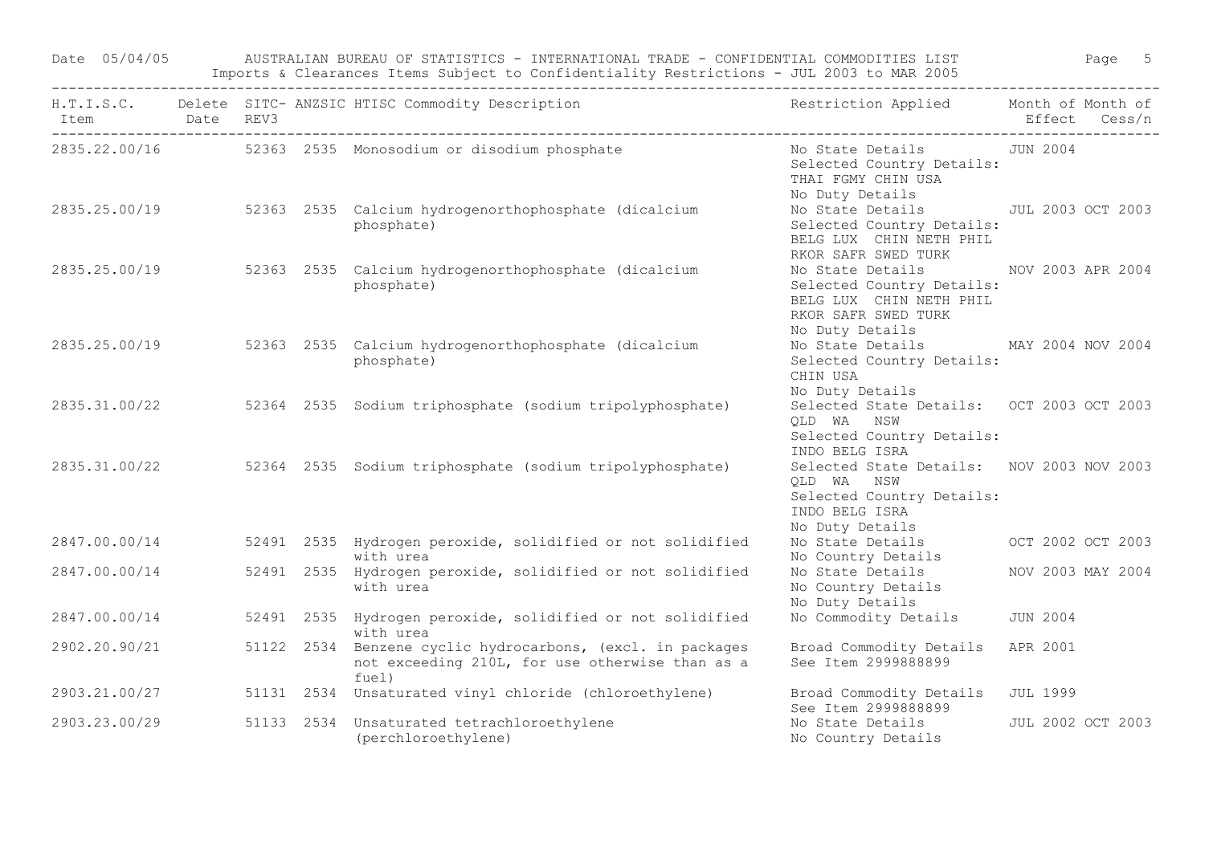Date 05/04/05 AUSTRALIAN BUREAU OF STATISTICS - INTERNATIONAL TRADE - CONFIDENTIAL COMMODITIES LIST

Imports & Clearances Items Subject to Confidentiality Restrictions - JUL 2003 to MAR 2005

| H.T.I.S.C. Item | Delete Date | SITC-REV3 | ANZSIC | HTISC Commodity Description | Restriction Applied | Month of Effect | Month of Cess/n |
|---|---|---|---|---|---|---|---|
| 2835.22.00/16 | | 52363 | 2535 | Monosodium or disodium phosphate | No State Details<br>Selected Country Details:<br>THAI FGMY CHIN USA<br>No Duty Details | JUN 2004 | |
| 2835.25.00/19 | | 52363 | 2535 | Calcium hydrogenorthophosphate (dicalcium phosphate) | No State Details<br>Selected Country Details:<br>BELG LUX CHIN NETH PHIL<br>RKOR SAFR SWED TURK | JUL 2003 | OCT 2003 |
| 2835.25.00/19 | | 52363 | 2535 | Calcium hydrogenorthophosphate (dicalcium phosphate) | No State Details<br>Selected Country Details:<br>BELG LUX CHIN NETH PHIL<br>RKOR SAFR SWED TURK<br>No Duty Details | NOV 2003 | APR 2004 |
| 2835.25.00/19 | | 52363 | 2535 | Calcium hydrogenorthophosphate (dicalcium phosphate) | No State Details<br>Selected Country Details:<br>CHIN USA<br>No Duty Details | MAY 2004 | NOV 2004 |
| 2835.31.00/22 | | 52364 | 2535 | Sodium triphosphate (sodium tripolyphosphate) | Selected State Details:<br>QLD WA NSW<br>Selected Country Details:<br>INDO BELG ISRA | OCT 2003 | OCT 2003 |
| 2835.31.00/22 | | 52364 | 2535 | Sodium triphosphate (sodium tripolyphosphate) | Selected State Details:<br>QLD WA NSW<br>Selected Country Details:<br>INDO BELG ISRA<br>No Duty Details | NOV 2003 | NOV 2003 |
| 2847.00.00/14 | | 52491 | 2535 | Hydrogen peroxide, solidified or not solidified with urea | No State Details<br>No Country Details | OCT 2002 | OCT 2003 |
| 2847.00.00/14 | | 52491 | 2535 | Hydrogen peroxide, solidified or not solidified with urea | No State Details<br>No Country Details<br>No Duty Details | NOV 2003 | MAY 2004 |
| 2847.00.00/14 | | 52491 | 2535 | Hydrogen peroxide, solidified or not solidified with urea | No Commodity Details | JUN 2004 | |
| 2902.20.90/21 | | 51122 | 2534 | Benzene cyclic hydrocarbons, (excl. in packages not exceeding 210L, for use otherwise than as a fuel) | Broad Commodity Details<br>See Item 2999888899 | APR 2001 | |
| 2903.21.00/27 | | 51131 | 2534 | Unsaturated vinyl chloride (chloroethylene) | Broad Commodity Details<br>See Item 2999888899 | JUL 1999 | |
| 2903.23.00/29 | | 51133 | 2534 | Unsaturated tetrachloroethylene (perchloroethylene) | No State Details<br>No Country Details | JUL 2002 | OCT 2003 |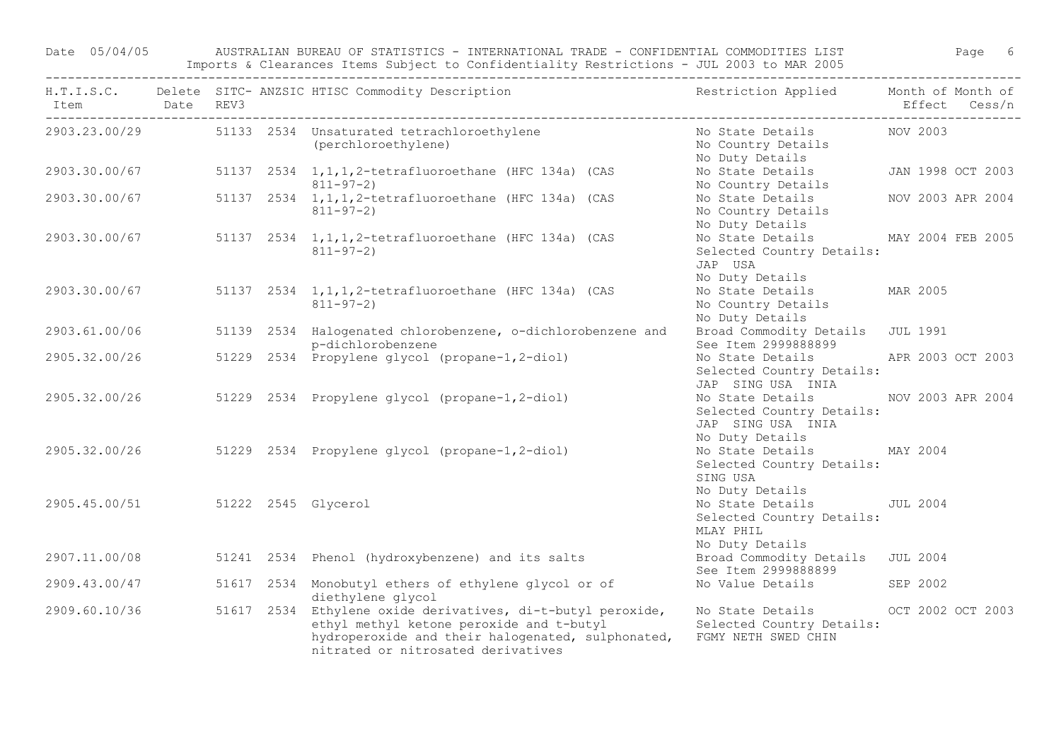Date 05/04/05 AUSTRALIAN BUREAU OF STATISTICS - INTERNATIONAL TRADE - CONFIDENTIAL COMMODITIES LIST

Imports & Clearances Items Subject to Confidentiality Restrictions - JUL 2003 to MAR 2005

| H.T.I.S.C. Item | Delete Date | SITC-REV3 | ANZSIC | HTISC Commodity Description | Restriction Applied | Month of Effect | Month of Cess/n |
|---|---|---|---|---|---|---|---|
| 2903.23.00/29 | | 51133 | 2534 | Unsaturated tetrachloroethylene (perchloroethylene) | No State Details<br>No Country Details<br>No Duty Details | NOV 2003 | |
| 2903.30.00/67 | | 51137 | 2534 | 1,1,1,2-tetrafluoroethane (HFC 134a) (CAS 811-97-2) | No State Details<br>No Country Details | JAN 1998 | OCT 2003 |
| 2903.30.00/67 | | 51137 | 2534 | 1,1,1,2-tetrafluoroethane (HFC 134a) (CAS 811-97-2) | No State Details<br>No Country Details<br>No Duty Details | NOV 2003 | APR 2004 |
| 2903.30.00/67 | | 51137 | 2534 | 1,1,1,2-tetrafluoroethane (HFC 134a) (CAS 811-97-2) | No State Details<br>Selected Country Details:<br>JAP USA<br>No Duty Details | MAY 2004 | FEB 2005 |
| 2903.30.00/67 | | 51137 | 2534 | 1,1,1,2-tetrafluoroethane (HFC 134a) (CAS 811-97-2) | No State Details<br>No Country Details<br>No Duty Details | MAR 2005 | |
| 2903.61.00/06 | | 51139 | 2534 | Halogenated chlorobenzene, o-dichlorobenzene and p-dichlorobenzene | Broad Commodity Details<br>See Item 2999888899 | JUL 1991 | |
| 2905.32.00/26 | | 51229 | 2534 | Propylene glycol (propane-1,2-diol) | No State Details<br>Selected Country Details:<br>JAP SING USA INIA | APR 2003 | OCT 2003 |
| 2905.32.00/26 | | 51229 | 2534 | Propylene glycol (propane-1,2-diol) | No State Details<br>Selected Country Details:<br>JAP SING USA INIA<br>No Duty Details | NOV 2003 | APR 2004 |
| 2905.32.00/26 | | 51229 | 2534 | Propylene glycol (propane-1,2-diol) | No State Details<br>Selected Country Details:<br>SING USA<br>No Duty Details | MAY 2004 | |
| 2905.45.00/51 | | 51222 | 2545 | Glycerol | No State Details<br>Selected Country Details:<br>MLAY PHIL<br>No Duty Details | JUL 2004 | |
| 2907.11.00/08 | | 51241 | 2534 | Phenol (hydroxybenzene) and its salts | Broad Commodity Details<br>See Item 2999888899 | JUL 2004 | |
| 2909.43.00/47 | | 51617 | 2534 | Monobutyl ethers of ethylene glycol or of diethylene glycol | No Value Details | SEP 2002 | |
| 2909.60.10/36 | | 51617 | 2534 | Ethylene oxide derivatives, di-t-butyl peroxide, ethyl methyl ketone peroxide and t-butyl hydroperoxide and their halogenated, sulphonated, nitrated or nitrosated derivatives | No State Details<br>Selected Country Details:<br>FGMY NETH SWED CHIN | OCT 2002 | OCT 2003 |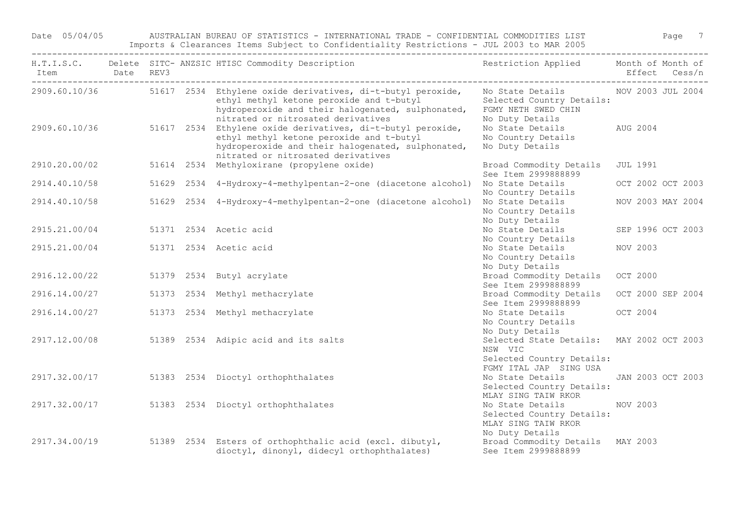Date 05/04/05 AUSTRALIAN BUREAU OF STATISTICS - INTERNATIONAL TRADE - CONFIDENTIAL COMMODITIES LIST

Imports & Clearances Items Subject to Confidentiality Restrictions - JUL 2003 to MAR 2005

| H.T.I.S.C. Item | Delete Date | SITC-REV3 | ANZSIC | HTISC Commodity Description | Restriction Applied | Month of Effect | Month of Cess/n |
|---|---|---|---|---|---|---|---|
| 2909.60.10/36 | | 51617 | 2534 | Ethylene oxide derivatives, di-t-butyl peroxide, ethyl methyl ketone peroxide and t-butyl hydroperoxide and their halogenated, sulphonated, nitrated or nitrosated derivatives | No State Details<br>Selected Country Details:<br>FGMY NETH SWED CHIN<br>No Duty Details | NOV 2003 | JUL 2004 |
| 2909.60.10/36 | | 51617 | 2534 | Ethylene oxide derivatives, di-t-butyl peroxide, ethyl methyl ketone peroxide and t-butyl hydroperoxide and their halogenated, sulphonated, nitrated or nitrosated derivatives | No State Details<br>No Country Details<br>No Duty Details | AUG 2004 | |
| 2910.20.00/02 | | 51614 | 2534 | Methyloxirane (propylene oxide) | Broad Commodity Details<br>See Item 2999888899 | JUL 1991 | |
| 2914.40.10/58 | | 51629 | 2534 | 4-Hydroxy-4-methylpentan-2-one (diacetone alcohol) | No State Details<br>No Country Details | OCT 2002 | OCT 2003 |
| 2914.40.10/58 | | 51629 | 2534 | 4-Hydroxy-4-methylpentan-2-one (diacetone alcohol) | No State Details<br>No Country Details<br>No Duty Details | NOV 2003 | MAY 2004 |
| 2915.21.00/04 | | 51371 | 2534 | Acetic acid | No State Details<br>No Country Details | SEP 1996 | OCT 2003 |
| 2915.21.00/04 | | 51371 | 2534 | Acetic acid | No State Details<br>No Country Details<br>No Duty Details | NOV 2003 | |
| 2916.12.00/22 | | 51379 | 2534 | Butyl acrylate | Broad Commodity Details<br>See Item 2999888899 | OCT 2000 | |
| 2916.14.00/27 | | 51373 | 2534 | Methyl methacrylate | Broad Commodity Details<br>See Item 2999888899 | OCT 2000 | SEP 2004 |
| 2916.14.00/27 | | 51373 | 2534 | Methyl methacrylate | No State Details<br>No Country Details<br>No Duty Details | OCT 2004 | |
| 2917.12.00/08 | | 51389 | 2534 | Adipic acid and its salts | Selected State Details:<br>NSW VIC<br>Selected Country Details:<br>FGMY ITAL JAP SING USA | MAY 2002 | OCT 2003 |
| 2917.32.00/17 | | 51383 | 2534 | Dioctyl orthophthalates | No State Details<br>Selected Country Details:<br>MLAY SING TAIW RKOR | JAN 2003 | OCT 2003 |
| 2917.32.00/17 | | 51383 | 2534 | Dioctyl orthophthalates | No State Details<br>Selected Country Details:<br>MLAY SING TAIW RKOR<br>No Duty Details | NOV 2003 | |
| 2917.34.00/19 | | 51389 | 2534 | Esters of orthophthalic acid (excl. dibutyl, dioctyl, dinonyl, didecyl orthophthalates) | Broad Commodity Details<br>See Item 2999888899 | MAY 2003 | |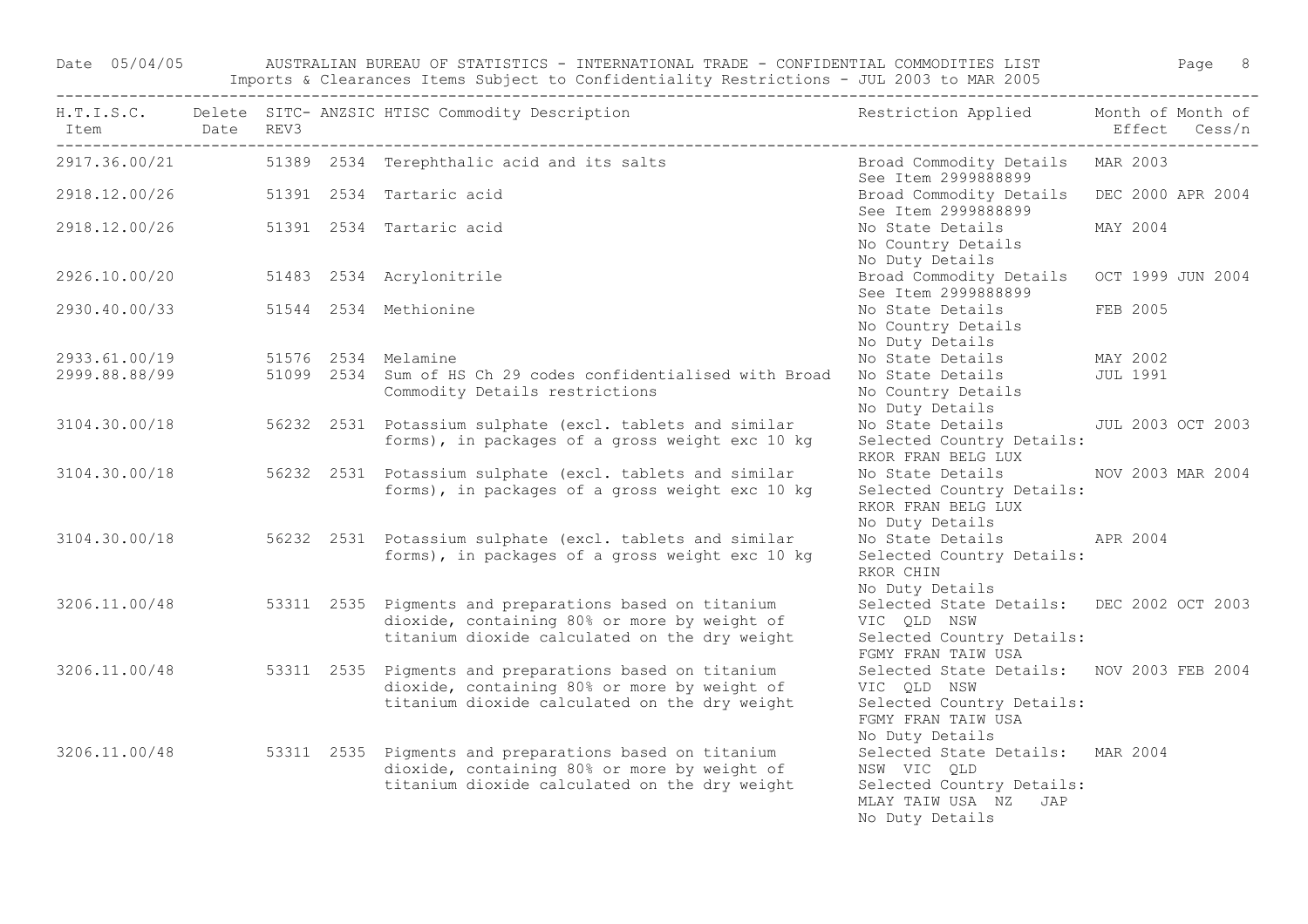AUSTRALIAN BUREAU OF STATISTICS - INTERNATIONAL TRADE - CONFIDENTIAL COMMODITIES LIST

Imports & Clearances Items Subject to Confidentiality Restrictions - JUL 2003 to MAR 2005

| H.T.I.S.C. Item | Delete Date | SITC-REV3 | ANZSIC | HTISC Commodity Description | Restriction Applied | Month of Effect | Month of Cess/n |
|---|---|---|---|---|---|---|---|
| 2917.36.00/21 | | 51389 | 2534 | Terephthalic acid and its salts | Broad Commodity Details See Item 2999888899 | MAR 2003 | |
| 2918.12.00/26 | | 51391 | 2534 | Tartaric acid | Broad Commodity Details See Item 2999888899 | DEC 2000 | APR 2004 |
| 2918.12.00/26 | | 51391 | 2534 | Tartaric acid | No State Details No Country Details No Duty Details | MAY 2004 | |
| 2926.10.00/20 | | 51483 | 2534 | Acrylonitrile | Broad Commodity Details See Item 2999888899 | OCT 1999 | JUN 2004 |
| 2930.40.00/33 | | 51544 | 2534 | Methionine | No State Details No Country Details No Duty Details | FEB 2005 | |
| 2933.61.00/19 | | 51576 | 2534 | Melamine | No State Details | MAY 2002 | |
| 2999.88.88/99 | | 51099 | 2534 | Sum of HS Ch 29 codes confidentialised with Broad Commodity Details restrictions | No State Details No Country Details No Duty Details | JUL 1991 | |
| 3104.30.00/18 | | 56232 | 2531 | Potassium sulphate (excl. tablets and similar forms), in packages of a gross weight exc 10 kg | No State Details Selected Country Details: RKOR FRAN BELG LUX | JUL 2003 | OCT 2003 |
| 3104.30.00/18 | | 56232 | 2531 | Potassium sulphate (excl. tablets and similar forms), in packages of a gross weight exc 10 kg | No State Details Selected Country Details: RKOR FRAN BELG LUX No Duty Details | NOV 2003 | MAR 2004 |
| 3104.30.00/18 | | 56232 | 2531 | Potassium sulphate (excl. tablets and similar forms), in packages of a gross weight exc 10 kg | No State Details Selected Country Details: RKOR CHIN No Duty Details | APR 2004 | |
| 3206.11.00/48 | | 53311 | 2535 | Pigments and preparations based on titanium dioxide, containing 80% or more by weight of titanium dioxide calculated on the dry weight | Selected State Details: VIC QLD NSW Selected Country Details: FGMY FRAN TAIW USA | DEC 2002 | OCT 2003 |
| 3206.11.00/48 | | 53311 | 2535 | Pigments and preparations based on titanium dioxide, containing 80% or more by weight of titanium dioxide calculated on the dry weight | Selected State Details: VIC QLD NSW Selected Country Details: FGMY FRAN TAIW USA No Duty Details | NOV 2003 | FEB 2004 |
| 3206.11.00/48 | | 53311 | 2535 | Pigments and preparations based on titanium dioxide, containing 80% or more by weight of titanium dioxide calculated on the dry weight | Selected State Details: NSW VIC QLD Selected Country Details: MLAY TAIW USA NZ JAP No Duty Details | MAR 2004 | |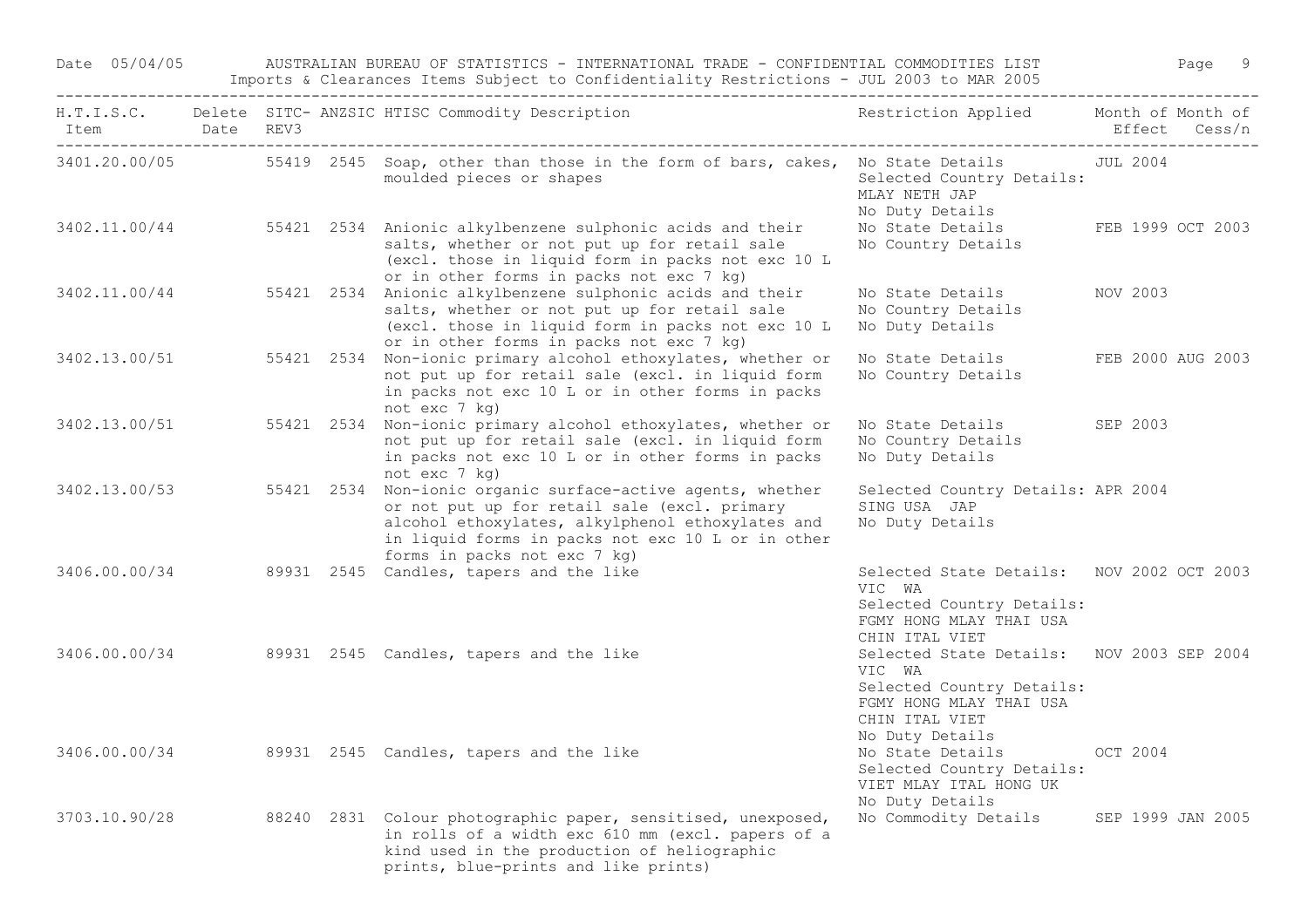Date 05/04/05 AUSTRALIAN BUREAU OF STATISTICS - INTERNATIONAL TRADE - CONFIDENTIAL COMMODITIES LIST

Imports & Clearances Items Subject to Confidentiality Restrictions - JUL 2003 to MAR 2005

| H.T.I.S.C. Item | Delete Date | SITC- REV3 | ANZSIC | HTISC Commodity Description | Restriction Applied | Month of Effect | Month of Cess/n |
|---|---|---|---|---|---|---|---|
| 3401.20.00/05 | | 55419 | 2545 | Soap, other than those in the form of bars, cakes, moulded pieces or shapes | No State Details<br>Selected Country Details:<br>MLAY NETH JAP<br>No Duty Details | JUL 2004 | |
| 3402.11.00/44 | | 55421 | 2534 | Anionic alkylbenzene sulphonic acids and their salts, whether or not put up for retail sale (excl. those in liquid form in packs not exc 10 L or in other forms in packs not exc 7 kg) | No State Details<br>No Country Details | FEB 1999 | OCT 2003 |
| 3402.11.00/44 | | 55421 | 2534 | Anionic alkylbenzene sulphonic acids and their salts, whether or not put up for retail sale (excl. those in liquid form in packs not exc 10 L or in other forms in packs not exc 7 kg) | No State Details<br>No Country Details<br>No Duty Details | NOV 2003 | |
| 3402.13.00/51 | | 55421 | 2534 | Non-ionic primary alcohol ethoxylates, whether or not put up for retail sale (excl. in liquid form in packs not exc 10 L or in other forms in packs not exc 7 kg) | No State Details<br>No Country Details | FEB 2000 | AUG 2003 |
| 3402.13.00/51 | | 55421 | 2534 | Non-ionic primary alcohol ethoxylates, whether or not put up for retail sale (excl. in liquid form in packs not exc 10 L or in other forms in packs not exc 7 kg) | No State Details<br>No Country Details<br>No Duty Details | SEP 2003 | |
| 3402.13.00/53 | | 55421 | 2534 | Non-ionic organic surface-active agents, whether or not put up for retail sale (excl. primary alcohol ethoxylates, alkylphenol ethoxylates and in liquid forms in packs not exc 10 L or in other forms in packs not exc 7 kg) | Selected Country Details:<br>SING USA JAP<br>No Duty Details | APR 2004 | |
| 3406.00.00/34 | | 89931 | 2545 | Candles, tapers and the like | Selected State Details:<br>VIC WA<br>Selected Country Details:<br>FGMY HONG MLAY THAI USA<br>CHIN ITAL VIET | NOV 2002 | OCT 2003 |
| 3406.00.00/34 | | 89931 | 2545 | Candles, tapers and the like | Selected State Details:<br>VIC WA<br>Selected Country Details:<br>FGMY HONG MLAY THAI USA<br>CHIN ITAL VIET<br>No Duty Details | NOV 2003 | SEP 2004 |
| 3406.00.00/34 | | 89931 | 2545 | Candles, tapers and the like | No State Details<br>Selected Country Details:<br>VIET MLAY ITAL HONG UK<br>No Duty Details | OCT 2004 | |
| 3703.10.90/28 | | 88240 | 2831 | Colour photographic paper, sensitised, unexposed, in rolls of a width exc 610 mm (excl. papers of a kind used in the production of heliographic prints, blue-prints and like prints) | No Commodity Details | SEP 1999 | JAN 2005 |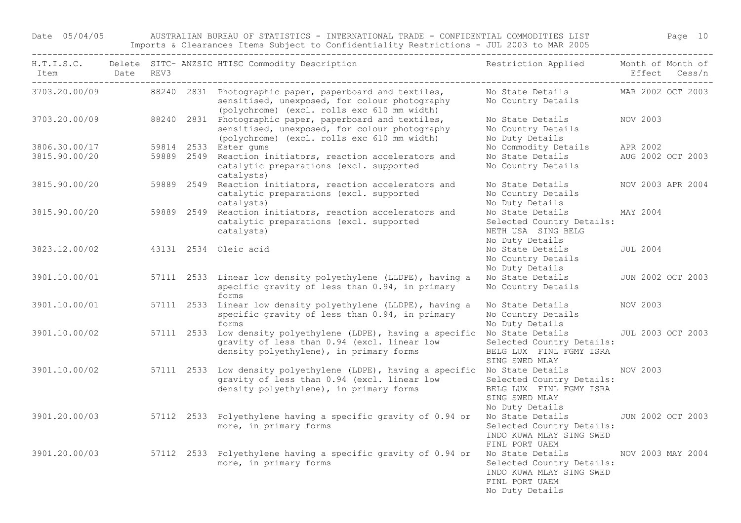| H.T.I.S.C. Item | Delete Date | SITC-REV3 | ANZSIC | HTISC Commodity Description | Restriction Applied | Month of Effect | Month of Cess/n |
|---|---|---|---|---|---|---|---|
| 3703.20.00/09 | | 88240 | 2831 | Photographic paper, paperboard and textiles, sensitised, unexposed, for colour photography (polychrome) (excl. rolls exc 610 mm width) | No State Details<br>No Country Details | MAR 2002 | OCT 2003 |
| 3703.20.00/09 | | 88240 | 2831 | Photographic paper, paperboard and textiles, sensitised, unexposed, for colour photography (polychrome) (excl. rolls exc 610 mm width) | No State Details<br>No Country Details<br>No Duty Details | NOV 2003 | |
| 3806.30.00/17 | | 59814 | 2533 | Ester gums | No Commodity Details | APR 2002 | |
| 3815.90.00/20 | | 59889 | 2549 | Reaction initiators, reaction accelerators and catalytic preparations (excl. supported catalysts) | No State Details<br>No Country Details | AUG 2002 | OCT 2003 |
| 3815.90.00/20 | | 59889 | 2549 | Reaction initiators, reaction accelerators and catalytic preparations (excl. supported catalysts) | No State Details<br>No Country Details<br>No Duty Details | NOV 2003 | APR 2004 |
| 3815.90.00/20 | | 59889 | 2549 | Reaction initiators, reaction accelerators and catalytic preparations (excl. supported catalysts) | No State Details<br>Selected Country Details:<br>NETH USA SING BELG<br>No Duty Details | MAY 2004 | |
| 3823.12.00/02 | | 43131 | 2534 | Oleic acid | No State Details<br>No Country Details<br>No Duty Details | JUL 2004 | |
| 3901.10.00/01 | | 57111 | 2533 | Linear low density polyethylene (LLDPE), having a specific gravity of less than 0.94, in primary forms | No State Details<br>No Country Details | JUN 2002 | OCT 2003 |
| 3901.10.00/01 | | 57111 | 2533 | Linear low density polyethylene (LLDPE), having a specific gravity of less than 0.94, in primary forms | No State Details<br>No Country Details<br>No Duty Details | NOV 2003 | |
| 3901.10.00/02 | | 57111 | 2533 | Low density polyethylene (LDPE), having a specific gravity of less than 0.94 (excl. linear low density polyethylene), in primary forms | No State Details<br>Selected Country Details:<br>BELG LUX FINL FGMY ISRA<br>SING SWED MLAY | JUL 2003 | OCT 2003 |
| 3901.10.00/02 | | 57111 | 2533 | Low density polyethylene (LDPE), having a specific gravity of less than 0.94 (excl. linear low density polyethylene), in primary forms | No State Details<br>Selected Country Details:<br>BELG LUX FINL FGMY ISRA<br>SING SWED MLAY<br>No Duty Details | NOV 2003 | |
| 3901.20.00/03 | | 57112 | 2533 | Polyethylene having a specific gravity of 0.94 or more, in primary forms | No State Details<br>Selected Country Details:<br>INDO KUWA MLAY SING SWED<br>FINL PORT UAEM | JUN 2002 | OCT 2003 |
| 3901.20.00/03 | | 57112 | 2533 | Polyethylene having a specific gravity of 0.94 or more, in primary forms | No State Details<br>Selected Country Details:<br>INDO KUWA MLAY SING SWED<br>FINL PORT UAEM<br>No Duty Details | NOV 2003 | MAY 2004 |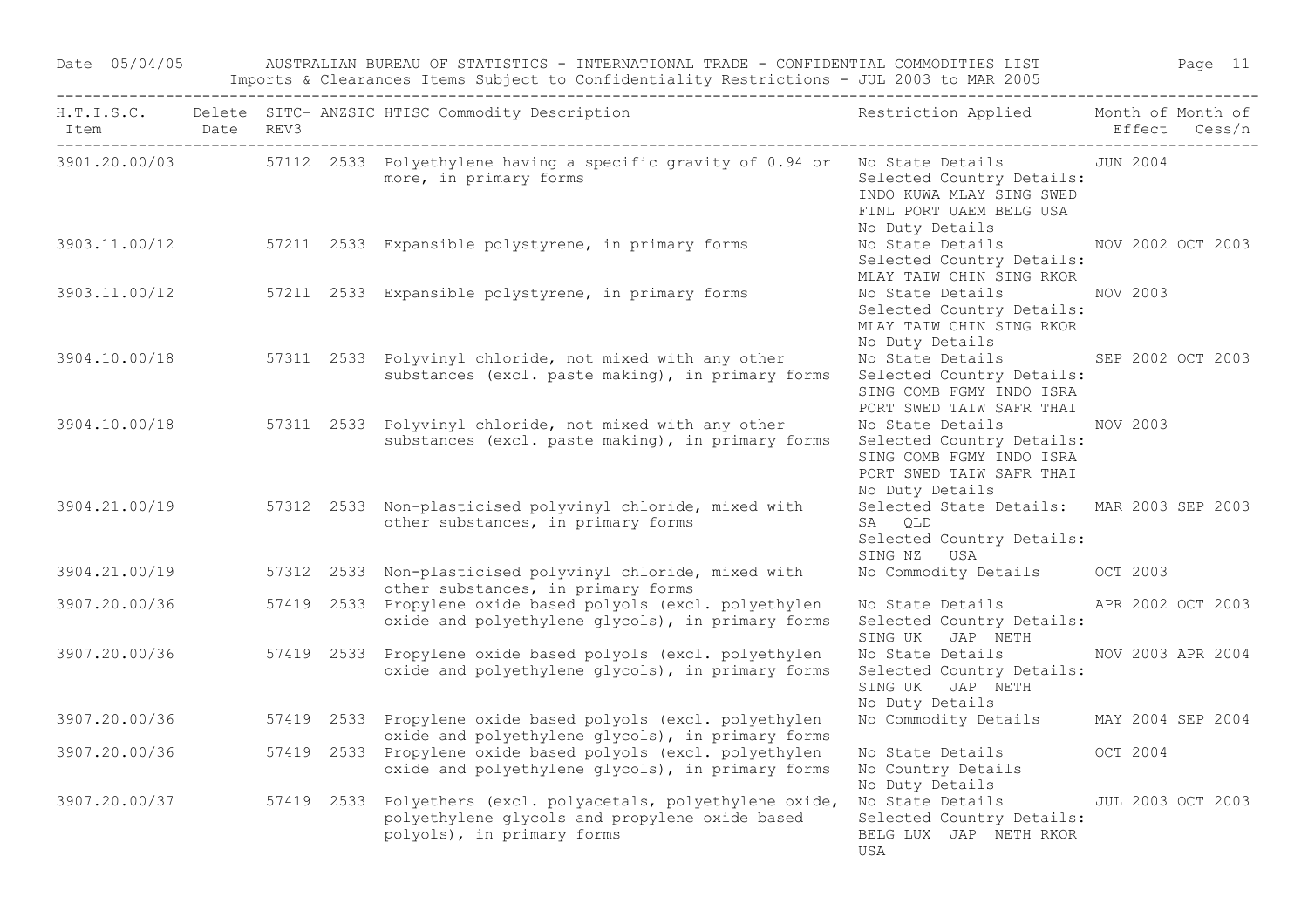Date 05/04/05 AUSTRALIAN BUREAU OF STATISTICS - INTERNATIONAL TRADE - CONFIDENTIAL COMMODITIES LIST

Imports & Clearances Items Subject to Confidentiality Restrictions - JUL 2003 to MAR 2005

| H.T.I.S.C. Item | Delete Date | SITC-REV3 | ANZSIC | HTISC Commodity Description | Restriction Applied | Month of Effect | Month of Cess/n |
|---|---|---|---|---|---|---|---|
| 3901.20.00/03 | | 57112 | 2533 | Polyethylene having a specific gravity of 0.94 or more, in primary forms | No State Details<br>Selected Country Details:<br>INDO KUWA MLAY SING SWED FINL PORT UAEM BELG USA<br>No Duty Details | JUN 2004 | |
| 3903.11.00/12 | | 57211 | 2533 | Expansible polystyrene, in primary forms | No State Details<br>Selected Country Details:<br>MLAY TAIW CHIN SING RKOR | NOV 2002 | OCT 2003 |
| 3903.11.00/12 | | 57211 | 2533 | Expansible polystyrene, in primary forms | No State Details<br>Selected Country Details:<br>MLAY TAIW CHIN SING RKOR<br>No Duty Details | NOV 2003 | |
| 3904.10.00/18 | | 57311 | 2533 | Polyvinyl chloride, not mixed with any other substances (excl. paste making), in primary forms | No State Details<br>Selected Country Details:<br>SING COMB FGMY INDO ISRA PORT SWED TAIW SAFR THAI | SEP 2002 | OCT 2003 |
| 3904.10.00/18 | | 57311 | 2533 | Polyvinyl chloride, not mixed with any other substances (excl. paste making), in primary forms | No State Details<br>Selected Country Details:<br>SING COMB FGMY INDO ISRA PORT SWED TAIW SAFR THAI<br>No Duty Details | NOV 2003 | |
| 3904.21.00/19 | | 57312 | 2533 | Non-plasticised polyvinyl chloride, mixed with other substances, in primary forms | Selected State Details:<br>SA QLD<br>Selected Country Details:<br>SING NZ USA | MAR 2003 | SEP 2003 |
| 3904.21.00/19 | | 57312 | 2533 | Non-plasticised polyvinyl chloride, mixed with other substances, in primary forms | No Commodity Details | OCT 2003 | |
| 3907.20.00/36 | | 57419 | 2533 | Propylene oxide based polyols (excl. polyethylen oxide and polyethylene glycols), in primary forms | No State Details<br>Selected Country Details:<br>SING UK JAP NETH | APR 2002 | OCT 2003 |
| 3907.20.00/36 | | 57419 | 2533 | Propylene oxide based polyols (excl. polyethylen oxide and polyethylene glycols), in primary forms | No State Details<br>Selected Country Details:<br>SING UK JAP NETH<br>No Duty Details | NOV 2003 | APR 2004 |
| 3907.20.00/36 | | 57419 | 2533 | Propylene oxide based polyols (excl. polyethylen oxide and polyethylene glycols), in primary forms | No Commodity Details | MAY 2004 | SEP 2004 |
| 3907.20.00/36 | | 57419 | 2533 | Propylene oxide based polyols (excl. polyethylen oxide and polyethylene glycols), in primary forms | No State Details<br>No Country Details<br>No Duty Details | OCT 2004 | |
| 3907.20.00/37 | | 57419 | 2533 | Polyethers (excl. polyacetals, polyethylene oxide, polyethylene glycols and propylene oxide based polyols), in primary forms | No State Details<br>Selected Country Details:<br>BELG LUX JAP NETH RKOR USA | JUL 2003 | OCT 2003 |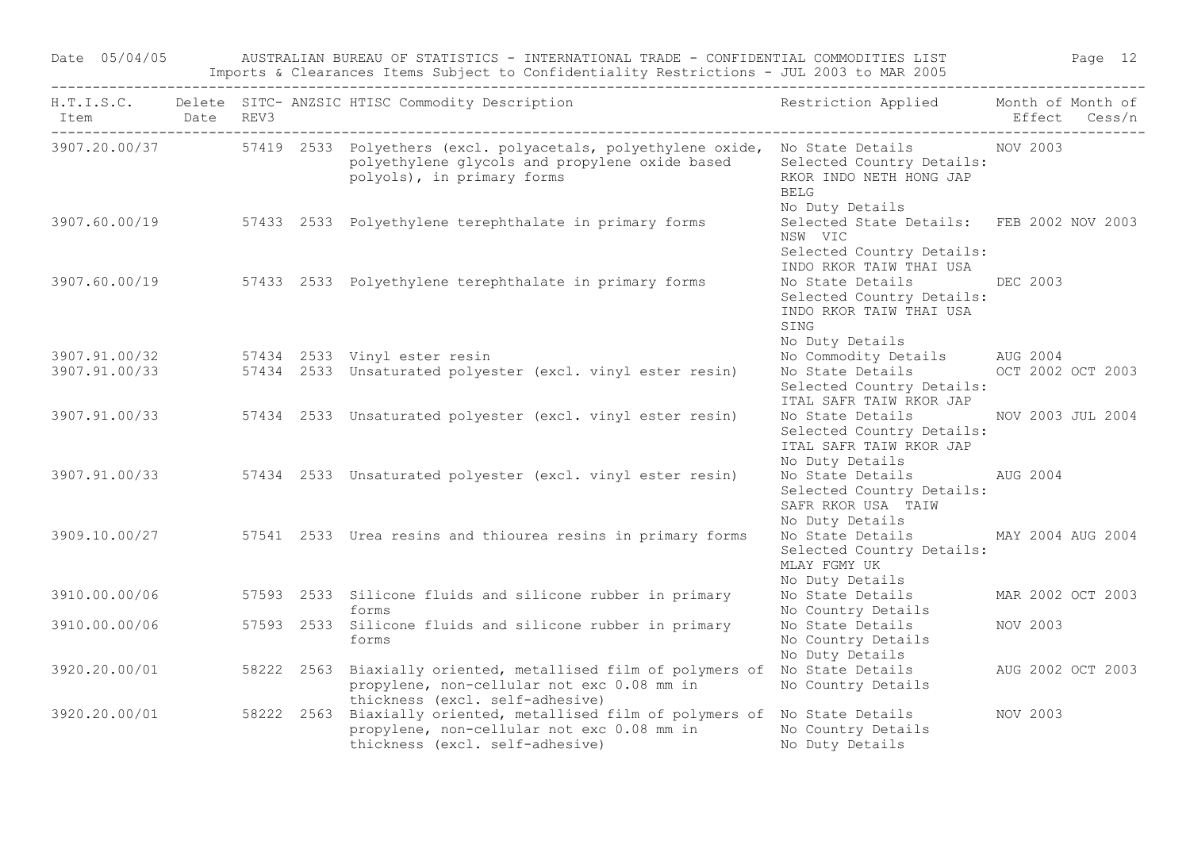Date 05/04/05 AUSTRALIAN BUREAU OF STATISTICS - INTERNATIONAL TRADE - CONFIDENTIAL COMMODITIES LIST

Imports & Clearances Items Subject to Confidentiality Restrictions - JUL 2003 to MAR 2005

| H.T.I.S.C. Item | Delete Date | SITC- REV3 | ANZSIC | HTISC Commodity Description | Restriction Applied | Month of Effect | Month of Cess/n |
|---|---|---|---|---|---|---|---|
| 3907.20.00/37 | | 57419 | 2533 | Polyethers (excl. polyacetals, polyethylene oxide, polyethylene glycols and propylene oxide based polyols), in primary forms | No State Details<br>Selected Country Details:<br>RKOR INDO NETH HONG JAP BELG<br>No Duty Details | NOV 2003 | |
| 3907.60.00/19 | | 57433 | 2533 | Polyethylene terephthalate in primary forms | Selected State Details:<br>NSW VIC<br>Selected Country Details:<br>INDO RKOR TAIW THAI USA | FEB 2002 | NOV 2003 |
| 3907.60.00/19 | | 57433 | 2533 | Polyethylene terephthalate in primary forms | No State Details<br>Selected Country Details:<br>INDO RKOR TAIW THAI USA SING<br>No Duty Details | DEC 2003 | |
| 3907.91.00/32 | | 57434 | 2533 | Vinyl ester resin | No Commodity Details | AUG 2004 | |
| 3907.91.00/33 | | 57434 | 2533 | Unsaturated polyester (excl. vinyl ester resin) | No State Details<br>Selected Country Details:<br>ITAL SAFR TAIW RKOR JAP | OCT 2002 | OCT 2003 |
| 3907.91.00/33 | | 57434 | 2533 | Unsaturated polyester (excl. vinyl ester resin) | No State Details<br>Selected Country Details:<br>ITAL SAFR TAIW RKOR JAP<br>No Duty Details | NOV 2003 | JUL 2004 |
| 3907.91.00/33 | | 57434 | 2533 | Unsaturated polyester (excl. vinyl ester resin) | No State Details<br>Selected Country Details:<br>SAFR RKOR USA TAIW<br>No Duty Details | AUG 2004 | |
| 3909.10.00/27 | | 57541 | 2533 | Urea resins and thiourea resins in primary forms | No State Details<br>Selected Country Details:<br>MLAY FGMY UK<br>No Duty Details | MAY 2004 | AUG 2004 |
| 3910.00.00/06 | | 57593 | 2533 | Silicone fluids and silicone rubber in primary forms | No State Details<br>No Country Details | MAR 2002 | OCT 2003 |
| 3910.00.00/06 | | 57593 | 2533 | Silicone fluids and silicone rubber in primary forms | No State Details<br>No Country Details<br>No Duty Details | NOV 2003 | |
| 3920.20.00/01 | | 58222 | 2563 | Biaxially oriented, metallised film of polymers of propylene, non-cellular not exc 0.08 mm in thickness (excl. self-adhesive) | No State Details<br>No Country Details | AUG 2002 | OCT 2003 |
| 3920.20.00/01 | | 58222 | 2563 | Biaxially oriented, metallised film of polymers of propylene, non-cellular not exc 0.08 mm in thickness (excl. self-adhesive) | No State Details<br>No Country Details<br>No Duty Details | NOV 2003 | |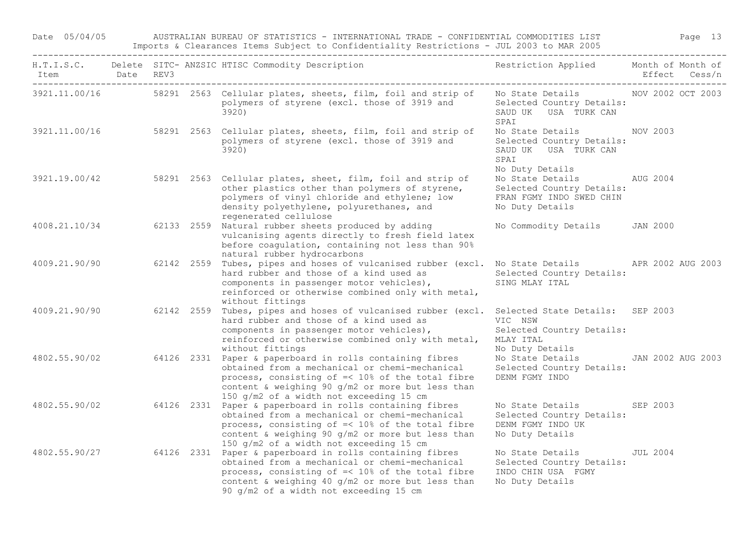| H.T.I.S.C. Item | Delete Date | SITC-REV3 | ANZSIC | HTISC Commodity Description | Restriction Applied | Month of Effect | Month of Cess/n |
|---|---|---|---|---|---|---|---|
| 3921.11.00/16 | | 58291 | 2563 | Cellular plates, sheets, film, foil and strip of polymers of styrene (excl. those of 3919 and 3920) | No State Details<br>Selected Country Details:<br>SAUD UK USA TURK CAN SPAI | NOV 2002 | OCT 2003 |
| 3921.11.00/16 | | 58291 | 2563 | Cellular plates, sheets, film, foil and strip of polymers of styrene (excl. those of 3919 and 3920) | No State Details<br>Selected Country Details:<br>SAUD UK USA TURK CAN SPAI<br>No Duty Details | NOV 2003 | |
| 3921.19.00/42 | | 58291 | 2563 | Cellular plates, sheet, film, foil and strip of other plastics other than polymers of styrene, polymers of vinyl chloride and ethylene; low density polyethylene, polyurethanes, and regenerated cellulose | No State Details<br>Selected Country Details:<br>FRAN FGMY INDO SWED CHIN<br>No Duty Details | AUG 2004 | |
| 4008.21.10/34 | | 62133 | 2559 | Natural rubber sheets produced by adding vulcanising agents directly to fresh field latex before coagulation, containing not less than 90% natural rubber hydrocarbons | No Commodity Details | JAN 2000 | |
| 4009.21.90/90 | | 62142 | 2559 | Tubes, pipes and hoses of vulcanised rubber (excl. hard rubber and those of a kind used as components in passenger motor vehicles), reinforced or otherwise combined only with metal, without fittings | No State Details<br>Selected Country Details:<br>SING MLAY ITAL | APR 2002 | AUG 2003 |
| 4009.21.90/90 | | 62142 | 2559 | Tubes, pipes and hoses of vulcanised rubber (excl. hard rubber and those of a kind used as components in passenger motor vehicles), reinforced or otherwise combined only with metal, without fittings | Selected State Details:<br>VIC NSW<br>Selected Country Details:<br>MLAY ITAL<br>No Duty Details | SEP 2003 | |
| 4802.55.90/02 | | 64126 | 2331 | Paper & paperboard in rolls containing fibres obtained from a mechanical or chemi-mechanical process, consisting of =< 10% of the total fibre content & weighing 90 g/m2 or more but less than 150 g/m2 of a width not exceeding 15 cm | No State Details<br>Selected Country Details:<br>DENM FGMY INDO | JAN 2002 | AUG 2003 |
| 4802.55.90/02 | | 64126 | 2331 | Paper & paperboard in rolls containing fibres obtained from a mechanical or chemi-mechanical process, consisting of =< 10% of the total fibre content & weighing 90 g/m2 or more but less than 150 g/m2 of a width not exceeding 15 cm | No State Details<br>Selected Country Details:<br>DENM FGMY INDO UK<br>No Duty Details | SEP 2003 | |
| 4802.55.90/27 | | 64126 | 2331 | Paper & paperboard in rolls containing fibres obtained from a mechanical or chemi-mechanical process, consisting of =< 10% of the total fibre content & weighing 40 g/m2 or more but less than 90 g/m2 of a width not exceeding 15 cm | No State Details<br>Selected Country Details:<br>INDO CHIN USA FGMY<br>No Duty Details | JUL 2004 | |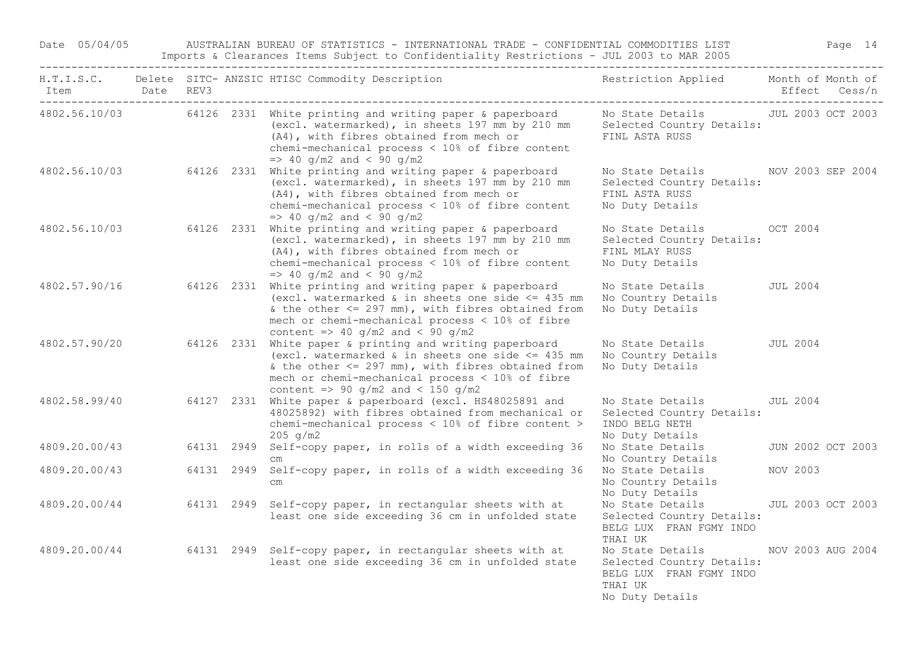| H.T.I.S.C. Item | Delete Date | SITC-REV3 | ANZSIC | HTISC Commodity Description | Restriction Applied | Month of Effect | Month of Cess/n |
|---|---|---|---|---|---|---|---|
| 4802.56.10/03 | | 64126 | 2331 | White printing and writing paper & paperboard (excl. watermarked), in sheets 197 mm by 210 mm (A4), with fibres obtained from mech or chemi-mechanical process < 10% of fibre content => 40 g/m2 and < 90 g/m2 | No State Details Selected Country Details: FINL ASTA RUSS | JUL 2003 | OCT 2003 |
| 4802.56.10/03 | | 64126 | 2331 | White printing and writing paper & paperboard (excl. watermarked), in sheets 197 mm by 210 mm (A4), with fibres obtained from mech or chemi-mechanical process < 10% of fibre content => 40 g/m2 and < 90 g/m2 | No State Details Selected Country Details: FINL ASTA RUSS No Duty Details | NOV 2003 | SEP 2004 |
| 4802.56.10/03 | | 64126 | 2331 | White printing and writing paper & paperboard (excl. watermarked), in sheets 197 mm by 210 mm (A4), with fibres obtained from mech or chemi-mechanical process < 10% of fibre content => 40 g/m2 and < 90 g/m2 | No State Details Selected Country Details: FINL MLAY RUSS No Duty Details | OCT 2004 | |
| 4802.57.90/16 | | 64126 | 2331 | White printing and writing paper & paperboard (excl. watermarked & in sheets one side <= 435 mm & the other <= 297 mm), with fibres obtained from mech or chemi-mechanical process < 10% of fibre content => 40 g/m2 and < 90 g/m2 | No State Details No Country Details No Duty Details | JUL 2004 | |
| 4802.57.90/20 | | 64126 | 2331 | White paper & printing and writing paperboard (excl. watermarked & in sheets one side <= 435 mm & the other <= 297 mm), with fibres obtained from mech or chemi-mechanical process < 10% of fibre content => 90 g/m2 and < 150 g/m2 | No State Details No Country Details No Duty Details | JUL 2004 | |
| 4802.58.99/40 | | 64127 | 2331 | White paper & paperboard (excl. HS48025891 and 48025892) with fibres obtained from mechanical or chemi-mechanical process < 10% of fibre content > 205 g/m2 | No State Details Selected Country Details: INDO BELG NETH No Duty Details | JUL 2004 | |
| 4809.20.00/43 | | 64131 | 2949 | Self-copy paper, in rolls of a width exceeding 36 cm | No State Details No Country Details | JUN 2002 | OCT 2003 |
| 4809.20.00/43 | | 64131 | 2949 | Self-copy paper, in rolls of a width exceeding 36 cm | No State Details No Country Details No Duty Details | NOV 2003 | |
| 4809.20.00/44 | | 64131 | 2949 | Self-copy paper, in rectangular sheets with at least one side exceeding 36 cm in unfolded state | No State Details Selected Country Details: BELG LUX FRAN FGMY INDO THAI UK | JUL 2003 | OCT 2003 |
| 4809.20.00/44 | | 64131 | 2949 | Self-copy paper, in rectangular sheets with at least one side exceeding 36 cm in unfolded state | No State Details Selected Country Details: BELG LUX FRAN FGMY INDO THAI UK No Duty Details | NOV 2003 | AUG 2004 |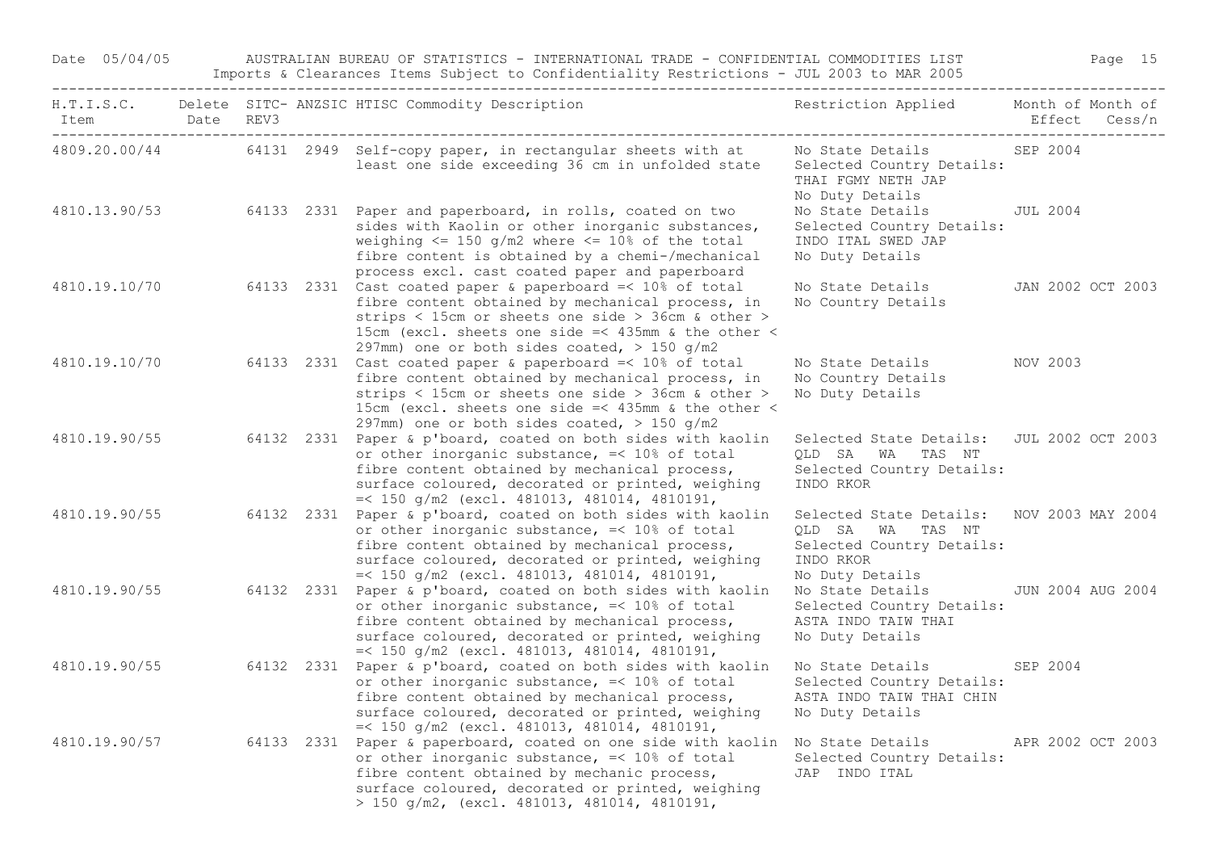| H.T.I.S.C. Item | Delete Date | SITC-REV3 | ANZSIC | HTISC Commodity Description | Restriction Applied | Month of Effect | Month of Cess/n |
|---|---|---|---|---|---|---|---|
| 4809.20.00/44 | | 64131 | 2949 | Self-copy paper, in rectangular sheets with at least one side exceeding 36 cm in unfolded state | No State Details<br>Selected Country Details:<br>THAI FGMY NETH JAP<br>No Duty Details | SEP 2004 | |
| 4810.13.90/53 | | 64133 | 2331 | Paper and paperboard, in rolls, coated on two sides with Kaolin or other inorganic substances, weighing <= 150 g/m2 where <= 10% of the total fibre content is obtained by a chemi-/mechanical process excl. cast coated paper and paperboard | No State Details<br>Selected Country Details:<br>INDO ITAL SWED JAP<br>No Duty Details | JUL 2004 | |
| 4810.19.10/70 | | 64133 | 2331 | Cast coated paper & paperboard =< 10% of total fibre content obtained by mechanical process, in strips < 15cm or sheets one side > 36cm & other > 15cm (excl. sheets one side =< 435mm & the other < 297mm) one or both sides coated, > 150 g/m2 | No State Details<br>No Country Details | JAN 2002 | OCT 2003 |
| 4810.19.10/70 | | 64133 | 2331 | Cast coated paper & paperboard =< 10% of total fibre content obtained by mechanical process, in strips < 15cm or sheets one side > 36cm & other > 15cm (excl. sheets one side =< 435mm & the other < 297mm) one or both sides coated, > 150 g/m2 | No State Details<br>No Country Details<br>No Duty Details | NOV 2003 | |
| 4810.19.90/55 | | 64132 | 2331 | Paper & p'board, coated on both sides with kaolin or other inorganic substance, =< 10% of total fibre content obtained by mechanical process, surface coloured, decorated or printed, weighing =< 150 g/m2 (excl. 481013, 481014, 4810191, | Selected State Details:<br>QLD SA WA TAS NT<br>Selected Country Details:<br>INDO RKOR | JUL 2002 | OCT 2003 |
| 4810.19.90/55 | | 64132 | 2331 | Paper & p'board, coated on both sides with kaolin or other inorganic substance, =< 10% of total fibre content obtained by mechanical process, surface coloured, decorated or printed, weighing =< 150 g/m2 (excl. 481013, 481014, 4810191, | Selected State Details:<br>QLD SA WA TAS NT<br>Selected Country Details:<br>INDO RKOR<br>No Duty Details | NOV 2003 | MAY 2004 |
| 4810.19.90/55 | | 64132 | 2331 | Paper & p'board, coated on both sides with kaolin or other inorganic substance, =< 10% of total fibre content obtained by mechanical process, surface coloured, decorated or printed, weighing =< 150 g/m2 (excl. 481013, 481014, 4810191, | No State Details<br>Selected Country Details:<br>ASTA INDO TAIW THAI<br>No Duty Details | JUN 2004 | AUG 2004 |
| 4810.19.90/55 | | 64132 | 2331 | Paper & p'board, coated on both sides with kaolin or other inorganic substance, =< 10% of total fibre content obtained by mechanical process, surface coloured, decorated or printed, weighing =< 150 g/m2 (excl. 481013, 481014, 4810191, | No State Details<br>Selected Country Details:<br>ASTA INDO TAIW THAI CHIN<br>No Duty Details | SEP 2004 | |
| 4810.19.90/57 | | 64133 | 2331 | Paper & paperboard, coated on one side with kaolin or other inorganic substance, =< 10% of total fibre content obtained by mechanic process, surface coloured, decorated or printed, weighing > 150 g/m2, (excl. 481013, 481014, 4810191, | No State Details<br>Selected Country Details:<br>JAP INDO ITAL | APR 2002 | OCT 2003 |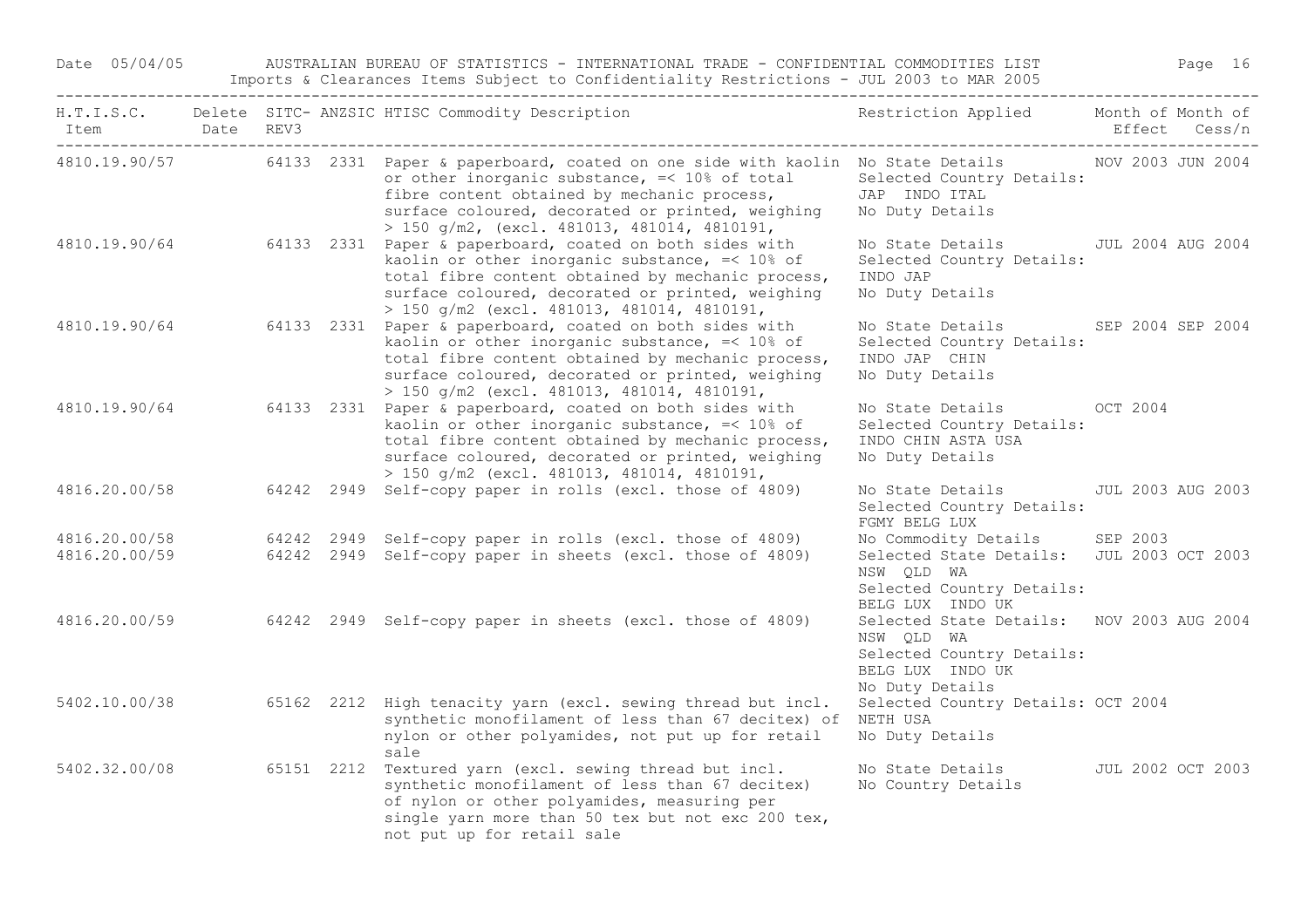| H.T.I.S.C. Item | Delete Date | SITC-REV3 | ANZSIC | HTISC Commodity Description | Restriction Applied | Month of Effect | Month of Cess/n |
|---|---|---|---|---|---|---|---|
| 4810.19.90/57 | | 64133 | 2331 | Paper & paperboard, coated on one side with kaolin or other inorganic substance, =< 10% of total fibre content obtained by mechanic process, surface coloured, decorated or printed, weighing > 150 g/m2, (excl. 481013, 481014, 4810191, | No State Details Selected Country Details: JAP INDO ITAL No Duty Details | NOV 2003 | JUN 2004 |
| 4810.19.90/64 | | 64133 | 2331 | Paper & paperboard, coated on both sides with kaolin or other inorganic substance, =< 10% of total fibre content obtained by mechanic process, surface coloured, decorated or printed, weighing > 150 g/m2 (excl. 481013, 481014, 4810191, | No State Details Selected Country Details: INDO JAP No Duty Details | JUL 2004 | AUG 2004 |
| 4810.19.90/64 | | 64133 | 2331 | Paper & paperboard, coated on both sides with kaolin or other inorganic substance, =< 10% of total fibre content obtained by mechanic process, surface coloured, decorated or printed, weighing > 150 g/m2 (excl. 481013, 481014, 4810191, | No State Details Selected Country Details: INDO JAP CHIN No Duty Details | SEP 2004 | SEP 2004 |
| 4810.19.90/64 | | 64133 | 2331 | Paper & paperboard, coated on both sides with kaolin or other inorganic substance, =< 10% of total fibre content obtained by mechanic process, surface coloured, decorated or printed, weighing > 150 g/m2 (excl. 481013, 481014, 4810191, | No State Details Selected Country Details: INDO CHIN ASTA USA No Duty Details | OCT 2004 | |
| 4816.20.00/58 | | 64242 | 2949 | Self-copy paper in rolls (excl. those of 4809) | No State Details Selected Country Details: FGMY BELG LUX | JUL 2003 | AUG 2003 |
| 4816.20.00/58 | | 64242 | 2949 | Self-copy paper in rolls (excl. those of 4809) | No Commodity Details | SEP 2003 | |
| 4816.20.00/59 | | 64242 | 2949 | Self-copy paper in sheets (excl. those of 4809) | Selected State Details: NSW QLD WA Selected Country Details: BELG LUX INDO UK | JUL 2003 | OCT 2003 |
| 4816.20.00/59 | | 64242 | 2949 | Self-copy paper in sheets (excl. those of 4809) | Selected State Details: NSW QLD WA Selected Country Details: BELG LUX INDO UK No Duty Details | NOV 2003 | AUG 2004 |
| 5402.10.00/38 | | 65162 | 2212 | High tenacity yarn (excl. sewing thread but incl. synthetic monofilament of less than 67 decitex) of nylon or other polyamides, not put up for retail sale | Selected Country Details: NETH USA No Duty Details | OCT 2004 | |
| 5402.32.00/08 | | 65151 | 2212 | Textured yarn (excl. sewing thread but incl. synthetic monofilament of less than 67 decitex) of nylon or other polyamides, measuring per single yarn more than 50 tex but not exc 200 tex, not put up for retail sale | No State Details No Country Details | JUL 2002 | OCT 2003 |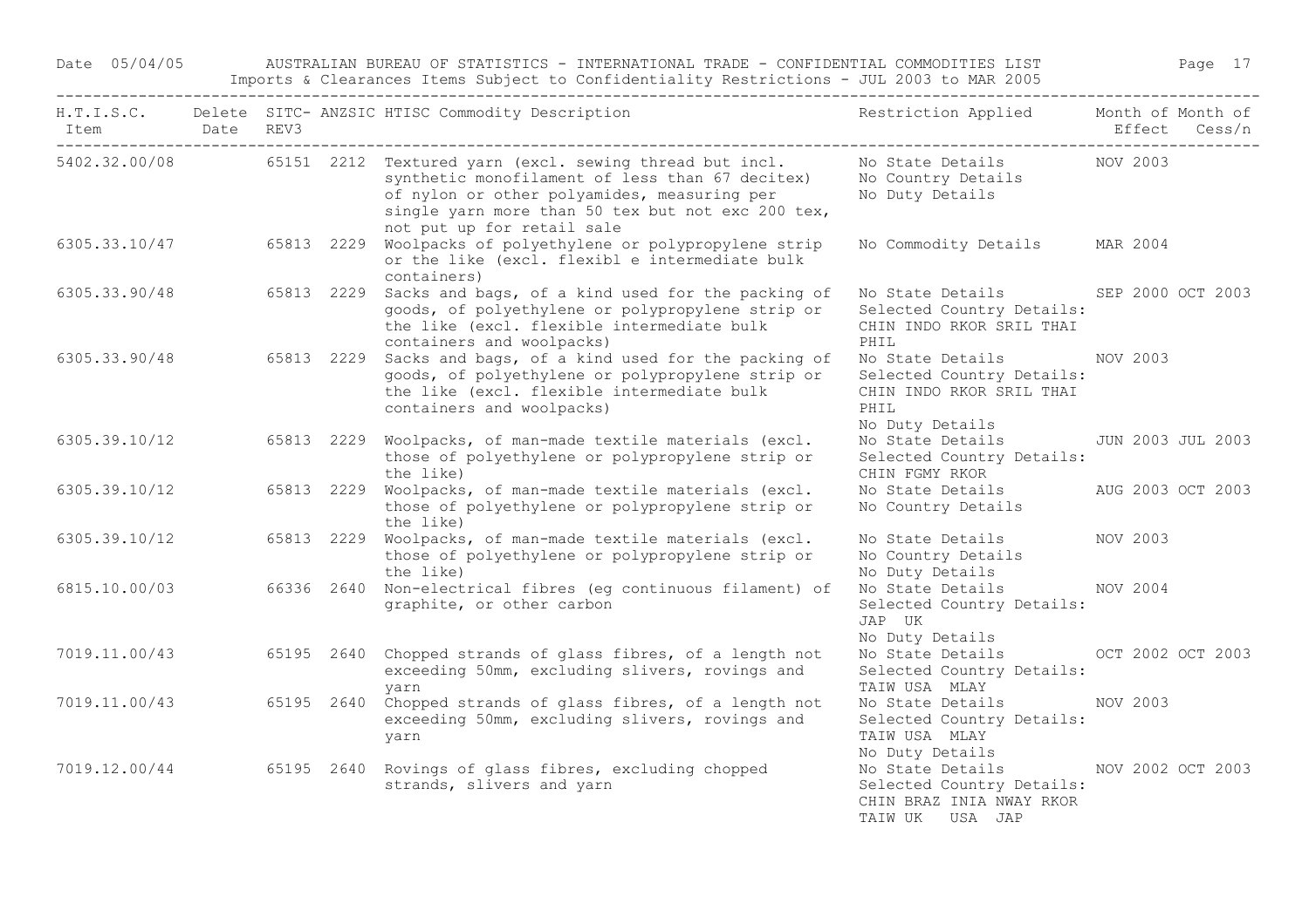Date 05/04/05 AUSTRALIAN BUREAU OF STATISTICS - INTERNATIONAL TRADE - CONFIDENTIAL COMMODITIES LIST

Imports & Clearances Items Subject to Confidentiality Restrictions - JUL 2003 to MAR 2005

| H.T.I.S.C. Item | Delete Date | SITC-REV3 | ANZSIC | HTISC Commodity Description | Restriction Applied | Month of Effect | Month of Cess/n |
|---|---|---|---|---|---|---|---|
| 5402.32.00/08 | | 65151 | 2212 | Textured yarn (excl. sewing thread but incl. synthetic monofilament of less than 67 decitex) of nylon or other polyamides, measuring per single yarn more than 50 tex but not exc 200 tex, not put up for retail sale | No State Details<br>No Country Details<br>No Duty Details | NOV 2003 | |
| 6305.33.10/47 | | 65813 | 2229 | Woolpacks of polyethylene or polypropylene strip or the like (excl. flexibl e intermediate bulk containers) | No Commodity Details | MAR 2004 | |
| 6305.33.90/48 | | 65813 | 2229 | Sacks and bags, of a kind used for the packing of goods, of polyethylene or polypropylene strip or the like (excl. flexible intermediate bulk containers and woolpacks) | No State Details<br>Selected Country Details:<br>CHIN INDO RKOR SRIL THAI PHIL | SEP 2000 | OCT 2003 |
| 6305.33.90/48 | | 65813 | 2229 | Sacks and bags, of a kind used for the packing of goods, of polyethylene or polypropylene strip or the like (excl. flexible intermediate bulk containers and woolpacks) | No State Details<br>Selected Country Details:<br>CHIN INDO RKOR SRIL THAI PHIL<br>No Duty Details | NOV 2003 | |
| 6305.39.10/12 | | 65813 | 2229 | Woolpacks, of man-made textile materials (excl. those of polyethylene or polypropylene strip or the like) | No State Details<br>Selected Country Details:<br>CHIN FGMY RKOR | JUN 2003 | JUL 2003 |
| 6305.39.10/12 | | 65813 | 2229 | Woolpacks, of man-made textile materials (excl. those of polyethylene or polypropylene strip or the like) | No State Details<br>No Country Details | AUG 2003 | OCT 2003 |
| 6305.39.10/12 | | 65813 | 2229 | Woolpacks, of man-made textile materials (excl. those of polyethylene or polypropylene strip or the like) | No State Details<br>No Country Details<br>No Duty Details | NOV 2003 | |
| 6815.10.00/03 | | 66336 | 2640 | Non-electrical fibres (eg continuous filament) of graphite, or other carbon | No State Details<br>Selected Country Details:<br>JAP UK<br>No Duty Details | NOV 2004 | |
| 7019.11.00/43 | | 65195 | 2640 | Chopped strands of glass fibres, of a length not exceeding 50mm, excluding slivers, rovings and yarn | No State Details<br>Selected Country Details:<br>TAIW USA MLAY | OCT 2002 | OCT 2003 |
| 7019.11.00/43 | | 65195 | 2640 | Chopped strands of glass fibres, of a length not exceeding 50mm, excluding slivers, rovings and yarn | No State Details<br>Selected Country Details:<br>TAIW USA MLAY<br>No Duty Details | NOV 2003 | |
| 7019.12.00/44 | | 65195 | 2640 | Rovings of glass fibres, excluding chopped strands, slivers and yarn | No State Details<br>Selected Country Details:<br>CHIN BRAZ INIA NWAY RKOR TAIW UK USA JAP | NOV 2002 | OCT 2003 |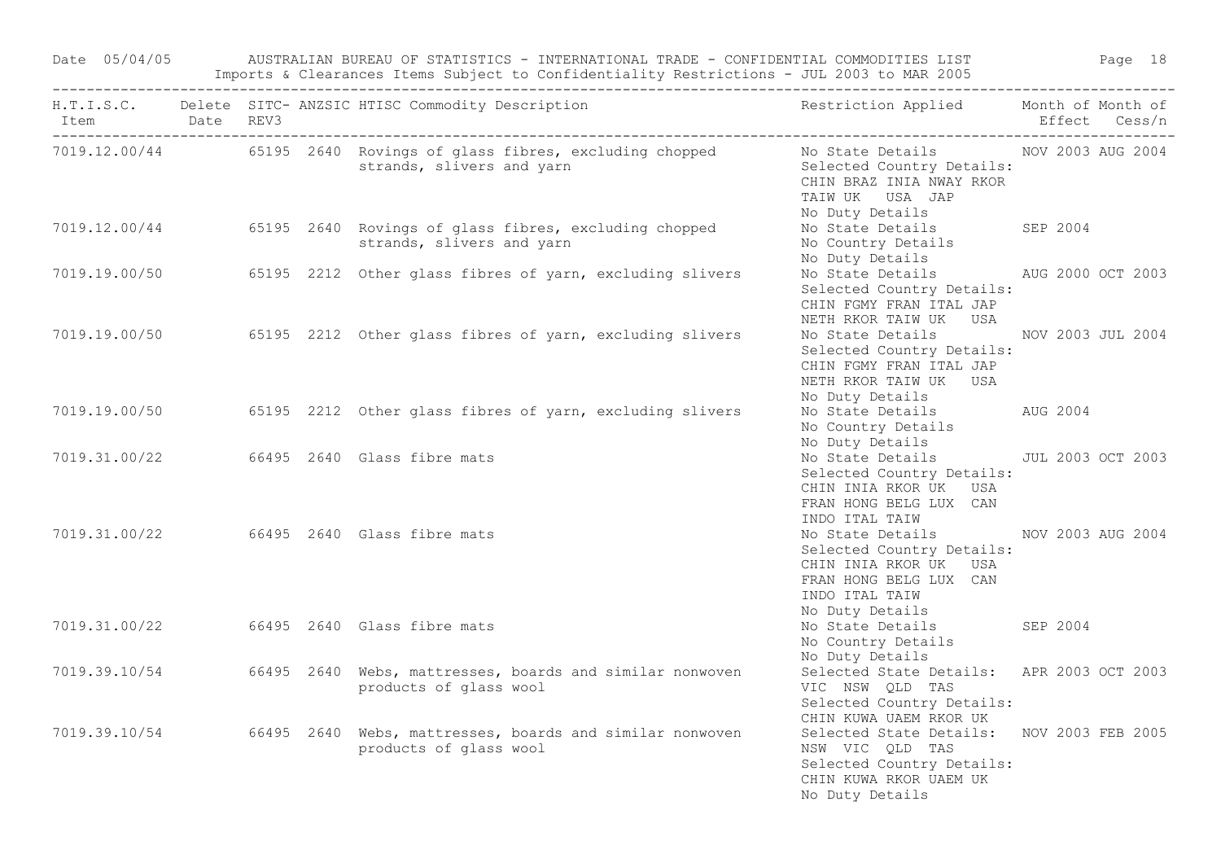Date 05/04/05 AUSTRALIAN BUREAU OF STATISTICS - INTERNATIONAL TRADE - CONFIDENTIAL COMMODITIES LIST

Imports & Clearances Items Subject to Confidentiality Restrictions - JUL 2003 to MAR 2005

| H.T.I.S.C. Item | Delete Date | SITC- REV3 | ANZSIC | HTISC Commodity Description | Restriction Applied | Month of Effect | Month of Cess/n |
|---|---|---|---|---|---|---|---|
| 7019.12.00/44 | | 65195 | 2640 | Rovings of glass fibres, excluding chopped strands, slivers and yarn | No State Details<br>Selected Country Details:<br>CHIN BRAZ INIA NWAY RKOR<br>TAIW UK USA JAP<br>No Duty Details | NOV 2003 | AUG 2004 |
| 7019.12.00/44 | | 65195 | 2640 | Rovings of glass fibres, excluding chopped strands, slivers and yarn | No State Details<br>No Country Details<br>No Duty Details | SEP 2004 | |
| 7019.19.00/50 | | 65195 | 2212 | Other glass fibres of yarn, excluding slivers | No State Details<br>Selected Country Details:<br>CHIN FGMY FRAN ITAL JAP<br>NETH RKOR TAIW UK USA | AUG 2000 | OCT 2003 |
| 7019.19.00/50 | | 65195 | 2212 | Other glass fibres of yarn, excluding slivers | No State Details<br>Selected Country Details:<br>CHIN FGMY FRAN ITAL JAP<br>NETH RKOR TAIW UK USA<br>No Duty Details | NOV 2003 | JUL 2004 |
| 7019.19.00/50 | | 65195 | 2212 | Other glass fibres of yarn, excluding slivers | No State Details<br>No Country Details<br>No Duty Details | AUG 2004 | |
| 7019.31.00/22 | | 66495 | 2640 | Glass fibre mats | No State Details<br>Selected Country Details:<br>CHIN INIA RKOR UK USA<br>FRAN HONG BELG LUX CAN<br>INDO ITAL TAIW | JUL 2003 | OCT 2003 |
| 7019.31.00/22 | | 66495 | 2640 | Glass fibre mats | No State Details<br>Selected Country Details:<br>CHIN INIA RKOR UK USA<br>FRAN HONG BELG LUX CAN<br>INDO ITAL TAIW<br>No Duty Details | NOV 2003 | AUG 2004 |
| 7019.31.00/22 | | 66495 | 2640 | Glass fibre mats | No State Details<br>No Country Details<br>No Duty Details | SEP 2004 | |
| 7019.39.10/54 | | 66495 | 2640 | Webs, mattresses, boards and similar nonwoven products of glass wool | Selected State Details:<br>VIC NSW QLD TAS<br>Selected Country Details:<br>CHIN KUWA UAEM RKOR UK | APR 2003 | OCT 2003 |
| 7019.39.10/54 | | 66495 | 2640 | Webs, mattresses, boards and similar nonwoven products of glass wool | Selected State Details:<br>NSW VIC QLD TAS<br>Selected Country Details:<br>CHIN KUWA RKOR UAEM UK<br>No Duty Details | NOV 2003 | FEB 2005 |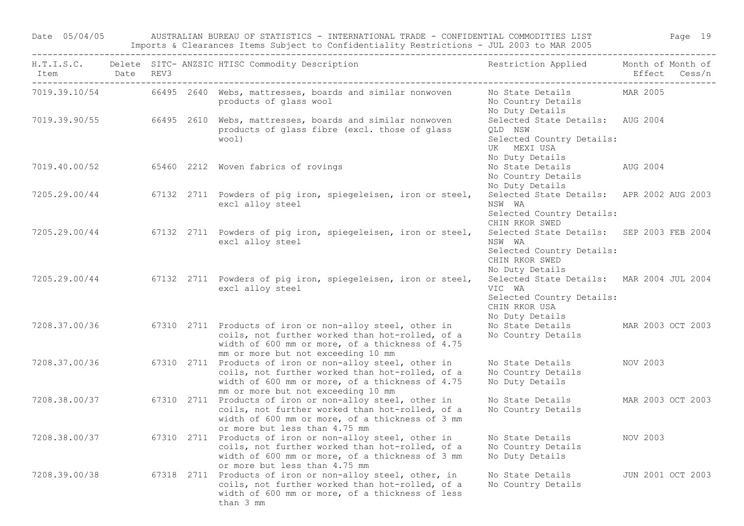| H.T.I.S.C. Item | Delete Date | SITC-REV3 | ANZSIC | HTISC Commodity Description | Restriction Applied | Month of Effect | Month of Cess/n |
|---|---|---|---|---|---|---|---|
| 7019.39.10/54 | | 66495 | 2640 | Webs, mattresses, boards and similar nonwoven products of glass wool | No State Details<br>No Country Details<br>No Duty Details | MAR 2005 | |
| 7019.39.90/55 | | 66495 | 2610 | Webs, mattresses, boards and similar nonwoven products of glass fibre (excl. those of glass wool) | Selected State Details:<br>QLD NSW<br>Selected Country Details:<br>UK MEXI USA<br>No Duty Details | AUG 2004 | |
| 7019.40.00/52 | | 65460 | 2212 | Woven fabrics of rovings | No State Details<br>No Country Details<br>No Duty Details | AUG 2004 | |
| 7205.29.00/44 | | 67132 | 2711 | Powders of pig iron, spiegeleisen, iron or steel, excl alloy steel | Selected State Details:<br>NSW WA<br>Selected Country Details:<br>CHIN RKOR SWED | APR 2002 | AUG 2003 |
| 7205.29.00/44 | | 67132 | 2711 | Powders of pig iron, spiegeleisen, iron or steel, excl alloy steel | Selected State Details:<br>NSW WA<br>Selected Country Details:<br>CHIN RKOR SWED<br>No Duty Details | SEP 2003 | FEB 2004 |
| 7205.29.00/44 | | 67132 | 2711 | Powders of pig iron, spiegeleisen, iron or steel, excl alloy steel | Selected State Details:<br>VIC WA<br>Selected Country Details:<br>CHIN RKOR USA<br>No Duty Details | MAR 2004 | JUL 2004 |
| 7208.37.00/36 | | 67310 | 2711 | Products of iron or non-alloy steel, other in coils, not further worked than hot-rolled, of a width of 600 mm or more, of a thickness of 4.75 mm or more but not exceeding 10 mm | No State Details<br>No Country Details | MAR 2003 | OCT 2003 |
| 7208.37.00/36 | | 67310 | 2711 | Products of iron or non-alloy steel, other in coils, not further worked than hot-rolled, of a width of 600 mm or more, of a thickness of 4.75 mm or more but not exceeding 10 mm | No State Details<br>No Country Details<br>No Duty Details | NOV 2003 | |
| 7208.38.00/37 | | 67310 | 2711 | Products of iron or non-alloy steel, other in coils, not further worked than hot-rolled, of a width of 600 mm or more, of a thickness of 3 mm or more but less than 4.75 mm | No State Details<br>No Country Details | MAR 2003 | OCT 2003 |
| 7208.38.00/37 | | 67310 | 2711 | Products of iron or non-alloy steel, other in coils, not further worked than hot-rolled, of a width of 600 mm or more, of a thickness of 3 mm or more but less than 4.75 mm | No State Details<br>No Country Details<br>No Duty Details | NOV 2003 | |
| 7208.39.00/38 | | 67318 | 2711 | Products of iron or non-alloy steel, other, in coils, not further worked than hot-rolled, of a width of 600 mm or more, of a thickness of less than 3 mm | No State Details<br>No Country Details | JUN 2001 | OCT 2003 |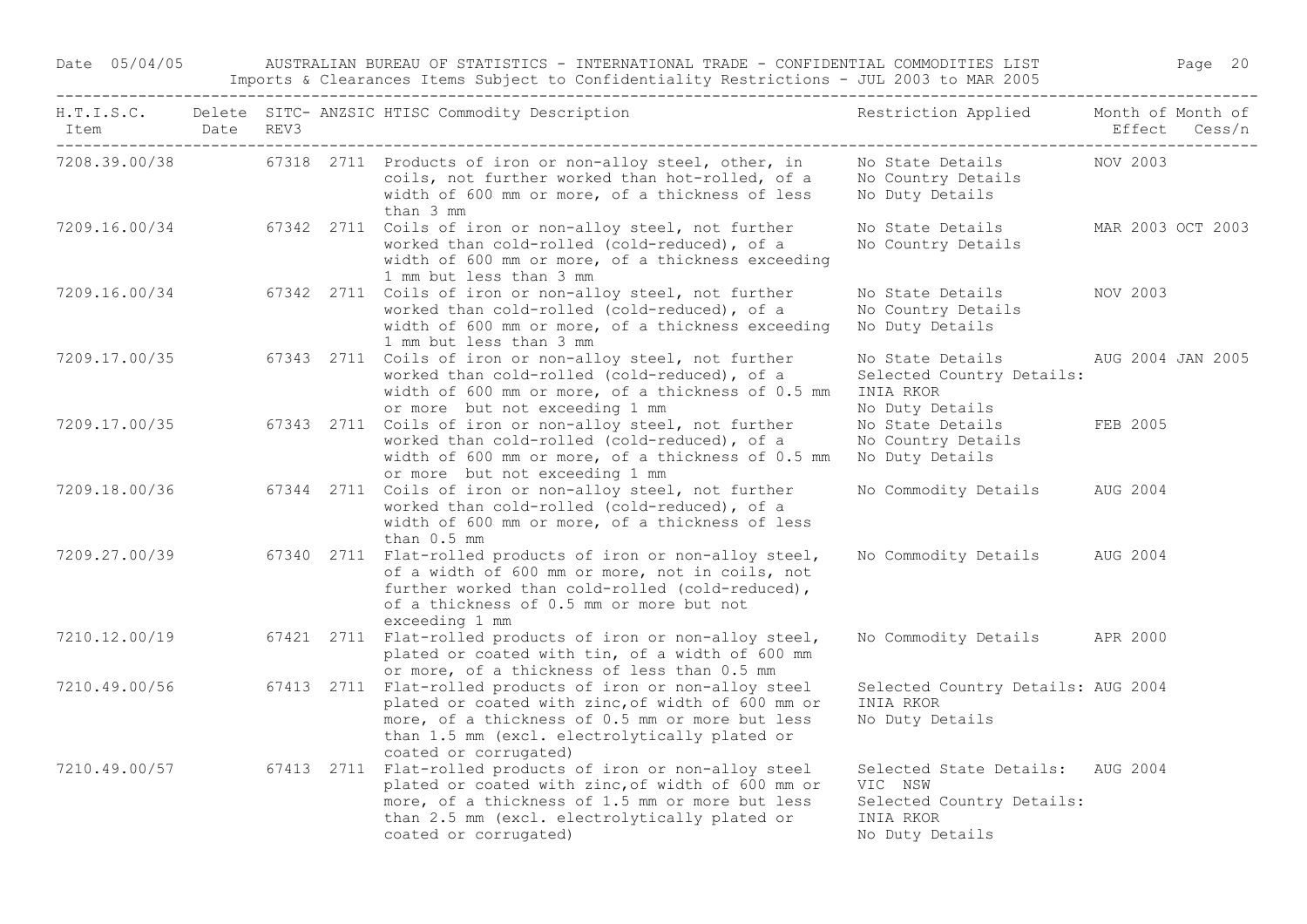| H.T.I.S.C. Item | Delete Date | SITC-REV3 | ANZSIC | HTISC Commodity Description | Restriction Applied | Month of Effect | Month of Cess/n |
|---|---|---|---|---|---|---|---|
| 7208.39.00/38 | | 67318 | 2711 | Products of iron or non-alloy steel, other, in coils, not further worked than hot-rolled, of a width of 600 mm or more, of a thickness of less than 3 mm | No State Details<br>No Country Details<br>No Duty Details | NOV 2003 | |
| 7209.16.00/34 | | 67342 | 2711 | Coils of iron or non-alloy steel, not further worked than cold-rolled (cold-reduced), of a width of 600 mm or more, of a thickness exceeding 1 mm but less than 3 mm | No State Details<br>No Country Details | MAR 2003 | OCT 2003 |
| 7209.16.00/34 | | 67342 | 2711 | Coils of iron or non-alloy steel, not further worked than cold-rolled (cold-reduced), of a width of 600 mm or more, of a thickness exceeding 1 mm but less than 3 mm | No State Details<br>No Country Details<br>No Duty Details | NOV 2003 | |
| 7209.17.00/35 | | 67343 | 2711 | Coils of iron or non-alloy steel, not further worked than cold-rolled (cold-reduced), of a width of 600 mm or more, of a thickness of 0.5 mm or more but not exceeding 1 mm | No State Details<br>Selected Country Details:<br>INIA RKOR<br>No Duty Details | AUG 2004 | JAN 2005 |
| 7209.17.00/35 | | 67343 | 2711 | Coils of iron or non-alloy steel, not further worked than cold-rolled (cold-reduced), of a width of 600 mm or more, of a thickness of 0.5 mm or more but not exceeding 1 mm | No State Details<br>No Country Details<br>No Duty Details | FEB 2005 | |
| 7209.18.00/36 | | 67344 | 2711 | Coils of iron or non-alloy steel, not further worked than cold-rolled (cold-reduced), of a width of 600 mm or more, of a thickness of less than 0.5 mm | No Commodity Details | AUG 2004 | |
| 7209.27.00/39 | | 67340 | 2711 | Flat-rolled products of iron or non-alloy steel, of a width of 600 mm or more, not in coils, not further worked than cold-rolled (cold-reduced), of a thickness of 0.5 mm or more but not exceeding 1 mm | No Commodity Details | AUG 2004 | |
| 7210.12.00/19 | | 67421 | 2711 | Flat-rolled products of iron or non-alloy steel, plated or coated with tin, of a width of 600 mm or more, of a thickness of less than 0.5 mm | No Commodity Details | APR 2000 | |
| 7210.49.00/56 | | 67413 | 2711 | Flat-rolled products of iron or non-alloy steel plated or coated with zinc,of width of 600 mm or more, of a thickness of 0.5 mm or more but less than 1.5 mm (excl. electrolytically plated or coated or corrugated) | Selected Country Details:<br>INIA RKOR<br>No Duty Details | AUG 2004 | |
| 7210.49.00/57 | | 67413 | 2711 | Flat-rolled products of iron or non-alloy steel plated or coated with zinc,of width of 600 mm or more, of a thickness of 1.5 mm or more but less than 2.5 mm (excl. electrolytically plated or coated or corrugated) | Selected State Details:<br>VIC NSW<br>Selected Country Details:<br>INIA RKOR<br>No Duty Details | AUG 2004 | |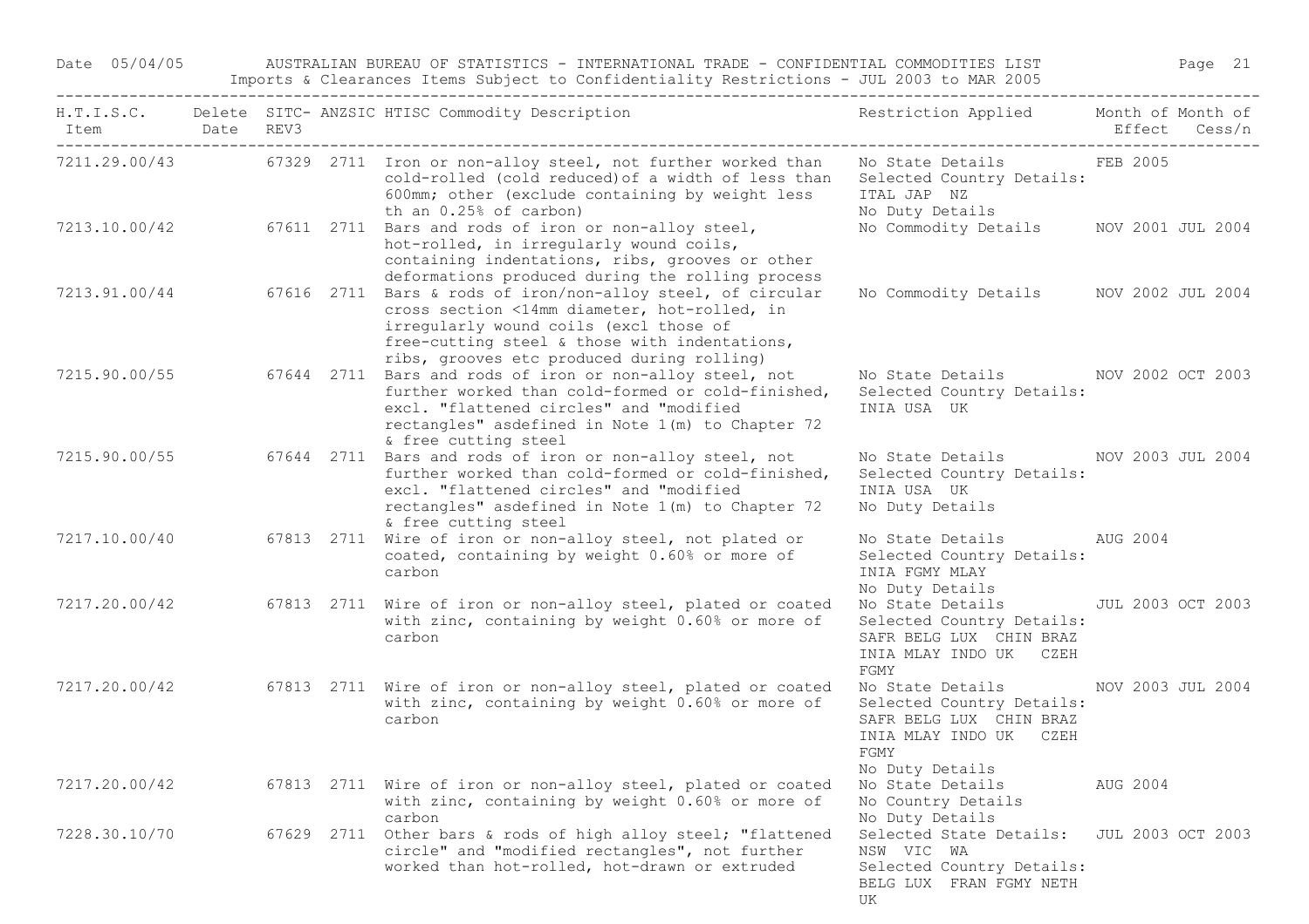| H.T.I.S.C. Item | Delete Date | SITC-REV3 | ANZSIC | HTISC Commodity Description | Restriction Applied | Month of Effect | Month of Cess/n |
|---|---|---|---|---|---|---|---|
| 7211.29.00/43 | | 67329 | 2711 | Iron or non-alloy steel, not further worked than cold-rolled (cold reduced)of a width of less than 600mm; other (exclude containing by weight less th an 0.25% of carbon) | No State Details Selected Country Details: ITAL JAP NZ No Duty Details | FEB 2005 | |
| 7213.10.00/42 | | 67611 | 2711 | Bars and rods of iron or non-alloy steel, hot-rolled, in irregularly wound coils, containing indentations, ribs, grooves or other deformations produced during the rolling process | No Commodity Details | NOV 2001 | JUL 2004 |
| 7213.91.00/44 | | 67616 | 2711 | Bars & rods of iron/non-alloy steel, of circular cross section <14mm diameter, hot-rolled, in irregularly wound coils (excl those of free-cutting steel & those with indentations, ribs, grooves etc produced during rolling) | No Commodity Details | NOV 2002 | JUL 2004 |
| 7215.90.00/55 | | 67644 | 2711 | Bars and rods of iron or non-alloy steel, not further worked than cold-formed or cold-finished, excl. "flattened circles" and "modified rectangles" asdefined in Note 1(m) to Chapter 72 & free cutting steel | No State Details Selected Country Details: INIA USA UK | NOV 2002 | OCT 2003 |
| 7215.90.00/55 | | 67644 | 2711 | Bars and rods of iron or non-alloy steel, not further worked than cold-formed or cold-finished, excl. "flattened circles" and "modified rectangles" asdefined in Note 1(m) to Chapter 72 & free cutting steel | No State Details Selected Country Details: INIA USA UK No Duty Details | NOV 2003 | JUL 2004 |
| 7217.10.00/40 | | 67813 | 2711 | Wire of iron or non-alloy steel, not plated or coated, containing by weight 0.60% or more of carbon | No State Details Selected Country Details: INIA FGMY MLAY No Duty Details | AUG 2004 | |
| 7217.20.00/42 | | 67813 | 2711 | Wire of iron or non-alloy steel, plated or coated with zinc, containing by weight 0.60% or more of carbon | No State Details Selected Country Details: SAFR BELG LUX CHIN BRAZ INIA MLAY INDO UK CZEH FGMY | JUL 2003 | OCT 2003 |
| 7217.20.00/42 | | 67813 | 2711 | Wire of iron or non-alloy steel, plated or coated with zinc, containing by weight 0.60% or more of carbon | No State Details Selected Country Details: SAFR BELG LUX CHIN BRAZ INIA MLAY INDO UK CZEH FGMY No Duty Details | NOV 2003 | JUL 2004 |
| 7217.20.00/42 | | 67813 | 2711 | Wire of iron or non-alloy steel, plated or coated with zinc, containing by weight 0.60% or more of carbon | No State Details No Country Details No Duty Details | AUG 2004 | |
| 7228.30.10/70 | | 67629 | 2711 | Other bars & rods of high alloy steel; "flattened circle" and "modified rectangles", not further worked than hot-rolled, hot-drawn or extruded | Selected State Details: NSW VIC WA Selected Country Details: BELG LUX FRAN FGMY NETH UK | JUL 2003 | OCT 2003 |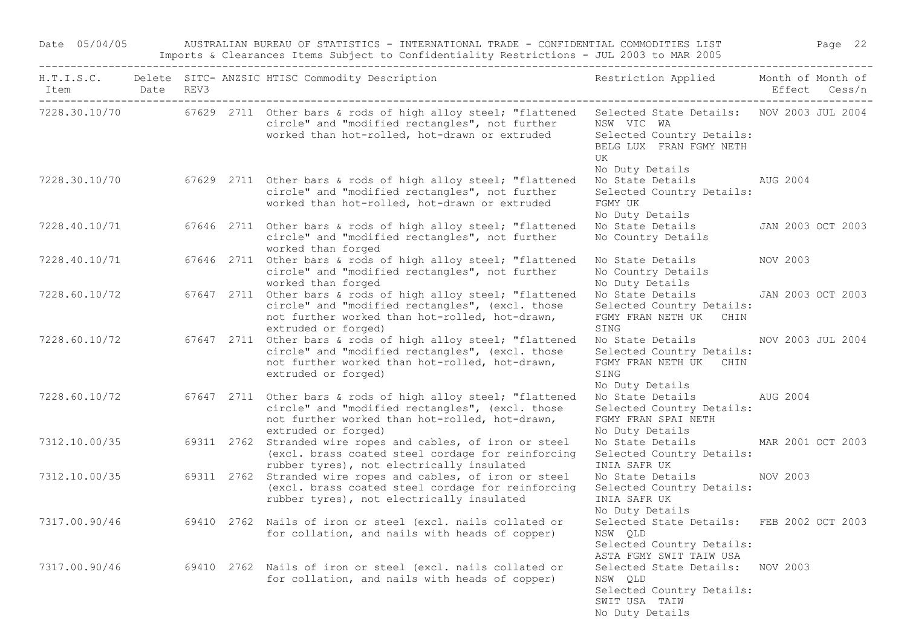| H.T.I.S.C. Item | Delete Date | SITC-REV3 | ANZSIC | HTISC Commodity Description | Restriction Applied | Month of Effect | Month of Cess/n |
|---|---|---|---|---|---|---|---|
| 7228.30.10/70 | | 67629 | 2711 | Other bars & rods of high alloy steel; "flattened circle" and "modified rectangles", not further worked than hot-rolled, hot-drawn or extruded | Selected State Details: NSW VIC WA Selected Country Details: BELG LUX FRAN FGMY NETH UK No Duty Details | NOV 2003 | JUL 2004 |
| 7228.30.10/70 | | 67629 | 2711 | Other bars & rods of high alloy steel; "flattened circle" and "modified rectangles", not further worked than hot-rolled, hot-drawn or extruded | No State Details Selected Country Details: FGMY UK No Duty Details | AUG 2004 | |
| 7228.40.10/71 | | 67646 | 2711 | Other bars & rods of high alloy steel; "flattened circle" and "modified rectangles", not further worked than forged | No State Details No Country Details | JAN 2003 | OCT 2003 |
| 7228.40.10/71 | | 67646 | 2711 | Other bars & rods of high alloy steel; "flattened circle" and "modified rectangles", not further worked than forged | No State Details No Country Details No Duty Details | NOV 2003 | |
| 7228.60.10/72 | | 67647 | 2711 | Other bars & rods of high alloy steel; "flattened circle" and "modified rectangles", (excl. those not further worked than hot-rolled, hot-drawn, extruded or forged) | No State Details Selected Country Details: FGMY FRAN NETH UK CHIN SING | JAN 2003 | OCT 2003 |
| 7228.60.10/72 | | 67647 | 2711 | Other bars & rods of high alloy steel; "flattened circle" and "modified rectangles", (excl. those not further worked than hot-rolled, hot-drawn, extruded or forged) | No State Details Selected Country Details: FGMY FRAN NETH UK CHIN SING No Duty Details | NOV 2003 | JUL 2004 |
| 7228.60.10/72 | | 67647 | 2711 | Other bars & rods of high alloy steel; "flattened circle" and "modified rectangles", (excl. those not further worked than hot-rolled, hot-drawn, extruded or forged) | No State Details Selected Country Details: FGMY FRAN SPAI NETH No Duty Details | AUG 2004 | |
| 7312.10.00/35 | | 69311 | 2762 | Stranded wire ropes and cables, of iron or steel (excl. brass coated steel cordage for reinforcing rubber tyres), not electrically insulated | No State Details Selected Country Details: INIA SAFR UK | MAR 2001 | OCT 2003 |
| 7312.10.00/35 | | 69311 | 2762 | Stranded wire ropes and cables, of iron or steel (excl. brass coated steel cordage for reinforcing rubber tyres), not electrically insulated | No State Details Selected Country Details: INIA SAFR UK No Duty Details | NOV 2003 | |
| 7317.00.90/46 | | 69410 | 2762 | Nails of iron or steel (excl. nails collated or for collation, and nails with heads of copper) | Selected State Details: NSW QLD Selected Country Details: ASTA FGMY SWIT TAIW USA | FEB 2002 | OCT 2003 |
| 7317.00.90/46 | | 69410 | 2762 | Nails of iron or steel (excl. nails collated or for collation, and nails with heads of copper) | Selected State Details: NSW QLD Selected Country Details: SWIT USA TAIW No Duty Details | NOV 2003 | |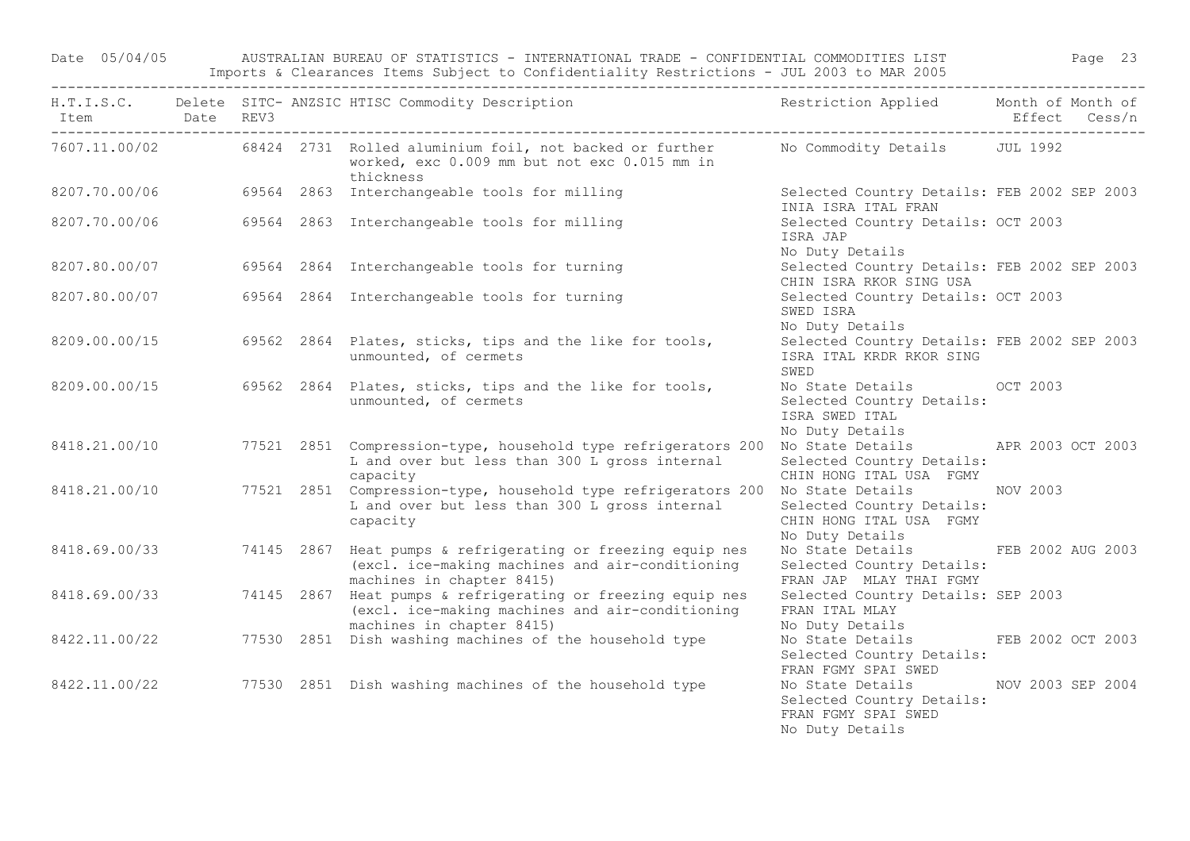| H.T.I.S.C. Item | Delete Date | SITC-REV3 | ANZSIC | HTISC Commodity Description | Restriction Applied | Month of Effect | Month of Cess/n |
|---|---|---|---|---|---|---|---|
| 7607.11.00/02 | | 68424 | 2731 | Rolled aluminium foil, not backed or further worked, exc 0.009 mm but not exc 0.015 mm in thickness | No Commodity Details | JUL 1992 | |
| 8207.70.00/06 | | 69564 | 2863 | Interchangeable tools for milling | Selected Country Details: INIA ISRA ITAL FRAN | FEB 2002 | SEP 2003 |
| 8207.70.00/06 | | 69564 | 2863 | Interchangeable tools for milling | Selected Country Details: ISRA JAP<br>No Duty Details | OCT 2003 | |
| 8207.80.00/07 | | 69564 | 2864 | Interchangeable tools for turning | Selected Country Details: CHIN ISRA RKOR SING USA | FEB 2002 | SEP 2003 |
| 8207.80.00/07 | | 69564 | 2864 | Interchangeable tools for turning | Selected Country Details: SWED ISRA<br>No Duty Details | OCT 2003 | |
| 8209.00.00/15 | | 69562 | 2864 | Plates, sticks, tips and the like for tools, unmounted, of cermets | Selected Country Details: ISRA ITAL KRDR RKOR SING SWED | FEB 2002 | SEP 2003 |
| 8209.00.00/15 | | 69562 | 2864 | Plates, sticks, tips and the like for tools, unmounted, of cermets | No State Details<br>Selected Country Details: ISRA SWED ITAL<br>No Duty Details | OCT 2003 | |
| 8418.21.00/10 | | 77521 | 2851 | Compression-type, household type refrigerators 200 L and over but less than 300 L gross internal capacity | No State Details<br>Selected Country Details: CHIN HONG ITAL USA FGMY | APR 2003 | OCT 2003 |
| 8418.21.00/10 | | 77521 | 2851 | Compression-type, household type refrigerators 200 L and over but less than 300 L gross internal capacity | No State Details<br>Selected Country Details: CHIN HONG ITAL USA FGMY<br>No Duty Details | NOV 2003 | |
| 8418.69.00/33 | | 74145 | 2867 | Heat pumps & refrigerating or freezing equip nes (excl. ice-making machines and air-conditioning machines in chapter 8415) | No State Details<br>Selected Country Details: FRAN JAP MLAY THAI FGMY | FEB 2002 | AUG 2003 |
| 8418.69.00/33 | | 74145 | 2867 | Heat pumps & refrigerating or freezing equip nes (excl. ice-making machines and air-conditioning machines in chapter 8415) | Selected Country Details: FRAN ITAL MLAY<br>No Duty Details | SEP 2003 | |
| 8422.11.00/22 | | 77530 | 2851 | Dish washing machines of the household type | No State Details<br>Selected Country Details: FRAN FGMY SPAI SWED | FEB 2002 | OCT 2003 |
| 8422.11.00/22 | | 77530 | 2851 | Dish washing machines of the household type | No State Details<br>Selected Country Details: FRAN FGMY SPAI SWED<br>No Duty Details | NOV 2003 | SEP 2004 |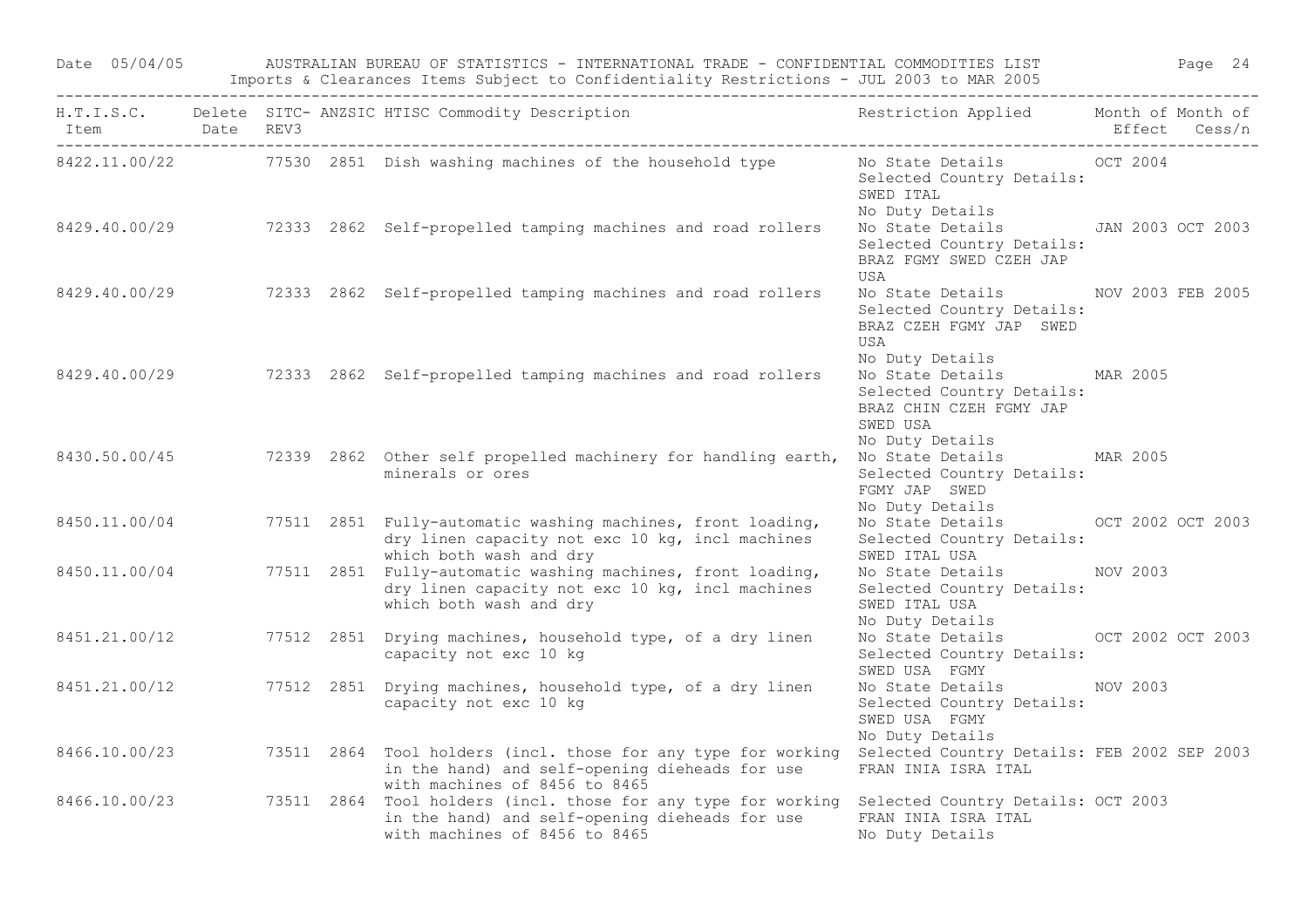Date 05/04/05 AUSTRALIAN BUREAU OF STATISTICS - INTERNATIONAL TRADE - CONFIDENTIAL COMMODITIES LIST

Imports & Clearances Items Subject to Confidentiality Restrictions - JUL 2003 to MAR 2005

| H.T.I.S.C. Item | Delete Date | SITC-REV3 | ANZSIC | HTISC Commodity Description | Restriction Applied | Month of Effect | Month of Cess/n |
|---|---|---|---|---|---|---|---|
| 8422.11.00/22 | | 77530 | 2851 | Dish washing machines of the household type | No State Details<br>Selected Country Details:<br>SWED ITAL<br>No Duty Details | OCT 2004 | |
| 8429.40.00/29 | | 72333 | 2862 | Self-propelled tamping machines and road rollers | No State Details<br>Selected Country Details:<br>BRAZ FGMY SWED CZEH JAP<br>USA | JAN 2003 | OCT 2003 |
| 8429.40.00/29 | | 72333 | 2862 | Self-propelled tamping machines and road rollers | No State Details<br>Selected Country Details:<br>BRAZ CZEH FGMY JAP SWED<br>USA<br>No Duty Details | NOV 2003 | FEB 2005 |
| 8429.40.00/29 | | 72333 | 2862 | Self-propelled tamping machines and road rollers | No State Details<br>Selected Country Details:<br>BRAZ CHIN CZEH FGMY JAP<br>SWED USA<br>No Duty Details | MAR 2005 | |
| 8430.50.00/45 | | 72339 | 2862 | Other self propelled machinery for handling earth, minerals or ores | No State Details<br>Selected Country Details:<br>FGMY JAP SWED<br>No Duty Details | MAR 2005 | |
| 8450.11.00/04 | | 77511 | 2851 | Fully-automatic washing machines, front loading, dry linen capacity not exc 10 kg, incl machines which both wash and dry | No State Details<br>Selected Country Details:<br>SWED ITAL USA | OCT 2002 | OCT 2003 |
| 8450.11.00/04 | | 77511 | 2851 | Fully-automatic washing machines, front loading, dry linen capacity not exc 10 kg, incl machines which both wash and dry | No State Details<br>Selected Country Details:<br>SWED ITAL USA<br>No Duty Details | NOV 2003 | |
| 8451.21.00/12 | | 77512 | 2851 | Drying machines, household type, of a dry linen capacity not exc 10 kg | No State Details<br>Selected Country Details:<br>SWED USA FGMY | OCT 2002 | OCT 2003 |
| 8451.21.00/12 | | 77512 | 2851 | Drying machines, household type, of a dry linen capacity not exc 10 kg | No State Details<br>Selected Country Details:<br>SWED USA FGMY<br>No Duty Details | NOV 2003 | |
| 8466.10.00/23 | | 73511 | 2864 | Tool holders (incl. those for any type for working in the hand) and self-opening dieheads for use with machines of 8456 to 8465 | Selected Country Details:<br>FRAN INIA ISRA ITAL | FEB 2002 | SEP 2003 |
| 8466.10.00/23 | | 73511 | 2864 | Tool holders (incl. those for any type for working in the hand) and self-opening dieheads for use with machines of 8456 to 8465 | Selected Country Details:<br>FRAN INIA ISRA ITAL<br>No Duty Details | OCT 2003 | |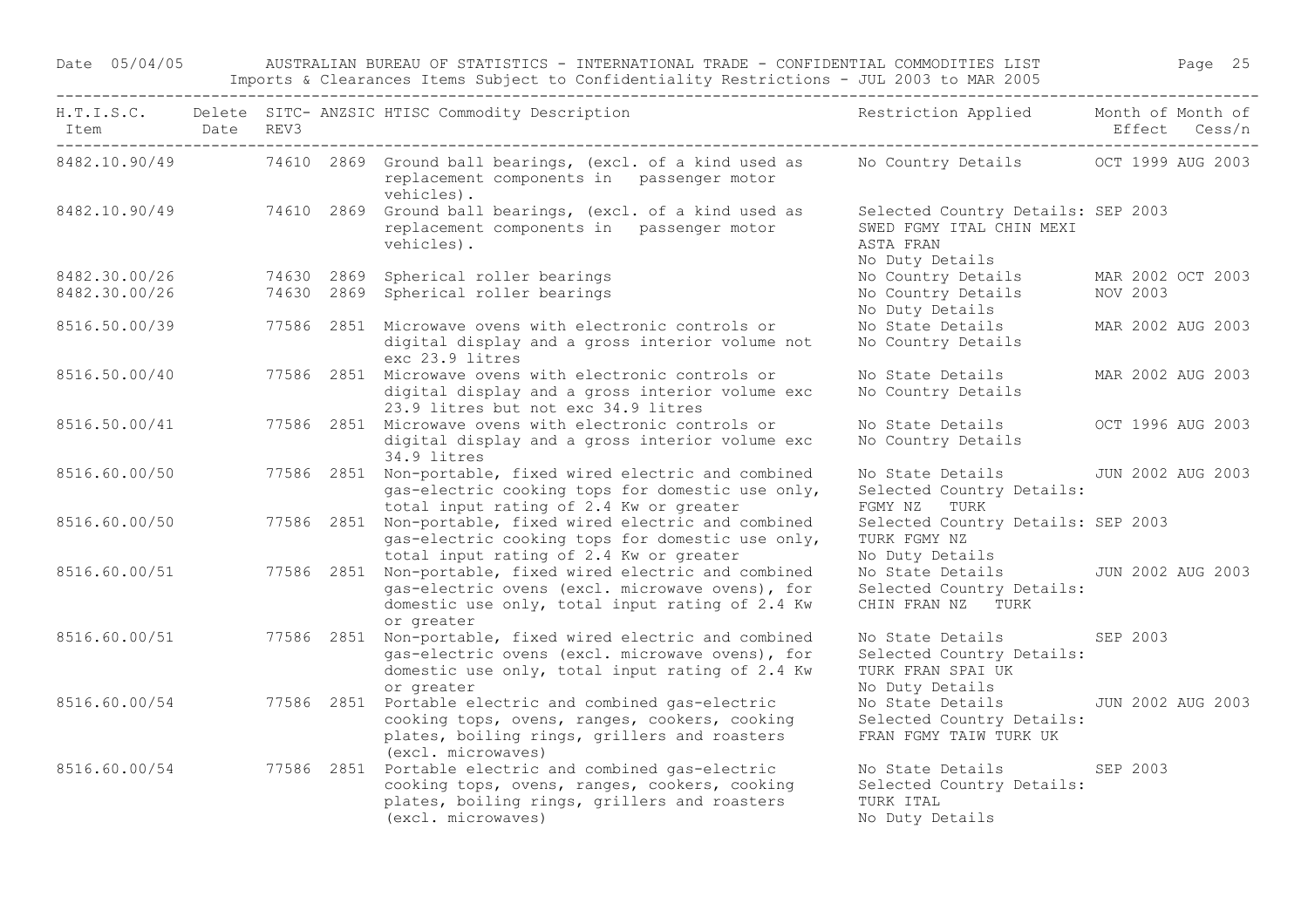# AUSTRALIAN BUREAU OF STATISTICS - INTERNATIONAL TRADE - CONFIDENTIAL COMMODITIES LIST

Imports & Clearances Items Subject to Confidentiality Restrictions - JUL 2003 to MAR 2005

Date 05/04/05

| H.T.I.S.C. Item | Delete Date | SITC-REV3 | ANZSIC | HTISC Commodity Description | Restriction Applied | Month of Effect | Month of Cess/n |
|---|---|---|---|---|---|---|---|
| 8482.10.90/49 | | 74610 | 2869 | Ground ball bearings, (excl. of a kind used as replacement components in passenger motor vehicles). | No Country Details | OCT 1999 | AUG 2003 |
| 8482.10.90/49 | | 74610 | 2869 | Ground ball bearings, (excl. of a kind used as replacement components in passenger motor vehicles). | Selected Country Details: SWED FGMY ITAL CHIN MEXI ASTA FRAN<br>No Duty Details | SEP 2003 | |
| 8482.30.00/26 | | 74630 | 2869 | Spherical roller bearings | No Country Details | MAR 2002 | OCT 2003 |
| 8482.30.00/26 | | 74630 | 2869 | Spherical roller bearings | No Country Details<br>No Duty Details | NOV 2003 | |
| 8516.50.00/39 | | 77586 | 2851 | Microwave ovens with electronic controls or digital display and a gross interior volume not exc 23.9 litres | No State Details<br>No Country Details | MAR 2002 | AUG 2003 |
| 8516.50.00/40 | | 77586 | 2851 | Microwave ovens with electronic controls or digital display and a gross interior volume exc 23.9 litres but not exc 34.9 litres | No State Details<br>No Country Details | MAR 2002 | AUG 2003 |
| 8516.50.00/41 | | 77586 | 2851 | Microwave ovens with electronic controls or digital display and a gross interior volume exc 34.9 litres | No State Details<br>No Country Details | OCT 1996 | AUG 2003 |
| 8516.60.00/50 | | 77586 | 2851 | Non-portable, fixed wired electric and combined gas-electric cooking tops for domestic use only, total input rating of 2.4 Kw or greater | No State Details<br>Selected Country Details: FGMY NZ TURK | JUN 2002 | AUG 2003 |
| 8516.60.00/50 | | 77586 | 2851 | Non-portable, fixed wired electric and combined gas-electric cooking tops for domestic use only, total input rating of 2.4 Kw or greater | Selected Country Details: TURK FGMY NZ<br>No Duty Details | SEP 2003 | |
| 8516.60.00/51 | | 77586 | 2851 | Non-portable, fixed wired electric and combined gas-electric ovens (excl. microwave ovens), for domestic use only, total input rating of 2.4 Kw or greater | No State Details<br>Selected Country Details: CHIN FRAN NZ TURK | JUN 2002 | AUG 2003 |
| 8516.60.00/51 | | 77586 | 2851 | Non-portable, fixed wired electric and combined gas-electric ovens (excl. microwave ovens), for domestic use only, total input rating of 2.4 Kw or greater | No State Details<br>Selected Country Details: TURK FRAN SPAI UK<br>No Duty Details | SEP 2003 | |
| 8516.60.00/54 | | 77586 | 2851 | Portable electric and combined gas-electric cooking tops, ovens, ranges, cookers, cooking plates, boiling rings, grillers and roasters (excl. microwaves) | No State Details<br>Selected Country Details: FRAN FGMY TAIW TURK UK | JUN 2002 | AUG 2003 |
| 8516.60.00/54 | | 77586 | 2851 | Portable electric and combined gas-electric cooking tops, ovens, ranges, cookers, cooking plates, boiling rings, grillers and roasters (excl. microwaves) | No State Details<br>Selected Country Details: TURK ITAL<br>No Duty Details | SEP 2003 | |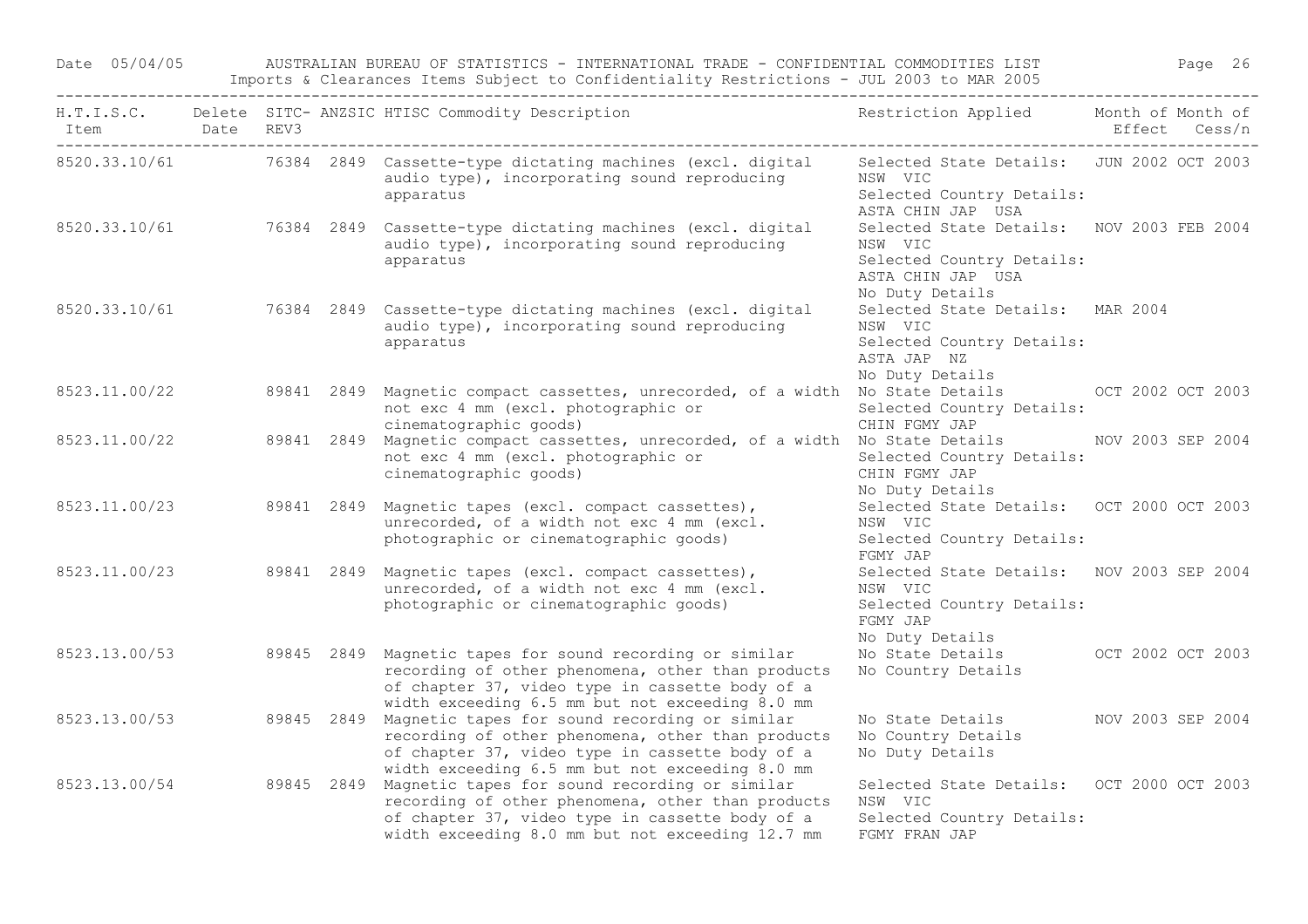| H.T.I.S.C. Item | Delete Date | SITC-REV3 | ANZSIC | HTISC Commodity Description | Restriction Applied | Month of Effect | Month of Cess/n |
|---|---|---|---|---|---|---|---|
| 8520.33.10/61 | | 76384 | 2849 | Cassette-type dictating machines (excl. digital audio type), incorporating sound reproducing apparatus | Selected State Details: NSW VIC Selected Country Details: ASTA CHIN JAP USA | JUN 2002 | OCT 2003 |
| 8520.33.10/61 | | 76384 | 2849 | Cassette-type dictating machines (excl. digital audio type), incorporating sound reproducing apparatus | Selected State Details: NSW VIC Selected Country Details: ASTA CHIN JAP USA No Duty Details | NOV 2003 | FEB 2004 |
| 8520.33.10/61 | | 76384 | 2849 | Cassette-type dictating machines (excl. digital audio type), incorporating sound reproducing apparatus | Selected State Details: NSW VIC Selected Country Details: ASTA JAP NZ No Duty Details | MAR 2004 | |
| 8523.11.00/22 | | 89841 | 2849 | Magnetic compact cassettes, unrecorded, of a width not exc 4 mm (excl. photographic or cinematographic goods) | No State Details Selected Country Details: CHIN FGMY JAP | OCT 2002 | OCT 2003 |
| 8523.11.00/22 | | 89841 | 2849 | Magnetic compact cassettes, unrecorded, of a width not exc 4 mm (excl. photographic or cinematographic goods) | No State Details Selected Country Details: CHIN FGMY JAP No Duty Details | NOV 2003 | SEP 2004 |
| 8523.11.00/23 | | 89841 | 2849 | Magnetic tapes (excl. compact cassettes), unrecorded, of a width not exc 4 mm (excl. photographic or cinematographic goods) | Selected State Details: NSW VIC Selected Country Details: FGMY JAP | OCT 2000 | OCT 2003 |
| 8523.11.00/23 | | 89841 | 2849 | Magnetic tapes (excl. compact cassettes), unrecorded, of a width not exc 4 mm (excl. photographic or cinematographic goods) | Selected State Details: NSW VIC Selected Country Details: FGMY JAP No Duty Details | NOV 2003 | SEP 2004 |
| 8523.13.00/53 | | 89845 | 2849 | Magnetic tapes for sound recording or similar recording of other phenomena, other than products of chapter 37, video type in cassette body of a width exceeding 6.5 mm but not exceeding 8.0 mm | No State Details No Country Details | OCT 2002 | OCT 2003 |
| 8523.13.00/53 | | 89845 | 2849 | Magnetic tapes for sound recording or similar recording of other phenomena, other than products of chapter 37, video type in cassette body of a width exceeding 6.5 mm but not exceeding 8.0 mm | No State Details No Country Details No Duty Details | NOV 2003 | SEP 2004 |
| 8523.13.00/54 | | 89845 | 2849 | Magnetic tapes for sound recording or similar recording of other phenomena, other than products of chapter 37, video type in cassette body of a width exceeding 8.0 mm but not exceeding 12.7 mm | Selected State Details: NSW VIC Selected Country Details: FGMY FRAN JAP | OCT 2000 | OCT 2003 |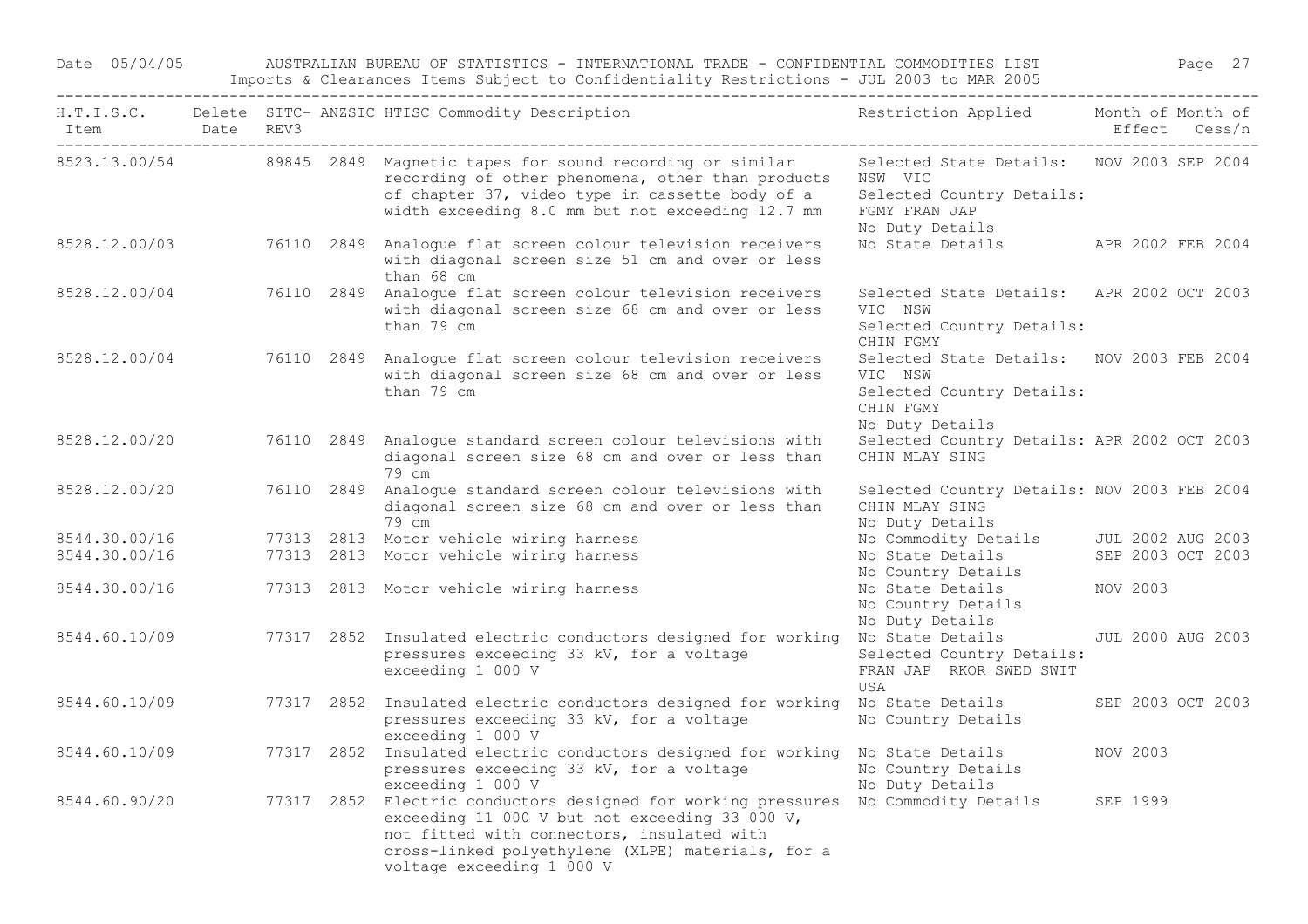Date 05/04/05 AUSTRALIAN BUREAU OF STATISTICS - INTERNATIONAL TRADE - CONFIDENTIAL COMMODITIES LIST

Imports & Clearances Items Subject to Confidentiality Restrictions - JUL 2003 to MAR 2005

| H.T.I.S.C. Item | Delete Date | SITC-REV3 | ANZSIC | HTISC Commodity Description | Restriction Applied | Month of Effect | Month of Cess/n |
|---|---|---|---|---|---|---|---|
| 8523.13.00/54 | | 89845 | 2849 | Magnetic tapes for sound recording or similar recording of other phenomena, other than products of chapter 37, video type in cassette body of a width exceeding 8.0 mm but not exceeding 12.7 mm | Selected State Details: NSW VIC Selected Country Details: FGMY FRAN JAP No Duty Details | NOV 2003 | SEP 2004 |
| 8528.12.00/03 | | 76110 | 2849 | Analogue flat screen colour television receivers with diagonal screen size 51 cm and over or less than 68 cm | No State Details | APR 2002 | FEB 2004 |
| 8528.12.00/04 | | 76110 | 2849 | Analogue flat screen colour television receivers with diagonal screen size 68 cm and over or less than 79 cm | Selected State Details: VIC NSW Selected Country Details: CHIN FGMY | APR 2002 | OCT 2003 |
| 8528.12.00/04 | | 76110 | 2849 | Analogue flat screen colour television receivers with diagonal screen size 68 cm and over or less than 79 cm | Selected State Details: VIC NSW Selected Country Details: CHIN FGMY No Duty Details | NOV 2003 | FEB 2004 |
| 8528.12.00/20 | | 76110 | 2849 | Analogue standard screen colour televisions with diagonal screen size 68 cm and over or less than 79 cm | Selected Country Details: CHIN MLAY SING | APR 2002 | OCT 2003 |
| 8528.12.00/20 | | 76110 | 2849 | Analogue standard screen colour televisions with diagonal screen size 68 cm and over or less than 79 cm | Selected Country Details: CHIN MLAY SING No Duty Details | NOV 2003 | FEB 2004 |
| 8544.30.00/16 | | 77313 | 2813 | Motor vehicle wiring harness | No Commodity Details | JUL 2002 | AUG 2003 |
| 8544.30.00/16 | | 77313 | 2813 | Motor vehicle wiring harness | No State Details No Country Details | SEP 2003 | OCT 2003 |
| 8544.30.00/16 | | 77313 | 2813 | Motor vehicle wiring harness | No State Details No Country Details No Duty Details | NOV 2003 | |
| 8544.60.10/09 | | 77317 | 2852 | Insulated electric conductors designed for working pressures exceeding 33 kV, for a voltage exceeding 1 000 V | No State Details Selected Country Details: FRAN JAP RKOR SWED SWIT USA | JUL 2000 | AUG 2003 |
| 8544.60.10/09 | | 77317 | 2852 | Insulated electric conductors designed for working pressures exceeding 33 kV, for a voltage exceeding 1 000 V | No State Details No Country Details | SEP 2003 | OCT 2003 |
| 8544.60.10/09 | | 77317 | 2852 | Insulated electric conductors designed for working pressures exceeding 33 kV, for a voltage exceeding 1 000 V | No State Details No Country Details No Duty Details | NOV 2003 | |
| 8544.60.90/20 | | 77317 | 2852 | Electric conductors designed for working pressures exceeding 11 000 V but not exceeding 33 000 V, not fitted with connectors, insulated with cross-linked polyethylene (XLPE) materials, for a voltage exceeding 1 000 V | No Commodity Details | SEP 1999 | |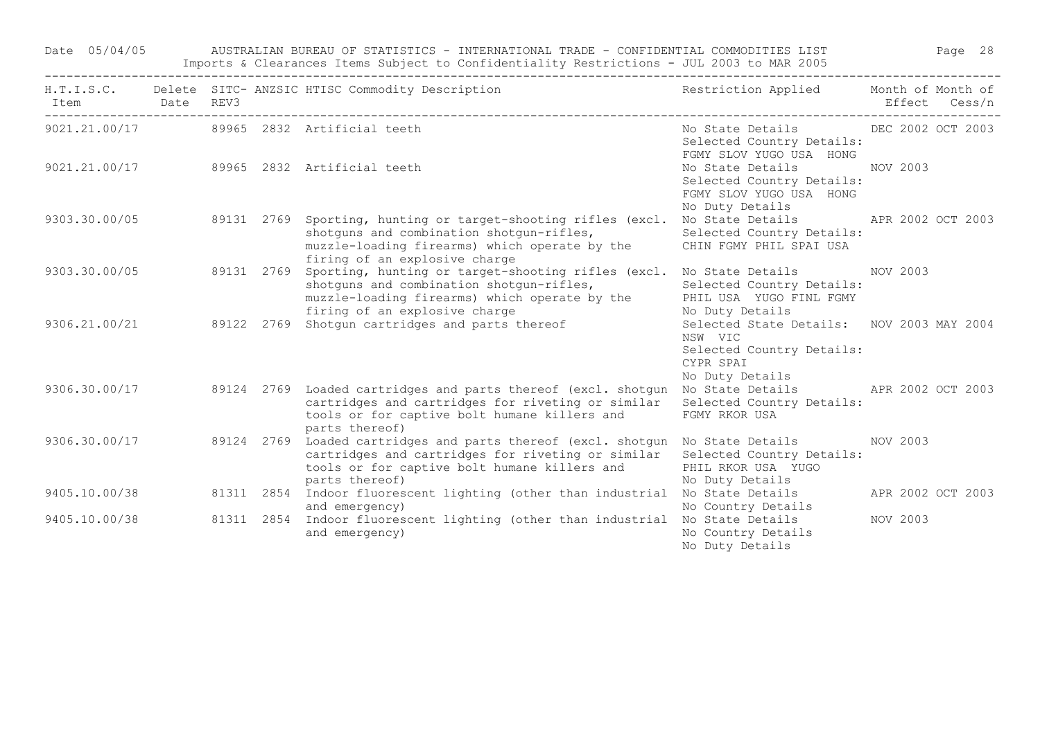| H.T.I.S.C. Item | Delete Date | SITC-REV3 | ANZSIC | HTISC Commodity Description | Restriction Applied | Month of Effect | Month of Cess/n |
|---|---|---|---|---|---|---|---|
| 9021.21.00/17 | | 89965 | 2832 | Artificial teeth | No State Details<br>Selected Country Details:<br>FGMY SLOV YUGO USA HONG | DEC 2002 | OCT 2003 |
| 9021.21.00/17 | | 89965 | 2832 | Artificial teeth | No State Details<br>Selected Country Details:<br>FGMY SLOV YUGO USA HONG<br>No Duty Details | NOV 2003 | |
| 9303.30.00/05 | | 89131 | 2769 | Sporting, hunting or target-shooting rifles (excl. shotguns and combination shotgun-rifles, muzzle-loading firearms) which operate by the firing of an explosive charge | No State Details<br>Selected Country Details:<br>CHIN FGMY PHIL SPAI USA | APR 2002 | OCT 2003 |
| 9303.30.00/05 | | 89131 | 2769 | Sporting, hunting or target-shooting rifles (excl. shotguns and combination shotgun-rifles, muzzle-loading firearms) which operate by the firing of an explosive charge | No State Details<br>Selected Country Details:<br>PHIL USA YUGO FINL FGMY<br>No Duty Details | NOV 2003 | |
| 9306.21.00/21 | | 89122 | 2769 | Shotgun cartridges and parts thereof | Selected State Details:<br>NSW VIC<br>Selected Country Details:<br>CYPR SPAI<br>No Duty Details | NOV 2003 | MAY 2004 |
| 9306.30.00/17 | | 89124 | 2769 | Loaded cartridges and parts thereof (excl. shotgun cartridges and cartridges for riveting or similar tools or for captive bolt humane killers and parts thereof) | No State Details<br>Selected Country Details:<br>FGMY RKOR USA | APR 2002 | OCT 2003 |
| 9306.30.00/17 | | 89124 | 2769 | Loaded cartridges and parts thereof (excl. shotgun cartridges and cartridges for riveting or similar tools or for captive bolt humane killers and parts thereof) | No State Details<br>Selected Country Details:<br>PHIL RKOR USA YUGO<br>No Duty Details | NOV 2003 | |
| 9405.10.00/38 | | 81311 | 2854 | Indoor fluorescent lighting (other than industrial and emergency) | No State Details<br>No Country Details | APR 2002 | OCT 2003 |
| 9405.10.00/38 | | 81311 | 2854 | Indoor fluorescent lighting (other than industrial and emergency) | No State Details<br>No Country Details<br>No Duty Details | NOV 2003 | |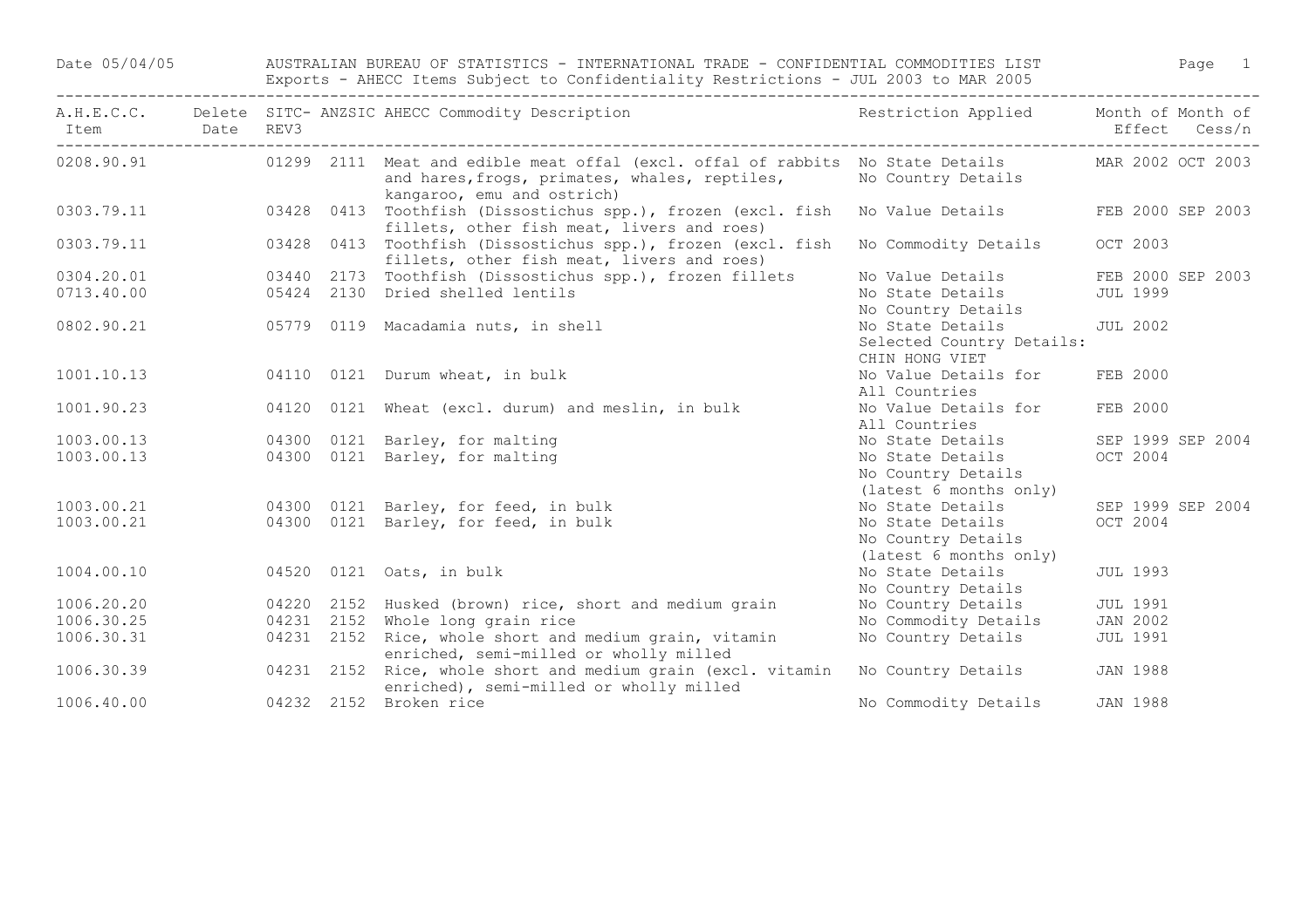AUSTRALIAN BUREAU OF STATISTICS - INTERNATIONAL TRADE - CONFIDENTIAL COMMODITIES LIST

Exports - AHECC Items Subject to Confidentiality Restrictions - JUL 2003 to MAR 2005

Date 05/04/05

| A.H.E.C.C. Item | Delete Date | SITC-REV3 | ANZSIC | AHECC Commodity Description | Restriction Applied | Month of Effect | Month of Cess/n |
|---|---|---|---|---|---|---|---|
| 0208.90.91 | | 01299 | 2111 | Meat and edible meat offal (excl. offal of rabbits and hares,frogs, primates, whales, reptiles, kangaroo, emu and ostrich) | No State Details No Country Details | MAR 2002 | OCT 2003 |
| 0303.79.11 | | 03428 | 0413 | Toothfish (Dissostichus spp.), frozen (excl. fish fillets, other fish meat, livers and roes) | No Value Details | FEB 2000 | SEP 2003 |
| 0303.79.11 | | 03428 | 0413 | Toothfish (Dissostichus spp.), frozen (excl. fish fillets, other fish meat, livers and roes) | No Commodity Details | OCT 2003 | |
| 0304.20.01 | | 03440 | 2173 | Toothfish (Dissostichus spp.), frozen fillets | No Value Details | FEB 2000 | SEP 2003 |
| 0713.40.00 | | 05424 | 2130 | Dried shelled lentils | No State Details No Country Details | JUL 1999 | |
| 0802.90.21 | | 05779 | 0119 | Macadamia nuts, in shell | No State Details Selected Country Details: CHIN HONG VIET | JUL 2002 | |
| 1001.10.13 | | 04110 | 0121 | Durum wheat, in bulk | No Value Details for All Countries | FEB 2000 | |
| 1001.90.23 | | 04120 | 0121 | Wheat (excl. durum) and meslin, in bulk | No Value Details for All Countries | FEB 2000 | |
| 1003.00.13 | | 04300 | 0121 | Barley, for malting | No State Details | SEP 1999 | SEP 2004 |
| 1003.00.13 | | 04300 | 0121 | Barley, for malting | No State Details No Country Details (latest 6 months only) | OCT 2004 | |
| 1003.00.21 | | 04300 | 0121 | Barley, for feed, in bulk | No State Details | SEP 1999 | SEP 2004 |
| 1003.00.21 | | 04300 | 0121 | Barley, for feed, in bulk | No State Details No Country Details (latest 6 months only) | OCT 2004 | |
| 1004.00.10 | | 04520 | 0121 | Oats, in bulk | No State Details No Country Details | JUL 1993 | |
| 1006.20.20 | | 04220 | 2152 | Husked (brown) rice, short and medium grain | No Country Details | JUL 1991 | |
| 1006.30.25 | | 04231 | 2152 | Whole long grain rice | No Commodity Details | JAN 2002 | |
| 1006.30.31 | | 04231 | 2152 | Rice, whole short and medium grain, vitamin enriched, semi-milled or wholly milled | No Country Details | JUL 1991 | |
| 1006.30.39 | | 04231 | 2152 | Rice, whole short and medium grain (excl. vitamin enriched), semi-milled or wholly milled | No Country Details | JAN 1988 | |
| 1006.40.00 | | 04232 | 2152 | Broken rice | No Commodity Details | JAN 1988 | |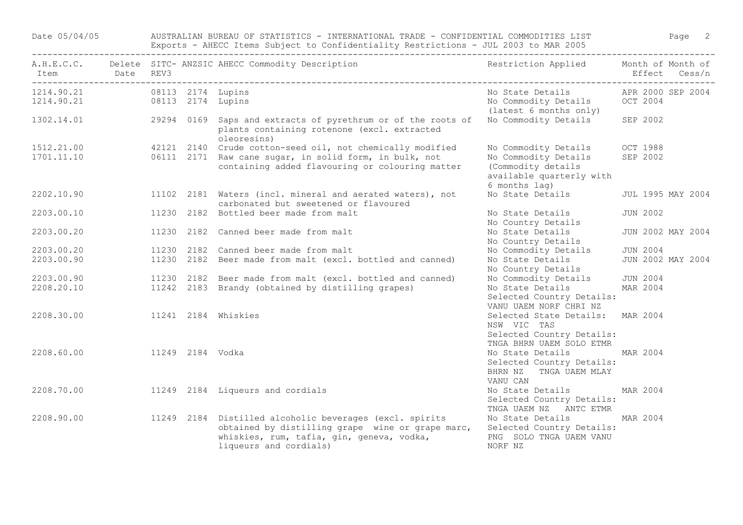Date 05/04/05 AUSTRALIAN BUREAU OF STATISTICS - INTERNATIONAL TRADE - CONFIDENTIAL COMMODITIES LIST

Exports - AHECC Items Subject to Confidentiality Restrictions - JUL 2003 to MAR 2005

| A.H.E.C.C. Item | Delete Date | SITC- REV3 | ANZSIC | AHECC Commodity Description | Restriction Applied | Month of Effect | Month of Cess/n |
|---|---|---|---|---|---|---|---|
| 1214.90.21 | | 08113 | 2174 | Lupins | No State Details | APR 2000 | SEP 2004 |
| 1214.90.21 | | 08113 | 2174 | Lupins | No Commodity Details (latest 6 months only) | OCT 2004 | |
| 1302.14.01 | | 29294 | 0169 | Saps and extracts of pyrethrum or of the roots of plants containing rotenone (excl. extracted oleoresins) | No Commodity Details | SEP 2002 | |
| 1512.21.00 | | 42121 | 2140 | Crude cotton-seed oil, not chemically modified | No Commodity Details | OCT 1988 | |
| 1701.11.10 | | 06111 | 2171 | Raw cane sugar, in solid form, in bulk, not containing added flavouring or colouring matter | No Commodity Details (Commodity details available quarterly with 6 months lag) | SEP 2002 | |
| 2202.10.90 | | 11102 | 2181 | Waters (incl. mineral and aerated waters), not carbonated but sweetened or flavoured | No State Details | JUL 1995 | MAY 2004 |
| 2203.00.10 | | 11230 | 2182 | Bottled beer made from malt | No State Details No Country Details | JUN 2002 | |
| 2203.00.20 | | 11230 | 2182 | Canned beer made from malt | No State Details No Country Details | JUN 2002 | MAY 2004 |
| 2203.00.20 | | 11230 | 2182 | Canned beer made from malt | No Commodity Details | JUN 2004 | |
| 2203.00.90 | | 11230 | 2182 | Beer made from malt (excl. bottled and canned) | No State Details No Country Details | JUN 2002 | MAY 2004 |
| 2203.00.90 | | 11230 | 2182 | Beer made from malt (excl. bottled and canned) | No Commodity Details | JUN 2004 | |
| 2208.20.10 | | 11242 | 2183 | Brandy (obtained by distilling grapes) | No State Details Selected Country Details: VANU UAEM NORF CHRI NZ | MAR 2004 | |
| 2208.30.00 | | 11241 | 2184 | Whiskies | Selected State Details: NSW VIC TAS Selected Country Details: TNGA BHRN UAEM SOLO ETMR | MAR 2004 | |
| 2208.60.00 | | 11249 | 2184 | Vodka | No State Details Selected Country Details: BHRN NZ TNGA UAEM MLAY VANU CAN | MAR 2004 | |
| 2208.70.00 | | 11249 | 2184 | Liqueurs and cordials | No State Details Selected Country Details: TNGA UAEM NZ ANTC ETMR | MAR 2004 | |
| 2208.90.00 | | 11249 | 2184 | Distilled alcoholic beverages (excl. spirits obtained by distilling grape wine or grape marc, whiskies, rum, tafia, gin, geneva, vodka, liqueurs and cordials) | No State Details Selected Country Details: PNG SOLO TNGA UAEM VANU NORF NZ | MAR 2004 | |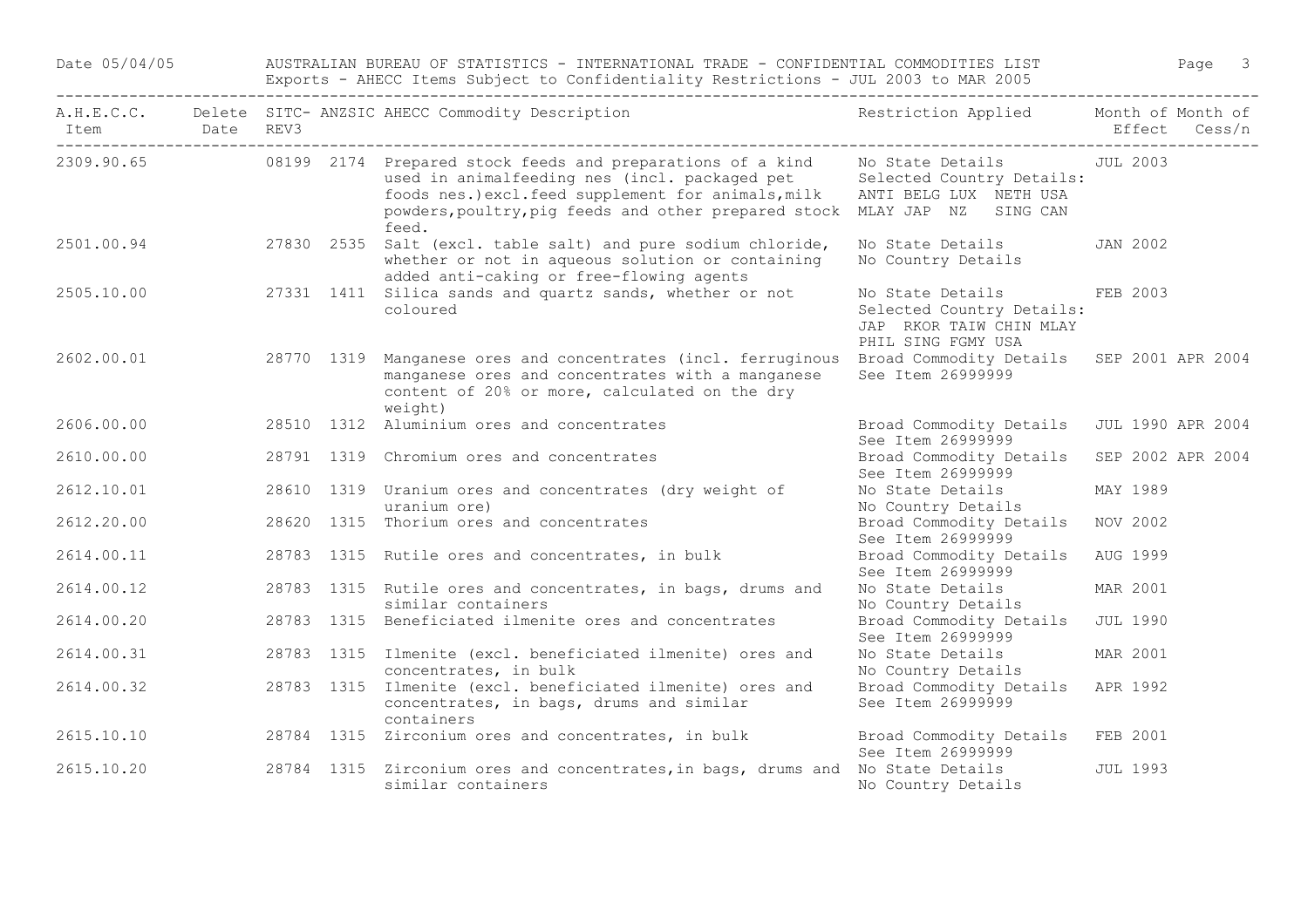# AUSTRALIAN BUREAU OF STATISTICS - INTERNATIONAL TRADE - CONFIDENTIAL COMMODITIES LIST

Exports - AHECC Items Subject to Confidentiality Restrictions - JUL 2003 to MAR 2005

| A.H.E.C.C. Item | Delete Date | SITC-REV3 | ANZSIC | AHECC Commodity Description | Restriction Applied | Month of Effect | Month of Cess/n |
|---|---|---|---|---|---|---|---|
| 2309.90.65 | | 08199 | 2174 | Prepared stock feeds and preparations of a kind used in animalfeeding nes (incl. packaged pet foods nes.)excl.feed supplement for animals,milk powders,poultry,pig feeds and other prepared stock feed. | No State Details Selected Country Details: ANTI BELG LUX NETH USA MLAY JAP NZ SING CAN | JUL 2003 | |
| 2501.00.94 | | 27830 | 2535 | Salt (excl. table salt) and pure sodium chloride, whether or not in aqueous solution or containing added anti-caking or free-flowing agents | No State Details No Country Details | JAN 2002 | |
| 2505.10.00 | | 27331 | 1411 | Silica sands and quartz sands, whether or not coloured | No State Details Selected Country Details: JAP RKOR TAIW CHIN MLAY PHIL SING FGMY USA | FEB 2003 | |
| 2602.00.01 | | 28770 | 1319 | Manganese ores and concentrates (incl. ferruginous manganese ores and concentrates with a manganese content of 20% or more, calculated on the dry weight) | Broad Commodity Details See Item 26999999 | SEP 2001 | APR 2004 |
| 2606.00.00 | | 28510 | 1312 | Aluminium ores and concentrates | Broad Commodity Details See Item 26999999 | JUL 1990 | APR 2004 |
| 2610.00.00 | | 28791 | 1319 | Chromium ores and concentrates | Broad Commodity Details See Item 26999999 | SEP 2002 | APR 2004 |
| 2612.10.01 | | 28610 | 1319 | Uranium ores and concentrates (dry weight of uranium ore) | No State Details No Country Details | MAY 1989 | |
| 2612.20.00 | | 28620 | 1315 | Thorium ores and concentrates | Broad Commodity Details See Item 26999999 | NOV 2002 | |
| 2614.00.11 | | 28783 | 1315 | Rutile ores and concentrates, in bulk | Broad Commodity Details See Item 26999999 | AUG 1999 | |
| 2614.00.12 | | 28783 | 1315 | Rutile ores and concentrates, in bags, drums and similar containers | No State Details No Country Details | MAR 2001 | |
| 2614.00.20 | | 28783 | 1315 | Beneficiated ilmenite ores and concentrates | Broad Commodity Details See Item 26999999 | JUL 1990 | |
| 2614.00.31 | | 28783 | 1315 | Ilmenite (excl. beneficiated ilmenite) ores and concentrates, in bulk | No State Details No Country Details | MAR 2001 | |
| 2614.00.32 | | 28783 | 1315 | Ilmenite (excl. beneficiated ilmenite) ores and concentrates, in bags, drums and similar containers | Broad Commodity Details See Item 26999999 | APR 1992 | |
| 2615.10.10 | | 28784 | 1315 | Zirconium ores and concentrates, in bulk | Broad Commodity Details See Item 26999999 | FEB 2001 | |
| 2615.10.20 | | 28784 | 1315 | Zirconium ores and concentrates,in bags, drums and similar containers | No State Details No Country Details | JUL 1993 | |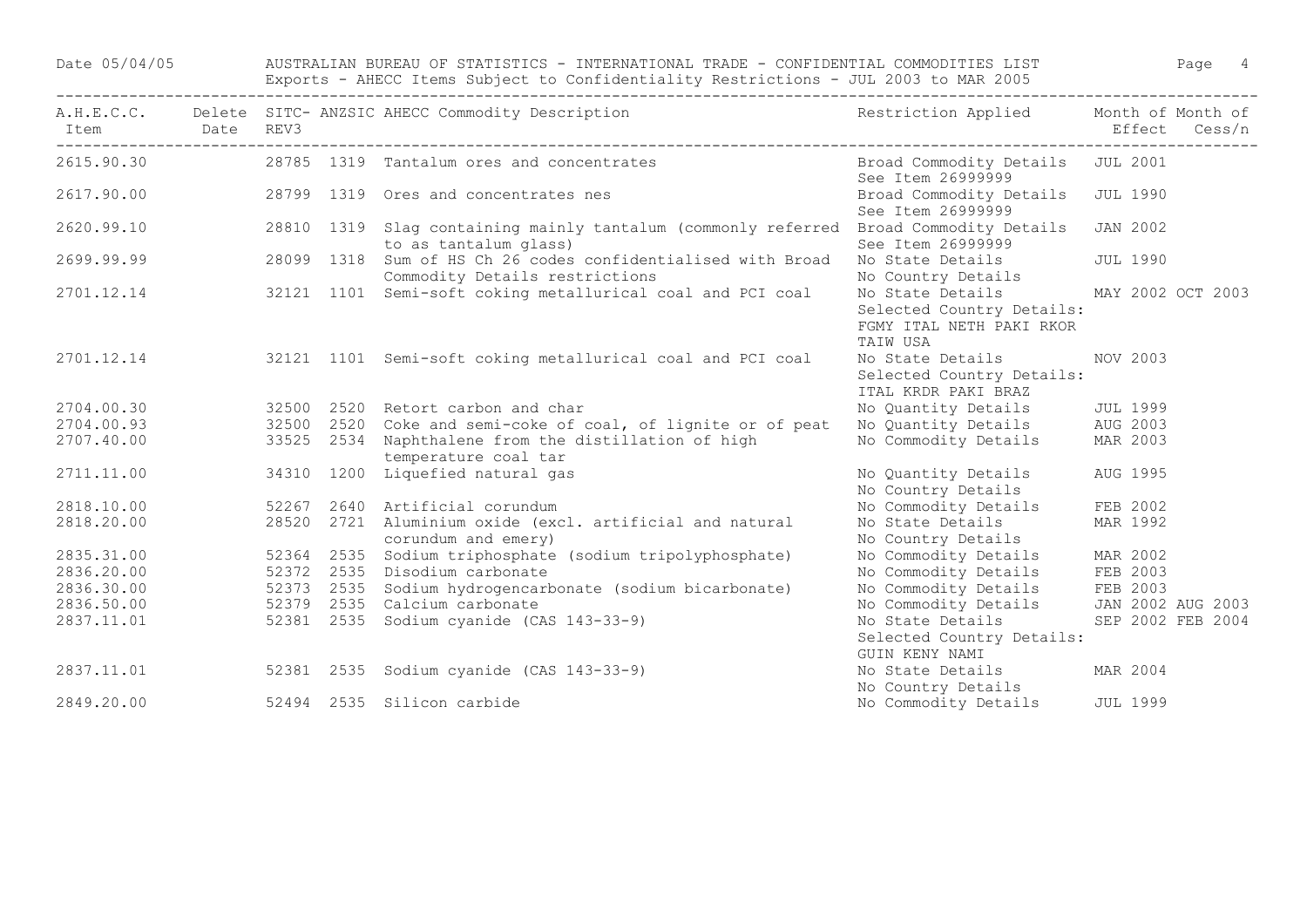| A.H.E.C.C. Item | Delete Date | SITC-REV3 | ANZSIC | AHECC Commodity Description | Restriction Applied | Month of Effect | Month of Cess/n |
|---|---|---|---|---|---|---|---|
| 2615.90.30 | | 28785 | 1319 | Tantalum ores and concentrates | Broad Commodity Details See Item 26999999 | JUL 2001 | |
| 2617.90.00 | | 28799 | 1319 | Ores and concentrates nes | Broad Commodity Details See Item 26999999 | JUL 1990 | |
| 2620.99.10 | | 28810 | 1319 | Slag containing mainly tantalum (commonly referred to as tantalum glass) | Broad Commodity Details See Item 26999999 | JAN 2002 | |
| 2699.99.99 | | 28099 | 1318 | Sum of HS Ch 26 codes confidentialised with Broad Commodity Details restrictions | No State Details No Country Details | JUL 1990 | |
| 2701.12.14 | | 32121 | 1101 | Semi-soft coking metallurical coal and PCI coal | No State Details Selected Country Details: FGMY ITAL NETH PAKI RKOR TAIW USA | MAY 2002 | OCT 2003 |
| 2701.12.14 | | 32121 | 1101 | Semi-soft coking metallurical coal and PCI coal | No State Details Selected Country Details: ITAL KRDR PAKI BRAZ | NOV 2003 | |
| 2704.00.30 | | 32500 | 2520 | Retort carbon and char | No Quantity Details | JUL 1999 | |
| 2704.00.93 | | 32500 | 2520 | Coke and semi-coke of coal, of lignite or of peat | No Quantity Details | AUG 2003 | |
| 2707.40.00 | | 33525 | 2534 | Naphthalene from the distillation of high temperature coal tar | No Commodity Details | MAR 2003 | |
| 2711.11.00 | | 34310 | 1200 | Liquefied natural gas | No Quantity Details No Country Details | AUG 1995 | |
| 2818.10.00 | | 52267 | 2640 | Artificial corundum | No Commodity Details | FEB 2002 | |
| 2818.20.00 | | 28520 | 2721 | Aluminium oxide (excl. artificial and natural corundum and emery) | No State Details No Country Details | MAR 1992 | |
| 2835.31.00 | | 52364 | 2535 | Sodium triphosphate (sodium tripolyphosphate) | No Commodity Details | MAR 2002 | |
| 2836.20.00 | | 52372 | 2535 | Disodium carbonate | No Commodity Details | FEB 2003 | |
| 2836.30.00 | | 52373 | 2535 | Sodium hydrogencarbonate (sodium bicarbonate) | No Commodity Details | FEB 2003 | |
| 2836.50.00 | | 52379 | 2535 | Calcium carbonate | No Commodity Details | JAN 2002 | AUG 2003 |
| 2837.11.01 | | 52381 | 2535 | Sodium cyanide (CAS 143-33-9) | No State Details Selected Country Details: GUIN KENY NAMI | SEP 2002 | FEB 2004 |
| 2837.11.01 | | 52381 | 2535 | Sodium cyanide (CAS 143-33-9) | No State Details No Country Details | MAR 2004 | |
| 2849.20.00 | | 52494 | 2535 | Silicon carbide | No Commodity Details | JUL 1999 | |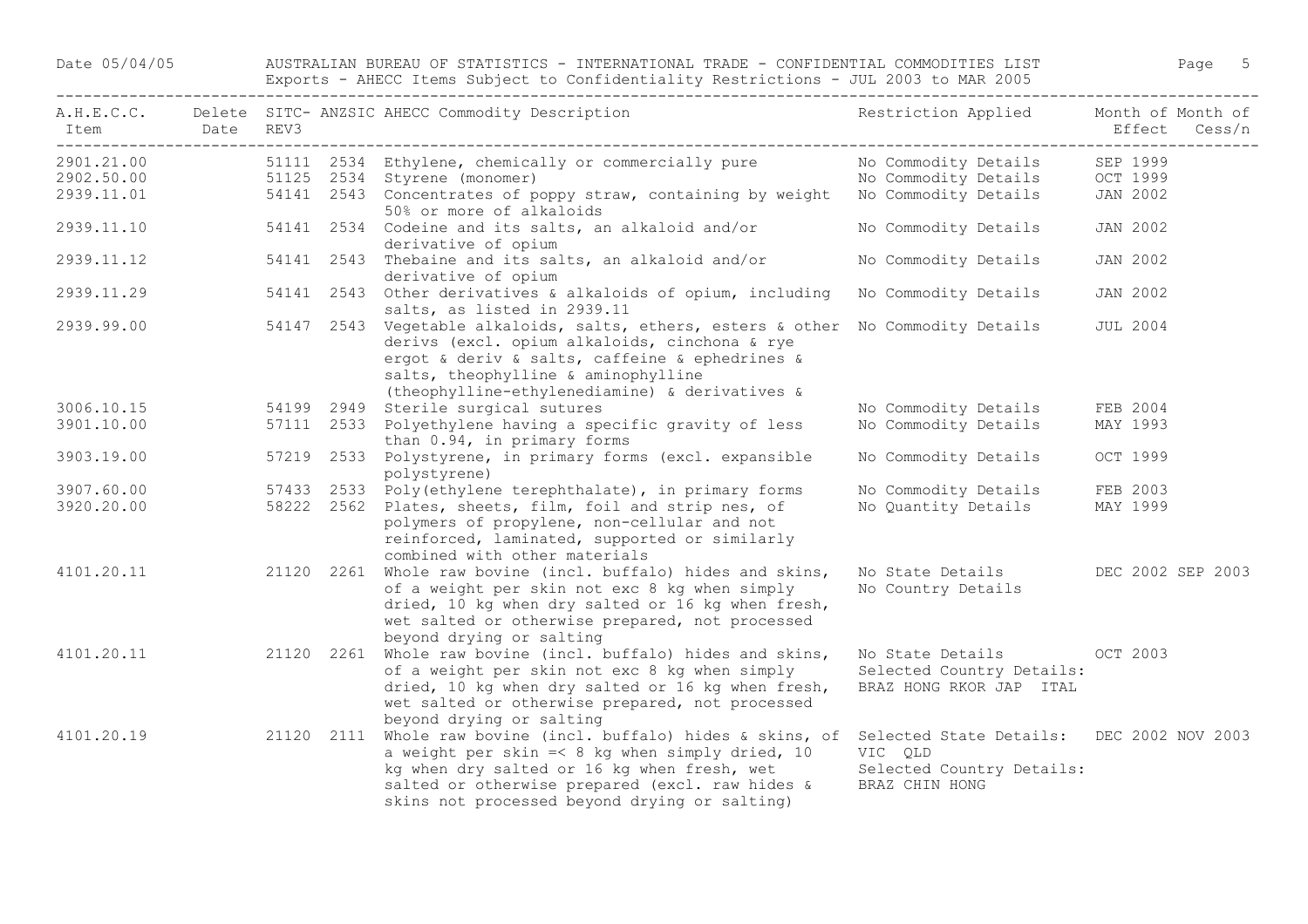| A.H.E.C.C. Item | Delete Date | SITC-REV3 | ANZSIC | AHECC Commodity Description | Restriction Applied | Month of Effect | Month of Cess/n |
|---|---|---|---|---|---|---|---|
| 2901.21.00 | | 51111 | 2534 | Ethylene, chemically or commercially pure | No Commodity Details | SEP 1999 | |
| 2902.50.00 | | 51125 | 2534 | Styrene (monomer) | No Commodity Details | OCT 1999 | |
| 2939.11.01 | | 54141 | 2543 | Concentrates of poppy straw, containing by weight 50% or more of alkaloids | No Commodity Details | JAN 2002 | |
| 2939.11.10 | | 54141 | 2534 | Codeine and its salts, an alkaloid and/or derivative of opium | No Commodity Details | JAN 2002 | |
| 2939.11.12 | | 54141 | 2543 | Thebaine and its salts, an alkaloid and/or derivative of opium | No Commodity Details | JAN 2002 | |
| 2939.11.29 | | 54141 | 2543 | Other derivatives & alkaloids of opium, including salts, as listed in 2939.11 | No Commodity Details | JAN 2002 | |
| 2939.99.00 | | 54147 | 2543 | Vegetable alkaloids, salts, ethers, esters & other derivs (excl. opium alkaloids, cinchona & rye ergot & deriv & salts, caffeine & ephedrines & salts, theophylline & aminophylline (theophylline-ethylenediamine) & derivatives & | No Commodity Details | JUL 2004 | |
| 3006.10.15 | | 54199 | 2949 | Sterile surgical sutures | No Commodity Details | FEB 2004 | |
| 3901.10.00 | | 57111 | 2533 | Polyethylene having a specific gravity of less than 0.94, in primary forms | No Commodity Details | MAY 1993 | |
| 3903.19.00 | | 57219 | 2533 | Polystyrene, in primary forms (excl. expansible polystyrene) | No Commodity Details | OCT 1999 | |
| 3907.60.00 | | 57433 | 2533 | Poly(ethylene terephthalate), in primary forms | No Commodity Details | FEB 2003 | |
| 3920.20.00 | | 58222 | 2562 | Plates, sheets, film, foil and strip nes, of polymers of propylene, non-cellular and not reinforced, laminated, supported or similarly combined with other materials | No Quantity Details | MAY 1999 | |
| 4101.20.11 | | 21120 | 2261 | Whole raw bovine (incl. buffalo) hides and skins, of a weight per skin not exc 8 kg when simply dried, 10 kg when dry salted or 16 kg when fresh, wet salted or otherwise prepared, not processed beyond drying or salting | No State Details No Country Details | DEC 2002 | SEP 2003 |
| 4101.20.11 | | 21120 | 2261 | Whole raw bovine (incl. buffalo) hides and skins, of a weight per skin not exc 8 kg when simply dried, 10 kg when dry salted or 16 kg when fresh, wet salted or otherwise prepared, not processed beyond drying or salting | No State Details Selected Country Details: BRAZ HONG RKOR JAP ITAL | OCT 2003 | |
| 4101.20.19 | | 21120 | 2111 | Whole raw bovine (incl. buffalo) hides & skins, of a weight per skin =< 8 kg when simply dried, 10 kg when dry salted or 16 kg when fresh, wet salted or otherwise prepared (excl. raw hides & skins not processed beyond drying or salting) | Selected State Details: VIC QLD Selected Country Details: BRAZ CHIN HONG | DEC 2002 | NOV 2003 |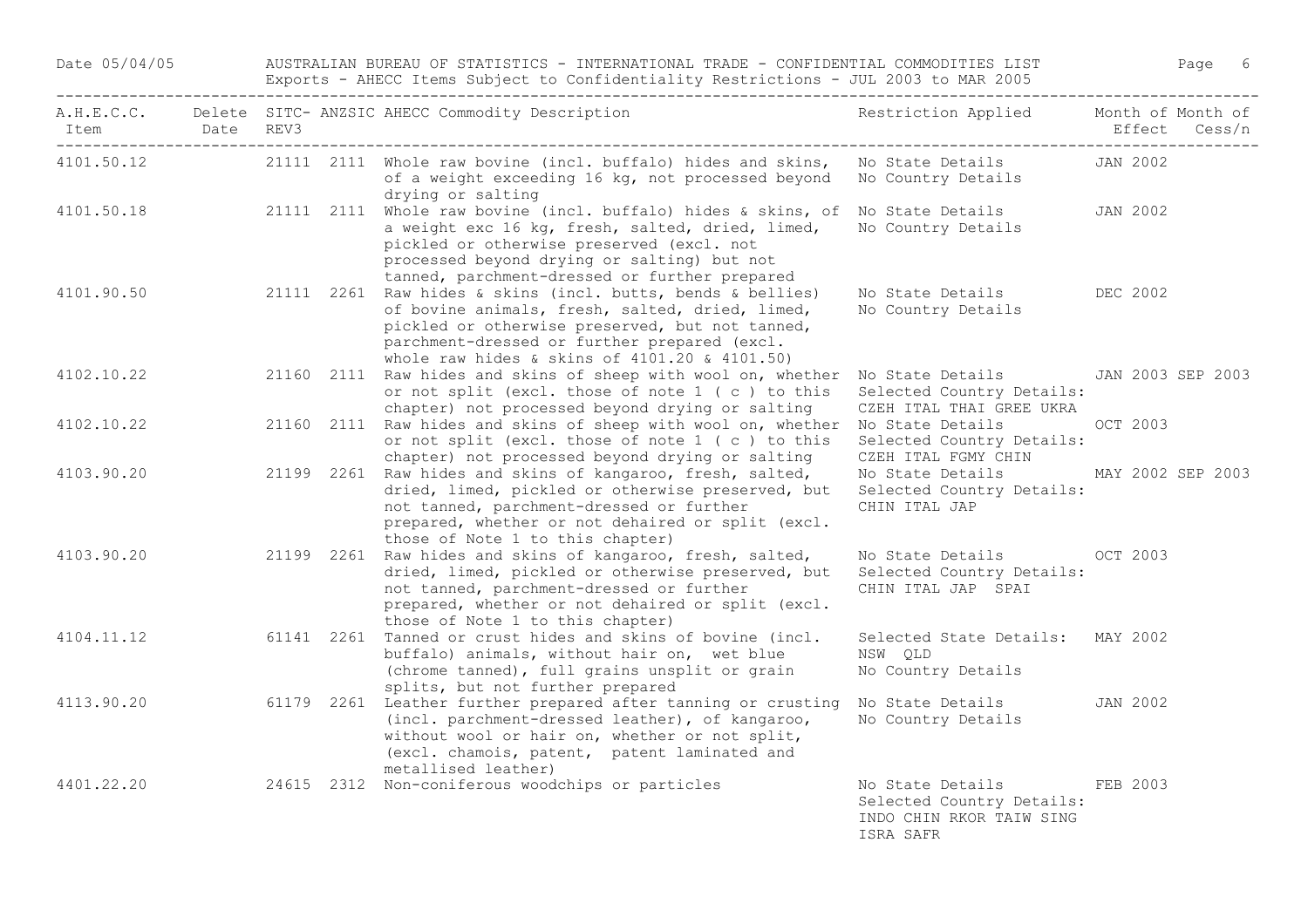Date 05/04/05 AUSTRALIAN BUREAU OF STATISTICS - INTERNATIONAL TRADE - CONFIDENTIAL COMMODITIES LIST

Exports - AHECC Items Subject to Confidentiality Restrictions - JUL 2003 to MAR 2005

| A.H.E.C.C. Item | Delete Date | SITC-REV3 | ANZSIC | AHECC Commodity Description | Restriction Applied | Month of Effect | Month of Cess/n |
|---|---|---|---|---|---|---|---|
| 4101.50.12 | | 21111 | 2111 | Whole raw bovine (incl. buffalo) hides and skins, of a weight exceeding 16 kg, not processed beyond drying or salting | No State Details No Country Details | JAN 2002 | |
| 4101.50.18 | | 21111 | 2111 | Whole raw bovine (incl. buffalo) hides & skins, of a weight exc 16 kg, fresh, salted, dried, limed, pickled or otherwise preserved (excl. not processed beyond drying or salting) but not tanned, parchment-dressed or further prepared | No State Details No Country Details | JAN 2002 | |
| 4101.90.50 | | 21111 | 2261 | Raw hides & skins (incl. butts, bends & bellies) of bovine animals, fresh, salted, dried, limed, pickled or otherwise preserved, but not tanned, parchment-dressed or further prepared (excl. whole raw hides & skins of 4101.20 & 4101.50) | No State Details No Country Details | DEC 2002 | |
| 4102.10.22 | | 21160 | 2111 | Raw hides and skins of sheep with wool on, whether or not split (excl. those of note 1 ( c ) to this chapter) not processed beyond drying or salting | No State Details Selected Country Details: CZEH ITAL THAI GREE UKRA | JAN 2003 | SEP 2003 |
| 4102.10.22 | | 21160 | 2111 | Raw hides and skins of sheep with wool on, whether or not split (excl. those of note 1 ( c ) to this chapter) not processed beyond drying or salting | No State Details Selected Country Details: CZEH ITAL FGMY CHIN | OCT 2003 | |
| 4103.90.20 | | 21199 | 2261 | Raw hides and skins of kangaroo, fresh, salted, dried, limed, pickled or otherwise preserved, but not tanned, parchment-dressed or further prepared, whether or not dehaired or split (excl. those of Note 1 to this chapter) | No State Details Selected Country Details: CHIN ITAL JAP | MAY 2002 | SEP 2003 |
| 4103.90.20 | | 21199 | 2261 | Raw hides and skins of kangaroo, fresh, salted, dried, limed, pickled or otherwise preserved, but not tanned, parchment-dressed or further prepared, whether or not dehaired or split (excl. those of Note 1 to this chapter) | No State Details Selected Country Details: CHIN ITAL JAP SPAI | OCT 2003 | |
| 4104.11.12 | | 61141 | 2261 | Tanned or crust hides and skins of bovine (incl. buffalo) animals, without hair on, wet blue (chrome tanned), full grains unsplit or grain splits, but not further prepared | Selected State Details: NSW QLD No Country Details | MAY 2002 | |
| 4113.90.20 | | 61179 | 2261 | Leather further prepared after tanning or crusting (incl. parchment-dressed leather), of kangaroo, without wool or hair on, whether or not split, (excl. chamois, patent, patent laminated and metallised leather) | No State Details No Country Details | JAN 2002 | |
| 4401.22.20 | | 24615 | 2312 | Non-coniferous woodchips or particles | No State Details Selected Country Details: INDO CHIN RKOR TAIW SING ISRA SAFR | FEB 2003 | |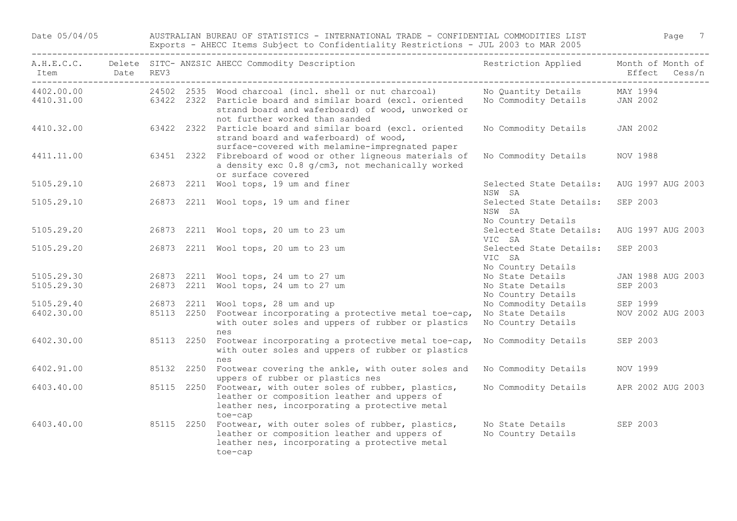# AUSTRALIAN BUREAU OF STATISTICS - INTERNATIONAL TRADE - CONFIDENTIAL COMMODITIES LIST

Exports - AHECC Items Subject to Confidentiality Restrictions - JUL 2003 to MAR 2005

Date 05/04/05

| A.H.E.C.C. Item | Delete Date | SITC-REV3 | ANZSIC | AHECC Commodity Description | Restriction Applied | Month of Effect | Month of Cess/n |
|---|---|---|---|---|---|---|---|
| 4402.00.00 | | 24502 | 2535 | Wood charcoal (incl. shell or nut charcoal) | No Quantity Details | MAY 1994 | |
| 4410.31.00 | | 63422 | 2322 | Particle board and similar board (excl. oriented strand board and waferboard) of wood, unworked or not further worked than sanded | No Commodity Details | JAN 2002 | |
| 4410.32.00 | | 63422 | 2322 | Particle board and similar board (excl. oriented strand board and waferboard) of wood, surface-covered with melamine-impregnated paper | No Commodity Details | JAN 2002 | |
| 4411.11.00 | | 63451 | 2322 | Fibreboard of wood or other ligneous materials of a density exc 0.8 g/cm3, not mechanically worked or surface covered | No Commodity Details | NOV 1988 | |
| 5105.29.10 | | 26873 | 2211 | Wool tops, 19 um and finer | Selected State Details: NSW SA | AUG 1997 | AUG 2003 |
| 5105.29.10 | | 26873 | 2211 | Wool tops, 19 um and finer | Selected State Details: NSW SA No Country Details | SEP 2003 | |
| 5105.29.20 | | 26873 | 2211 | Wool tops, 20 um to 23 um | Selected State Details: VIC SA | AUG 1997 | AUG 2003 |
| 5105.29.20 | | 26873 | 2211 | Wool tops, 20 um to 23 um | Selected State Details: VIC SA No Country Details | SEP 2003 | |
| 5105.29.30 | | 26873 | 2211 | Wool tops, 24 um to 27 um | No State Details | JAN 1988 | AUG 2003 |
| 5105.29.30 | | 26873 | 2211 | Wool tops, 24 um to 27 um | No State Details No Country Details | SEP 2003 | |
| 5105.29.40 | | 26873 | 2211 | Wool tops, 28 um and up | No Commodity Details | SEP 1999 | |
| 6402.30.00 | | 85113 | 2250 | Footwear incorporating a protective metal toe-cap, with outer soles and uppers of rubber or plastics nes | No State Details No Country Details | NOV 2002 | AUG 2003 |
| 6402.30.00 | | 85113 | 2250 | Footwear incorporating a protective metal toe-cap, with outer soles and uppers of rubber or plastics nes | No Commodity Details | SEP 2003 | |
| 6402.91.00 | | 85132 | 2250 | Footwear covering the ankle, with outer soles and uppers of rubber or plastics nes | No Commodity Details | NOV 1999 | |
| 6403.40.00 | | 85115 | 2250 | Footwear, with outer soles of rubber, plastics, leather or composition leather and uppers of leather nes, incorporating a protective metal toe-cap | No Commodity Details | APR 2002 | AUG 2003 |
| 6403.40.00 | | 85115 | 2250 | Footwear, with outer soles of rubber, plastics, leather or composition leather and uppers of leather nes, incorporating a protective metal toe-cap | No State Details No Country Details | SEP 2003 | |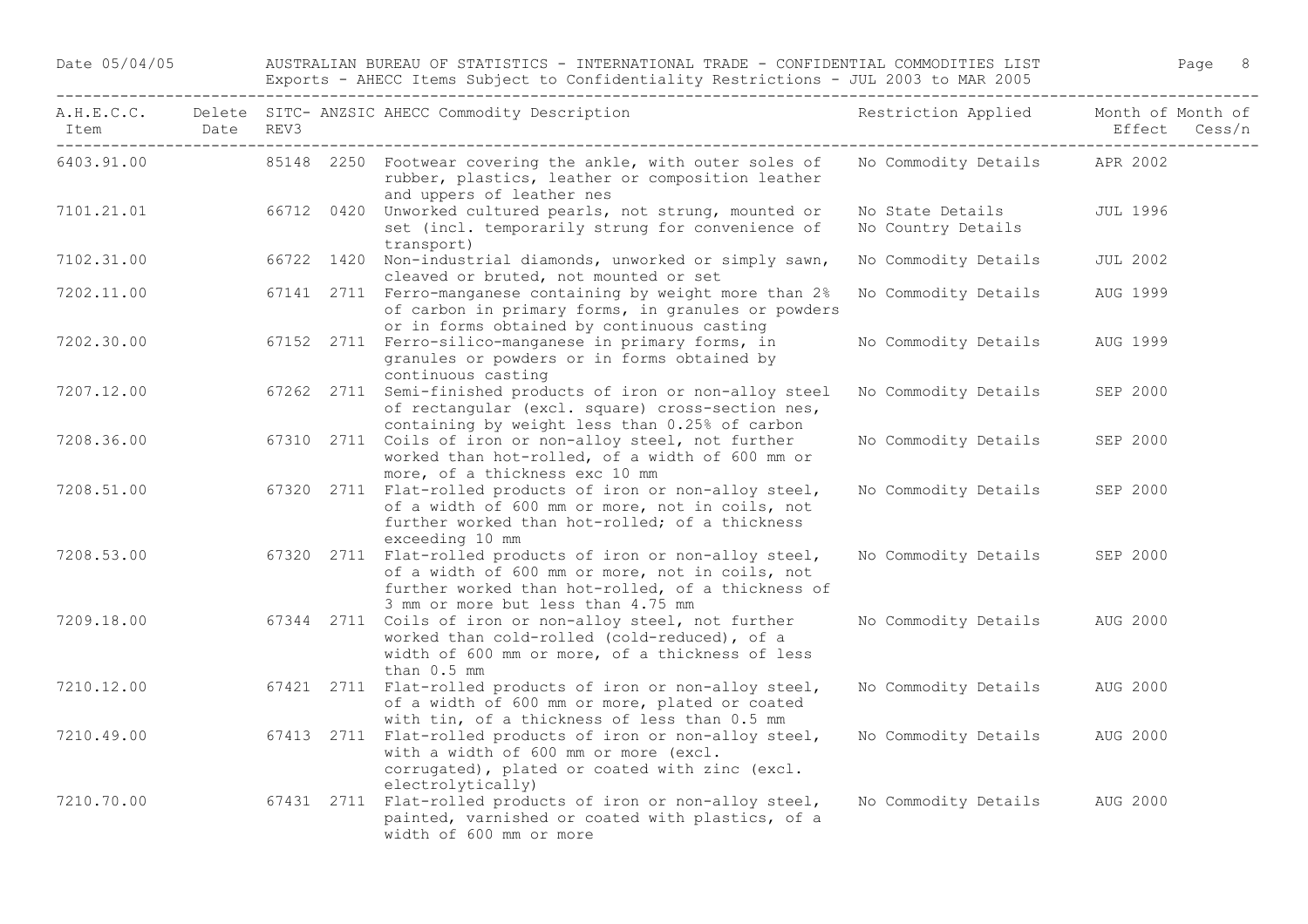| A.H.E.C.C. Item | Delete Date | SITC- REV3 | ANZSIC | AHECC Commodity Description | Restriction Applied | Month of Effect | Month of Cess/n |
|---|---|---|---|---|---|---|---|
| 6403.91.00 | | 85148 | 2250 | Footwear covering the ankle, with outer soles of rubber, plastics, leather or composition leather and uppers of leather nes | No Commodity Details | APR 2002 | |
| 7101.21.01 | | 66712 | 0420 | Unworked cultured pearls, not strung, mounted or set (incl. temporarily strung for convenience of transport) | No State Details<br>No Country Details | JUL 1996 | |
| 7102.31.00 | | 66722 | 1420 | Non-industrial diamonds, unworked or simply sawn, cleaved or bruted, not mounted or set | No Commodity Details | JUL 2002 | |
| 7202.11.00 | | 67141 | 2711 | Ferro-manganese containing by weight more than 2% of carbon in primary forms, in granules or powders or in forms obtained by continuous casting | No Commodity Details | AUG 1999 | |
| 7202.30.00 | | 67152 | 2711 | Ferro-silico-manganese in primary forms, in granules or powders or in forms obtained by continuous casting | No Commodity Details | AUG 1999 | |
| 7207.12.00 | | 67262 | 2711 | Semi-finished products of iron or non-alloy steel of rectangular (excl. square) cross-section nes, containing by weight less than 0.25% of carbon | No Commodity Details | SEP 2000 | |
| 7208.36.00 | | 67310 | 2711 | Coils of iron or non-alloy steel, not further worked than hot-rolled, of a width of 600 mm or more, of a thickness exc 10 mm | No Commodity Details | SEP 2000 | |
| 7208.51.00 | | 67320 | 2711 | Flat-rolled products of iron or non-alloy steel, of a width of 600 mm or more, not in coils, not further worked than hot-rolled; of a thickness exceeding 10 mm | No Commodity Details | SEP 2000 | |
| 7208.53.00 | | 67320 | 2711 | Flat-rolled products of iron or non-alloy steel, of a width of 600 mm or more, not in coils, not further worked than hot-rolled, of a thickness of 3 mm or more but less than 4.75 mm | No Commodity Details | SEP 2000 | |
| 7209.18.00 | | 67344 | 2711 | Coils of iron or non-alloy steel, not further worked than cold-rolled (cold-reduced), of a width of 600 mm or more, of a thickness of less than 0.5 mm | No Commodity Details | AUG 2000 | |
| 7210.12.00 | | 67421 | 2711 | Flat-rolled products of iron or non-alloy steel, of a width of 600 mm or more, plated or coated with tin, of a thickness of less than 0.5 mm | No Commodity Details | AUG 2000 | |
| 7210.49.00 | | 67413 | 2711 | Flat-rolled products of iron or non-alloy steel, with a width of 600 mm or more (excl. corrugated), plated or coated with zinc (excl. electrolytically) | No Commodity Details | AUG 2000 | |
| 7210.70.00 | | 67431 | 2711 | Flat-rolled products of iron or non-alloy steel, painted, varnished or coated with plastics, of a width of 600 mm or more | No Commodity Details | AUG 2000 | |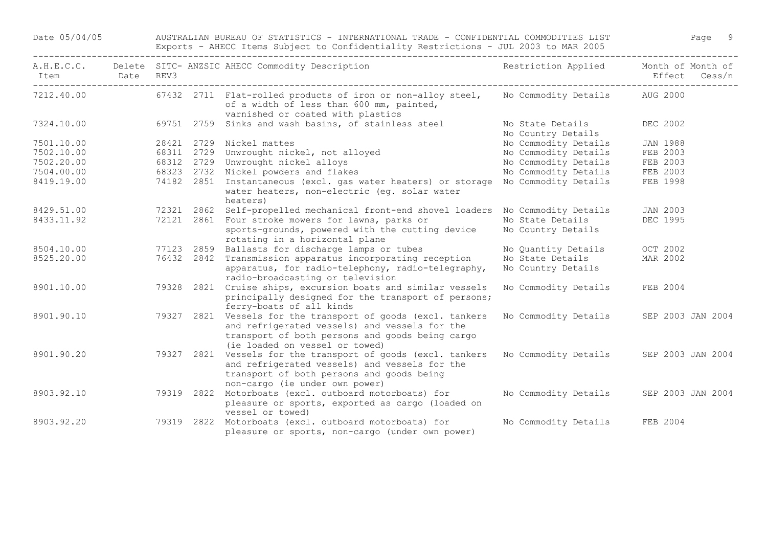Date 05/04/05 AUSTRALIAN BUREAU OF STATISTICS - INTERNATIONAL TRADE - CONFIDENTIAL COMMODITIES LIST

Exports - AHECC Items Subject to Confidentiality Restrictions - JUL 2003 to MAR 2005

| A.H.E.C.C. Item | Delete Date | SITC-REV3 | ANZSIC | AHECC Commodity Description | Restriction Applied | Month of Effect | Month of Cess/n |
|---|---|---|---|---|---|---|---|
| 7212.40.00 | | 67432 | 2711 | Flat-rolled products of iron or non-alloy steel, of a width of less than 600 mm, painted, varnished or coated with plastics | No Commodity Details | AUG 2000 | |
| 7324.10.00 | | 69751 | 2759 | Sinks and wash basins, of stainless steel | No State Details<br>No Country Details | DEC 2002 | |
| 7501.10.00 | | 28421 | 2729 | Nickel mattes | No Commodity Details | JAN 1988 | |
| 7502.10.00 | | 68311 | 2729 | Unwrought nickel, not alloyed | No Commodity Details | FEB 2003 | |
| 7502.20.00 | | 68312 | 2729 | Unwrought nickel alloys | No Commodity Details | FEB 2003 | |
| 7504.00.00 | | 68323 | 2732 | Nickel powders and flakes | No Commodity Details | FEB 2003 | |
| 8419.19.00 | | 74182 | 2851 | Instantaneous (excl. gas water heaters) or storage water heaters, non-electric (eg. solar water heaters) | No Commodity Details | FEB 1998 | |
| 8429.51.00 | | 72321 | 2862 | Self-propelled mechanical front-end shovel loaders | No Commodity Details | JAN 2003 | |
| 8433.11.92 | | 72121 | 2861 | Four stroke mowers for lawns, parks or sports-grounds, powered with the cutting device rotating in a horizontal plane | No State Details<br>No Country Details | DEC 1995 | |
| 8504.10.00 | | 77123 | 2859 | Ballasts for discharge lamps or tubes | No Quantity Details | OCT 2002 | |
| 8525.20.00 | | 76432 | 2842 | Transmission apparatus incorporating reception apparatus, for radio-telephony, radio-telegraphy, radio-broadcasting or television | No State Details<br>No Country Details | MAR 2002 | |
| 8901.10.00 | | 79328 | 2821 | Cruise ships, excursion boats and similar vessels principally designed for the transport of persons; ferry-boats of all kinds | No Commodity Details | FEB 2004 | |
| 8901.90.10 | | 79327 | 2821 | Vessels for the transport of goods (excl. tankers and refrigerated vessels) and vessels for the transport of both persons and goods being cargo (ie loaded on vessel or towed) | No Commodity Details | SEP 2003 | JAN 2004 |
| 8901.90.20 | | 79327 | 2821 | Vessels for the transport of goods (excl. tankers and refrigerated vessels) and vessels for the transport of both persons and goods being non-cargo (ie under own power) | No Commodity Details | SEP 2003 | JAN 2004 |
| 8903.92.10 | | 79319 | 2822 | Motorboats (excl. outboard motorboats) for pleasure or sports, exported as cargo (loaded on vessel or towed) | No Commodity Details | SEP 2003 | JAN 2004 |
| 8903.92.20 | | 79319 | 2822 | Motorboats (excl. outboard motorboats) for pleasure or sports, non-cargo (under own power) | No Commodity Details | FEB 2004 | |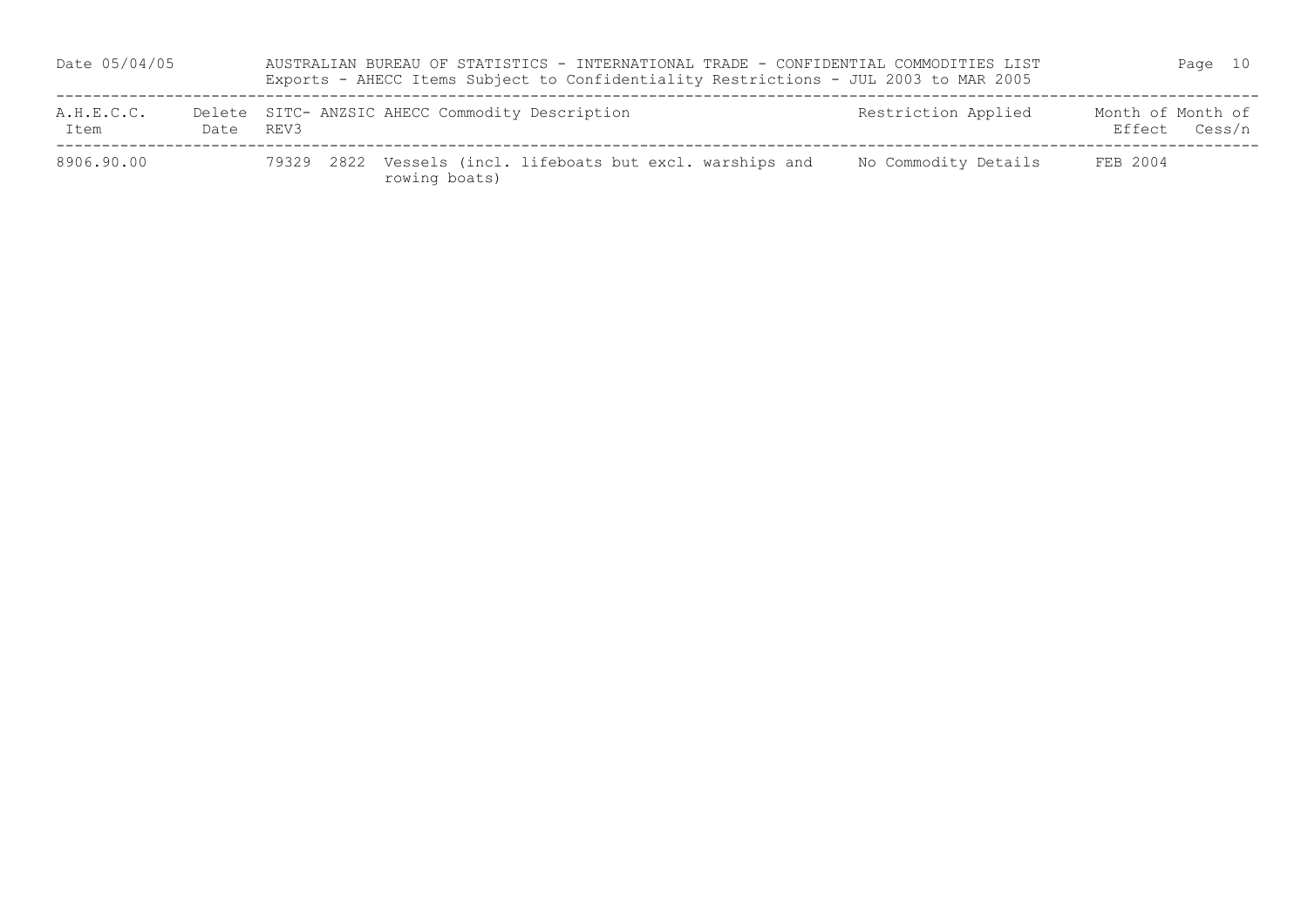| A.H.E.C.C. Item | Delete Date | SITC-REV3 | ANZSIC | AHECC Commodity Description | Restriction Applied | Month of Effect | Month of Cess/n |
|---|---|---|---|---|---|---|---|
| 8906.90.00 | | 79329 | 2822 | Vessels (incl. lifeboats but excl. warships and rowing boats) | No Commodity Details | FEB 2004 | |